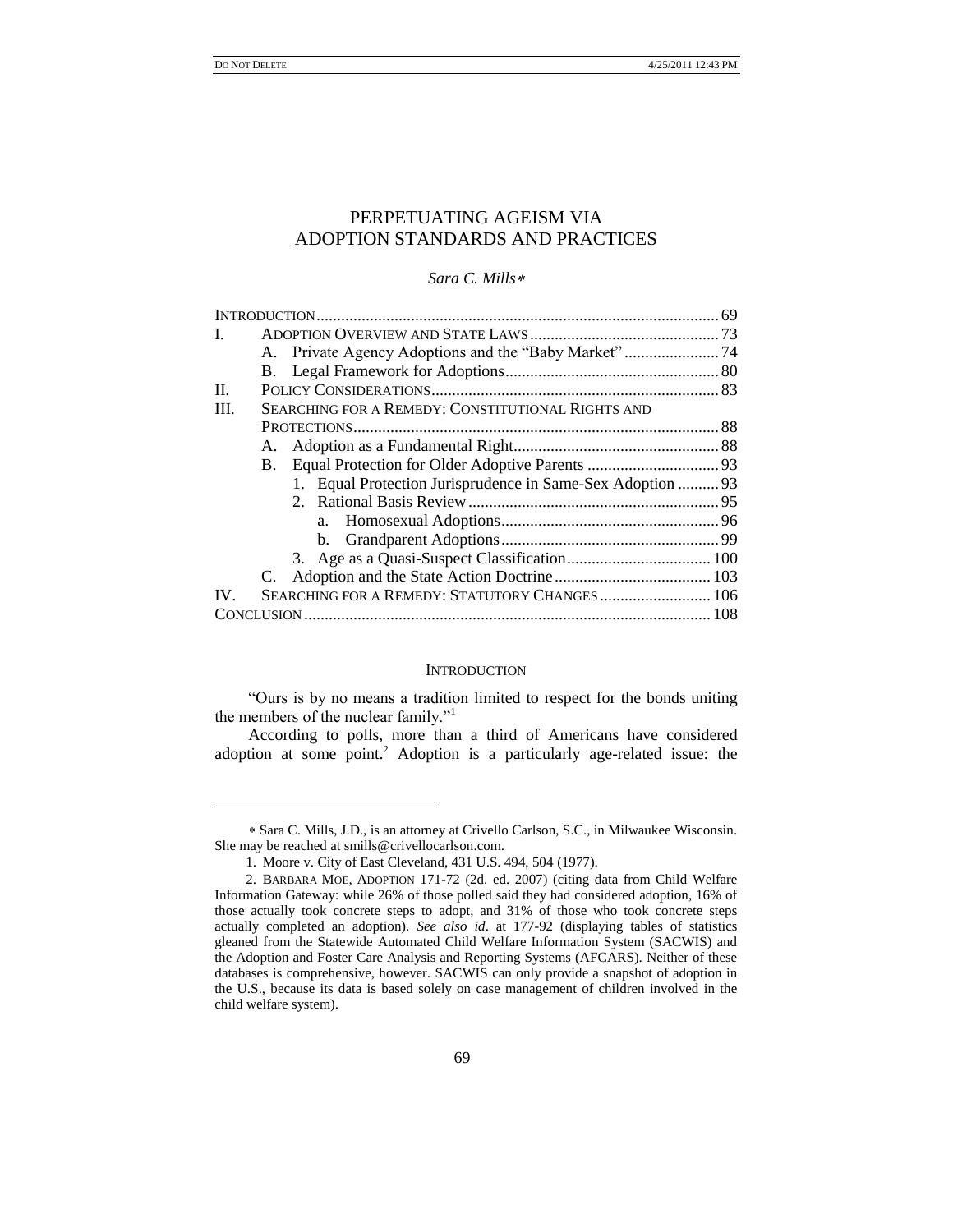# PERPETUATING AGEISM VIA ADOPTION STANDARDS AND PRACTICES

*Sara C. Mills*∗

| | | |
|---|---|---|
| INTRODUCTION | | 69 |
| I. | ADOPTION OVERVIEW AND STATE LAWS | 73 |
| | A. Private Agency Adoptions and the "Baby Market" | 74 |
| | B. Legal Framework for Adoptions | 80 |
| II. | POLICY CONSIDERATIONS | 83 |
| III. | SEARCHING FOR A REMEDY: CONSTITUTIONAL RIGHTS AND PROTECTIONS | 88 |
| | A. Adoption as a Fundamental Right | 88 |
| | B. Equal Protection for Older Adoptive Parents | 93 |
| | 1. Equal Protection Jurisprudence in Same-Sex Adoption | 93 |
| | 2. Rational Basis Review | 95 |
| | a. Homosexual Adoptions | 96 |
| | b. Grandparent Adoptions | 99 |
| | 3. Age as a Quasi-Suspect Classification | 100 |
| | C. Adoption and the State Action Doctrine | 103 |
| IV. | SEARCHING FOR A REMEDY: STATUTORY CHANGES | 106 |
| CONCLUSION | | 108 |

## INTRODUCTION

"Ours is by no means a tradition limited to respect for the bonds uniting the members of the nuclear family."[1]

According to polls, more than a third of Americans have considered adoption at some point.[2] Adoption is a particularly age-related issue: the

---

∗ Sara C. Mills, J.D., is an attorney at Crivello Carlson, S.C., in Milwaukee Wisconsin. She may be reached at smills@crivellocarlson.com.

1. Moore v. City of East Cleveland, 431 U.S. 494, 504 (1977).

2. BARBARA MOE, ADOPTION 171-72 (2d. ed. 2007) (citing data from Child Welfare Information Gateway: while 26% of those polled said they had considered adoption, 16% of those actually took concrete steps to adopt, and 31% of those who took concrete steps actually completed an adoption). *See also id*. at 177-92 (displaying tables of statistics gleaned from the Statewide Automated Child Welfare Information System (SACWIS) and the Adoption and Foster Care Analysis and Reporting Systems (AFCARS). Neither of these databases is comprehensive, however. SACWIS can only provide a snapshot of adoption in the U.S., because its data is based solely on case management of children involved in the child welfare system).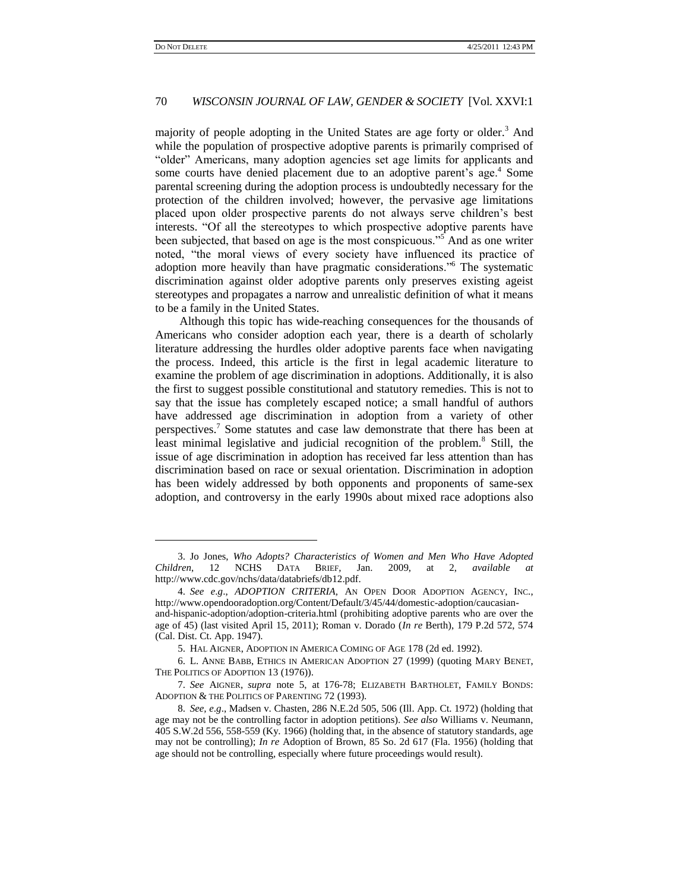majority of people adopting in the United States are age forty or older.[3] And while the population of prospective adoptive parents is primarily comprised of "older" Americans, many adoption agencies set age limits for applicants and some courts have denied placement due to an adoptive parent's age.[4] Some parental screening during the adoption process is undoubtedly necessary for the protection of the children involved; however, the pervasive age limitations placed upon older prospective parents do not always serve children's best interests. "Of all the stereotypes to which prospective adoptive parents have been subjected, that based on age is the most conspicuous."[5] And as one writer noted, "the moral views of every society have influenced its practice of adoption more heavily than have pragmatic considerations."[6] The systematic discrimination against older adoptive parents only preserves existing ageist stereotypes and propagates a narrow and unrealistic definition of what it means to be a family in the United States.

Although this topic has wide-reaching consequences for the thousands of Americans who consider adoption each year, there is a dearth of scholarly literature addressing the hurdles older adoptive parents face when navigating the process. Indeed, this article is the first in legal academic literature to examine the problem of age discrimination in adoptions. Additionally, it is also the first to suggest possible constitutional and statutory remedies. This is not to say that the issue has completely escaped notice; a small handful of authors have addressed age discrimination in adoption from a variety of other perspectives.[7] Some statutes and case law demonstrate that there has been at least minimal legislative and judicial recognition of the problem.[8] Still, the issue of age discrimination in adoption has received far less attention than has discrimination based on race or sexual orientation. Discrimination in adoption has been widely addressed by both opponents and proponents of same-sex adoption, and controversy in the early 1990s about mixed race adoptions also

---

3. Jo Jones, *Who Adopts? Characteristics of Women and Men Who Have Adopted Children*, 12 NCHS DATA BRIEF, Jan. 2009, at 2, *available at* http://www.cdc.gov/nchs/data/databriefs/db12.pdf.

4. *See e.g*., *ADOPTION CRITERIA*, AN OPEN DOOR ADOPTION AGENCY, INC., http://www.opendooradoption.org/Content/Default/3/45/44/domestic-adoption/caucasian-and-hispanic-adoption/adoption-criteria.html (prohibiting adoptive parents who are over the age of 45) (last visited April 15, 2011); Roman v. Dorado (*In re* Berth), 179 P.2d 572, 574 (Cal. Dist. Ct. App. 1947).

5. HAL AIGNER, ADOPTION IN AMERICA COMING OF AGE 178 (2d ed. 1992).

6. L. ANNE BABB, ETHICS IN AMERICAN ADOPTION 27 (1999) (quoting MARY BENET, THE POLITICS OF ADOPTION 13 (1976)).

7. *See* AIGNER, *supra* note 5, at 176-78; ELIZABETH BARTHOLET, FAMILY BONDS: ADOPTION & THE POLITICS OF PARENTING 72 (1993).

8. *See, e.g*., Madsen v. Chasten, 286 N.E.2d 505, 506 (Ill. App. Ct. 1972) (holding that age may not be the controlling factor in adoption petitions). *See also* Williams v. Neumann, 405 S.W.2d 556, 558-559 (Ky. 1966) (holding that, in the absence of statutory standards, age may not be controlling); *In re* Adoption of Brown, 85 So. 2d 617 (Fla. 1956) (holding that age should not be controlling, especially where future proceedings would result).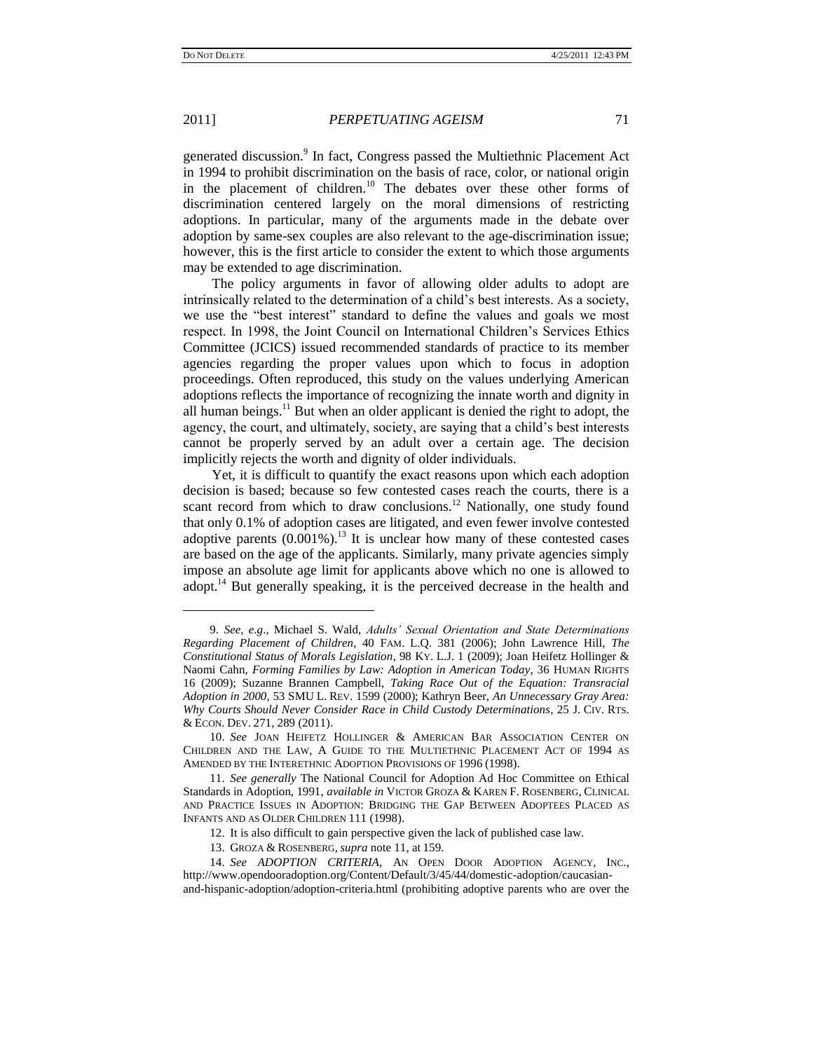generated discussion.[9] In fact, Congress passed the Multiethnic Placement Act in 1994 to prohibit discrimination on the basis of race, color, or national origin in the placement of children.[10] The debates over these other forms of discrimination centered largely on the moral dimensions of restricting adoptions. In particular, many of the arguments made in the debate over adoption by same-sex couples are also relevant to the age-discrimination issue; however, this is the first article to consider the extent to which those arguments may be extended to age discrimination.

The policy arguments in favor of allowing older adults to adopt are intrinsically related to the determination of a child's best interests. As a society, we use the "best interest" standard to define the values and goals we most respect. In 1998, the Joint Council on International Children's Services Ethics Committee (JCICS) issued recommended standards of practice to its member agencies regarding the proper values upon which to focus in adoption proceedings. Often reproduced, this study on the values underlying American adoptions reflects the importance of recognizing the innate worth and dignity in all human beings.[11] But when an older applicant is denied the right to adopt, the agency, the court, and ultimately, society, are saying that a child's best interests cannot be properly served by an adult over a certain age. The decision implicitly rejects the worth and dignity of older individuals.

Yet, it is difficult to quantify the exact reasons upon which each adoption decision is based; because so few contested cases reach the courts, there is a scant record from which to draw conclusions.[12] Nationally, one study found that only 0.1% of adoption cases are litigated, and even fewer involve contested adoptive parents (0.001%).[13] It is unclear how many of these contested cases are based on the age of the applicants. Similarly, many private agencies simply impose an absolute age limit for applicants above which no one is allowed to adopt.[14] But generally speaking, it is the perceived decrease in the health and

---

9. *See, e.g*., Michael S. Wald, *Adults' Sexual Orientation and State Determinations Regarding Placement of Children*, 40 FAM. L.Q. 381 (2006); John Lawrence Hill, *The Constitutional Status of Morals Legislation*, 98 KY. L.J. 1 (2009); Joan Heifetz Hollinger & Naomi Cahn, *Forming Families by Law: Adoption in American Today*, 36 HUMAN RIGHTS 16 (2009); Suzanne Brannen Campbell, *Taking Race Out of the Equation: Transracial Adoption in 2000*, 53 SMU L. REV. 1599 (2000); Kathryn Beer, *An Unnecessary Gray Area: Why Courts Should Never Consider Race in Child Custody Determinations*, 25 J. CIV. RTS. & ECON. DEV. 271, 289 (2011).

10. *See* JOAN HEIFETZ HOLLINGER & AMERICAN BAR ASSOCIATION CENTER ON CHILDREN AND THE LAW, A GUIDE TO THE MULTIETHNIC PLACEMENT ACT OF 1994 AS AMENDED BY THE INTERETHNIC ADOPTION PROVISIONS OF 1996 (1998).

11. *See generally* The National Council for Adoption Ad Hoc Committee on Ethical Standards in Adoption, 1991, *available in* VICTOR GROZA & KAREN F. ROSENBERG, CLINICAL AND PRACTICE ISSUES IN ADOPTION: BRIDGING THE GAP BETWEEN ADOPTEES PLACED AS INFANTS AND AS OLDER CHILDREN 111 (1998).

12. It is also difficult to gain perspective given the lack of published case law.

13. GROZA & ROSENBERG, *supra* note 11, at 159.

14. *See ADOPTION CRITERIA*, AN OPEN DOOR ADOPTION AGENCY, INC., http://www.opendooradoption.org/Content/Default/3/45/44/domestic-adoption/caucasian-and-hispanic-adoption/adoption-criteria.html (prohibiting adoptive parents who are over the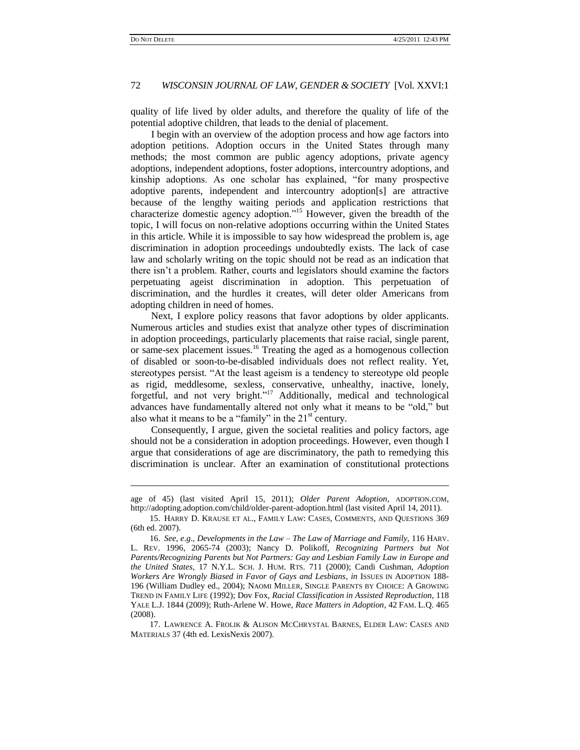quality of life lived by older adults, and therefore the quality of life of the potential adoptive children, that leads to the denial of placement.

I begin with an overview of the adoption process and how age factors into adoption petitions. Adoption occurs in the United States through many methods; the most common are public agency adoptions, private agency adoptions, independent adoptions, foster adoptions, intercountry adoptions, and kinship adoptions. As one scholar has explained, "for many prospective adoptive parents, independent and intercountry adoption[s] are attractive because of the lengthy waiting periods and application restrictions that characterize domestic agency adoption."[15] However, given the breadth of the topic, I will focus on non-relative adoptions occurring within the United States in this article. While it is impossible to say how widespread the problem is, age discrimination in adoption proceedings undoubtedly exists. The lack of case law and scholarly writing on the topic should not be read as an indication that there isn't a problem. Rather, courts and legislators should examine the factors perpetuating ageist discrimination in adoption. This perpetuation of discrimination, and the hurdles it creates, will deter older Americans from adopting children in need of homes.

Next, I explore policy reasons that favor adoptions by older applicants. Numerous articles and studies exist that analyze other types of discrimination in adoption proceedings, particularly placements that raise racial, single parent, or same-sex placement issues.[16] Treating the aged as a homogenous collection of disabled or soon-to-be-disabled individuals does not reflect reality. Yet, stereotypes persist. "At the least ageism is a tendency to stereotype old people as rigid, meddlesome, sexless, conservative, unhealthy, inactive, lonely, forgetful, and not very bright."[17] Additionally, medical and technological advances have fundamentally altered not only what it means to be "old," but also what it means to be a "family" in the 21st century.

Consequently, I argue, given the societal realities and policy factors, age should not be a consideration in adoption proceedings. However, even though I argue that considerations of age are discriminatory, the path to remedying this discrimination is unclear. After an examination of constitutional protections

---

age of 45) (last visited April 15, 2011); *Older Parent Adoption*, ADOPTION.COM, http://adopting.adoption.com/child/older-parent-adoption.html (last visited April 14, 2011).

15. HARRY D. KRAUSE ET AL., FAMILY LAW: CASES, COMMENTS, AND QUESTIONS 369 (6th ed. 2007).

16. *See, e.g.*, *Developments in the Law – The Law of Marriage and Family*, 116 HARV. L. REV. 1996, 2065-74 (2003); Nancy D. Polikoff, *Recognizing Partners but Not Parents/Recognizing Parents but Not Partners: Gay and Lesbian Family Law in Europe and the United States*, 17 N.Y.L. SCH. J. HUM. RTS. 711 (2000); Candi Cushman, *Adoption Workers Are Wrongly Biased in Favor of Gays and Lesbians*, *in* ISSUES IN ADOPTION 188-196 (William Dudley ed., 2004); NAOMI MILLER, SINGLE PARENTS BY CHOICE: A GROWING TREND IN FAMILY LIFE (1992); Dov Fox, *Racial Classification in Assisted Reproduction*, 118 YALE L.J. 1844 (2009); Ruth-Arlene W. Howe, *Race Matters in Adoption*, 42 FAM. L.Q. 465 (2008).

17. LAWRENCE A. FROLIK & ALISON MCCHRYSTAL BARNES, ELDER LAW: CASES AND MATERIALS 37 (4th ed. LexisNexis 2007).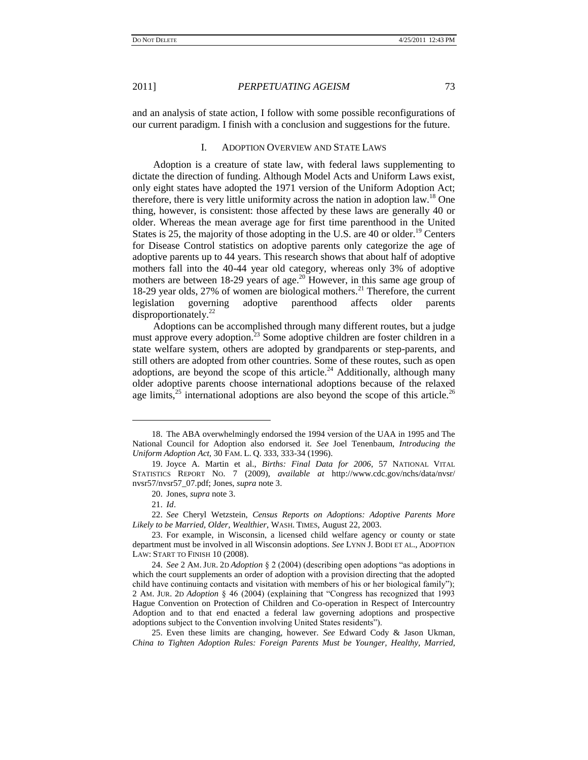and an analysis of state action, I follow with some possible reconfigurations of our current paradigm. I finish with a conclusion and suggestions for the future.

## I. ADOPTION OVERVIEW AND STATE LAWS

Adoption is a creature of state law, with federal laws supplementing to dictate the direction of funding. Although Model Acts and Uniform Laws exist, only eight states have adopted the 1971 version of the Uniform Adoption Act; therefore, there is very little uniformity across the nation in adoption law.[18] One thing, however, is consistent: those affected by these laws are generally 40 or older. Whereas the mean average age for first time parenthood in the United States is 25, the majority of those adopting in the U.S. are 40 or older.[19] Centers for Disease Control statistics on adoptive parents only categorize the age of adoptive parents up to 44 years. This research shows that about half of adoptive mothers fall into the 40-44 year old category, whereas only 3% of adoptive mothers are between 18-29 years of age.[20] However, in this same age group of 18-29 year olds, 27% of women are biological mothers.[21] Therefore, the current legislation governing adoptive parenthood affects older parents disproportionately.[22]

Adoptions can be accomplished through many different routes, but a judge must approve every adoption.[23] Some adoptive children are foster children in a state welfare system, others are adopted by grandparents or step-parents, and still others are adopted from other countries. Some of these routes, such as open adoptions, are beyond the scope of this article.[24] Additionally, although many older adoptive parents choose international adoptions because of the relaxed age limits,[25] international adoptions are also beyond the scope of this article.[26]

---

18. The ABA overwhelmingly endorsed the 1994 version of the UAA in 1995 and The National Council for Adoption also endorsed it. *See* Joel Tenenbaum, *Introducing the Uniform Adoption Act,* 30 FAM. L. Q. 333, 333-34 (1996).

19. Joyce A. Martin et al., *Births: Final Data for 2006*, 57 NATIONAL VITAL STATISTICS REPORT NO. 7 (2009), *available at* http://www.cdc.gov/nchs/data/nvsr/nvsr57/nvsr57_07.pdf; Jones, *supra* note 3.

20. Jones, *supra* note 3.

21. *Id*.

22. *See* Cheryl Wetzstein, *Census Reports on Adoptions: Adoptive Parents More Likely to be Married, Older, Wealthier*, WASH. TIMES, August 22, 2003.

23. For example, in Wisconsin, a licensed child welfare agency or county or state department must be involved in all Wisconsin adoptions. *See* LYNN J. BODI ET AL., ADOPTION LAW: START TO FINISH 10 (2008).

24. *See* 2 AM. JUR. 2D *Adoption* § 2 (2004) (describing open adoptions "as adoptions in which the court supplements an order of adoption with a provision directing that the adopted child have continuing contacts and visitation with members of his or her biological family"); 2 AM. JUR. 2D *Adoption* § 46 (2004) (explaining that "Congress has recognized that 1993 Hague Convention on Protection of Children and Co-operation in Respect of Intercountry Adoption and to that end enacted a federal law governing adoptions and prospective adoptions subject to the Convention involving United States residents").

25. Even these limits are changing, however. *See* Edward Cody & Jason Ukman, *China to Tighten Adoption Rules: Foreign Parents Must be Younger, Healthy, Married,*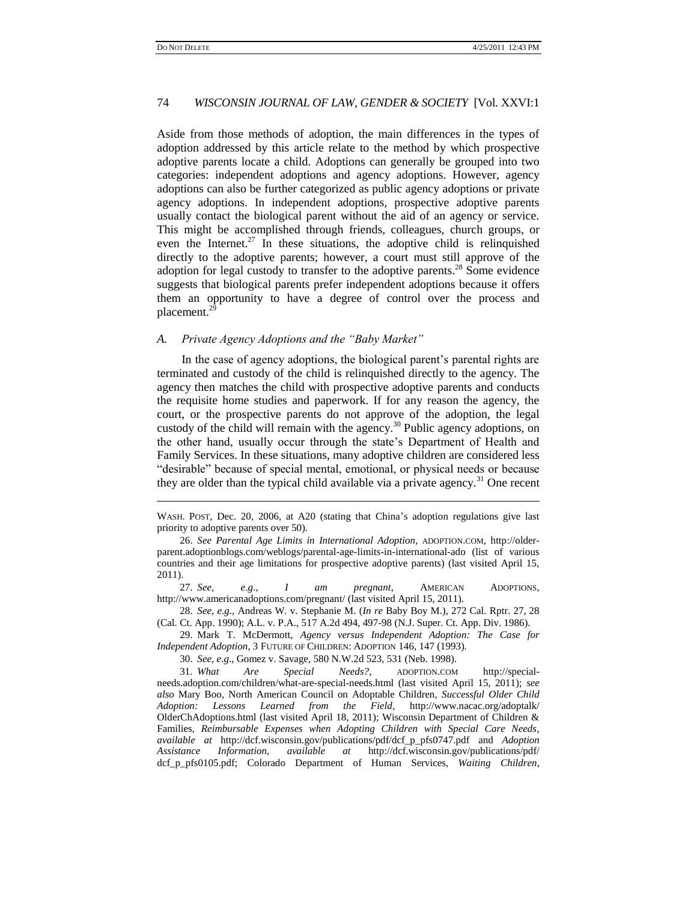Aside from those methods of adoption, the main differences in the types of adoption addressed by this article relate to the method by which prospective adoptive parents locate a child. Adoptions can generally be grouped into two categories: independent adoptions and agency adoptions. However, agency adoptions can also be further categorized as public agency adoptions or private agency adoptions. In independent adoptions, prospective adoptive parents usually contact the biological parent without the aid of an agency or service. This might be accomplished through friends, colleagues, church groups, or even the Internet.[27] In these situations, the adoptive child is relinquished directly to the adoptive parents; however, a court must still approve of the adoption for legal custody to transfer to the adoptive parents.[28] Some evidence suggests that biological parents prefer independent adoptions because it offers them an opportunity to have a degree of control over the process and placement.[29]

### *A. Private Agency Adoptions and the "Baby Market"*

In the case of agency adoptions, the biological parent's parental rights are terminated and custody of the child is relinquished directly to the agency. The agency then matches the child with prospective adoptive parents and conducts the requisite home studies and paperwork. If for any reason the agency, the court, or the prospective parents do not approve of the adoption, the legal custody of the child will remain with the agency.[30] Public agency adoptions, on the other hand, usually occur through the state's Department of Health and Family Services. In these situations, many adoptive children are considered less "desirable" because of special mental, emotional, or physical needs or because they are older than the typical child available via a private agency.[31] One recent

---

WASH. POST, Dec. 20, 2006, at A20 (stating that China's adoption regulations give last priority to adoptive parents over 50).

26. *See Parental Age Limits in International Adoption*, ADOPTION.COM, http://older-parent.adoptionblogs.com/weblogs/parental-age-limits-in-international-ado (list of various countries and their age limitations for prospective adoptive parents) (last visited April 15, 2011).

27. *See, e.g.*, *I am pregnant*, AMERICAN ADOPTIONS, http://www.americanadoptions.com/pregnant/ (last visited April 15, 2011).

28. *See, e.g.*, Andreas W. v. Stephanie M. (*In re* Baby Boy M.), 272 Cal. Rptr. 27, 28 (Cal. Ct. App. 1990); A.L. v. P.A., 517 A.2d 494, 497-98 (N.J. Super. Ct. App. Div. 1986).

29. Mark T. McDermott, *Agency versus Independent Adoption: The Case for Independent Adoption*, 3 FUTURE OF CHILDREN: ADOPTION 146, 147 (1993).

30. *See, e.g.*, Gomez v. Savage, 580 N.W.2d 523, 531 (Neb. 1998).

31. *What Are Special Needs?*, ADOPTION.COM http://special-needs.adoption.com/children/what-are-special-needs.html (last visited April 15, 2011); *see also* Mary Boo, North American Council on Adoptable Children, *Successful Older Child Adoption: Lessons Learned from the Field*, http://www.nacac.org/adoptalk/OlderChAdoptions.html (last visited April 18, 2011); Wisconsin Department of Children & Families, *Reimbursable Expenses when Adopting Children with Special Care Needs*, *available at* http://dcf.wisconsin.gov/publications/pdf/dcf_p_pfs0747.pdf and *Adoption Assistance Information*, *available at* http://dcf.wisconsin.gov/publications/pdf/dcf_p_pfs0105.pdf; Colorado Department of Human Services, *Waiting Children*,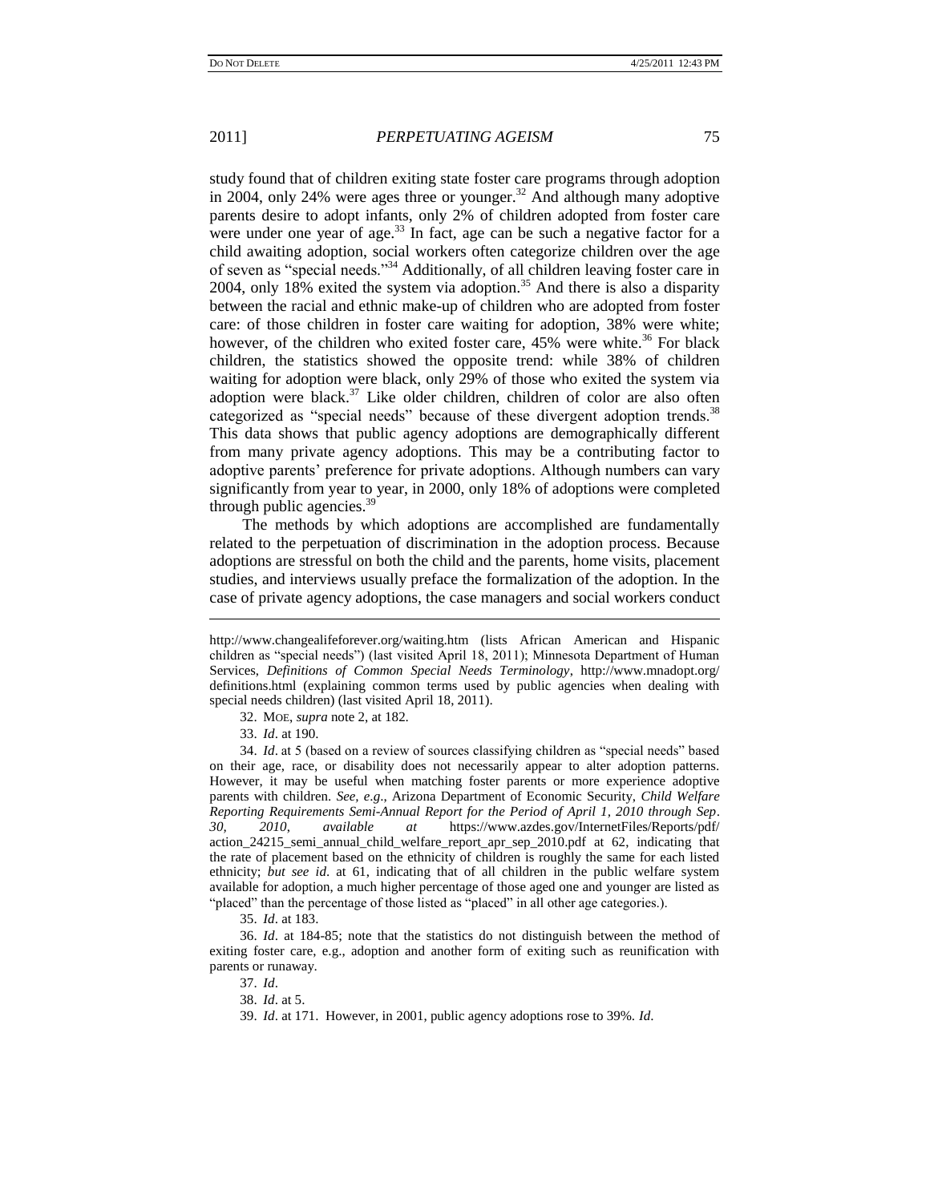study found that of children exiting state foster care programs through adoption in 2004, only 24% were ages three or younger.[32] And although many adoptive parents desire to adopt infants, only 2% of children adopted from foster care were under one year of age.[33] In fact, age can be such a negative factor for a child awaiting adoption, social workers often categorize children over the age of seven as "special needs."[34] Additionally, of all children leaving foster care in 2004, only 18% exited the system via adoption.[35] And there is also a disparity between the racial and ethnic make-up of children who are adopted from foster care: of those children in foster care waiting for adoption, 38% were white; however, of the children who exited foster care, 45% were white.[36] For black children, the statistics showed the opposite trend: while 38% of children waiting for adoption were black, only 29% of those who exited the system via adoption were black.[37] Like older children, children of color are also often categorized as "special needs" because of these divergent adoption trends.[38] This data shows that public agency adoptions are demographically different from many private agency adoptions. This may be a contributing factor to adoptive parents' preference for private adoptions. Although numbers can vary significantly from year to year, in 2000, only 18% of adoptions were completed through public agencies.[39]

The methods by which adoptions are accomplished are fundamentally related to the perpetuation of discrimination in the adoption process. Because adoptions are stressful on both the child and the parents, home visits, placement studies, and interviews usually preface the formalization of the adoption. In the case of private agency adoptions, the case managers and social workers conduct

---

http://www.changealifeforever.org/waiting.htm (lists African American and Hispanic children as "special needs") (last visited April 18, 2011); Minnesota Department of Human Services, *Definitions of Common Special Needs Terminology*, http://www.mnadopt.org/definitions.html (explaining common terms used by public agencies when dealing with special needs children) (last visited April 18, 2011).

32. MOE, *supra* note 2, at 182.

33. *Id*. at 190.

34. *Id*. at 5 (based on a review of sources classifying children as "special needs" based on their age, race, or disability does not necessarily appear to alter adoption patterns. However, it may be useful when matching foster parents or more experience adoptive parents with children. *See, e.g*., Arizona Department of Economic Security, *Child Welfare Reporting Requirements Semi-Annual Report for the Period of April 1, 2010 through Sep. 30, 2010*, *available at* https://www.azdes.gov/InternetFiles/Reports/pdf/action_24215_semi_annual_child_welfare_report_apr_sep_2010.pdf at 62, indicating that the rate of placement based on the ethnicity of children is roughly the same for each listed ethnicity; *but see id*. at 61, indicating that of all children in the public welfare system available for adoption, a much higher percentage of those aged one and younger are listed as "placed" than the percentage of those listed as "placed" in all other age categories.).

35. *Id*. at 183.

36. *Id*. at 184-85; note that the statistics do not distinguish between the method of exiting foster care, e.g., adoption and another form of exiting such as reunification with parents or runaway.

37. *Id*.

38. *Id*. at 5.

39. *Id*. at 171. However, in 2001, public agency adoptions rose to 39%. *Id*.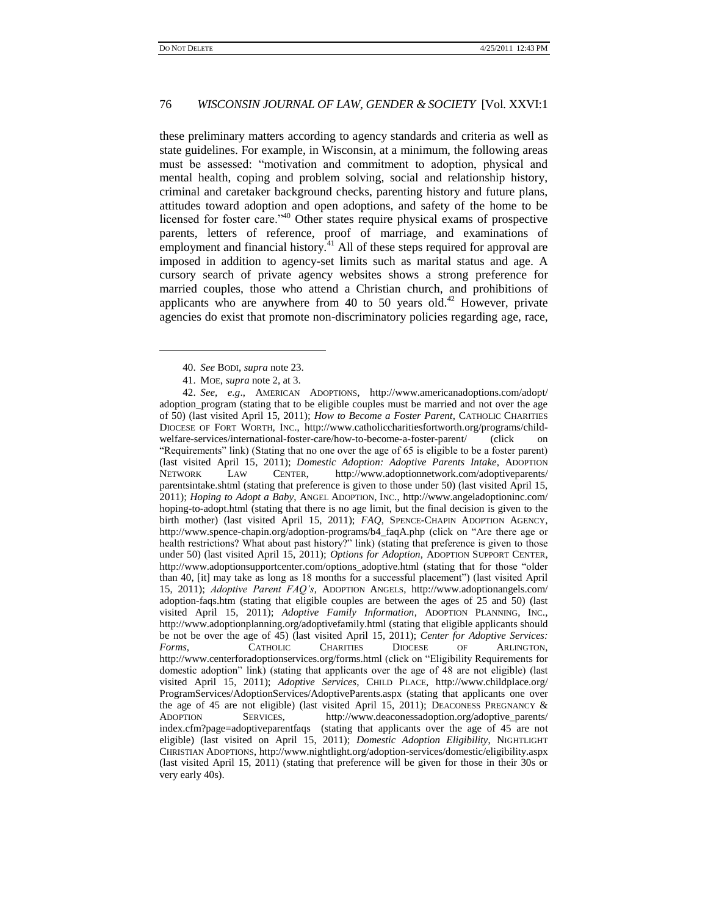these preliminary matters according to agency standards and criteria as well as state guidelines. For example, in Wisconsin, at a minimum, the following areas must be assessed: "motivation and commitment to adoption, physical and mental health, coping and problem solving, social and relationship history, criminal and caretaker background checks, parenting history and future plans, attitudes toward adoption and open adoptions, and safety of the home to be licensed for foster care."[40] Other states require physical exams of prospective parents, letters of reference, proof of marriage, and examinations of employment and financial history.[41] All of these steps required for approval are imposed in addition to agency-set limits such as marital status and age. A cursory search of private agency websites shows a strong preference for married couples, those who attend a Christian church, and prohibitions of applicants who are anywhere from 40 to 50 years old.[42] However, private agencies do exist that promote non-discriminatory policies regarding age, race,

---

40. *See* BODI, *supra* note 23.

41. MOE, *supra* note 2, at 3.

42. *See, e.g.*, AMERICAN ADOPTIONS, http://www.americanadoptions.com/adopt/adoption_program (stating that to be eligible couples must be married and not over the age of 50) (last visited April 15, 2011); *How to Become a Foster Parent*, CATHOLIC CHARITIES DIOCESE OF FORT WORTH, INC., http://www.catholiccharitiesfortworth.org/programs/child-welfare-services/international-foster-care/how-to-become-a-foster-parent/ (click on "Requirements" link) (Stating that no one over the age of 65 is eligible to be a foster parent) (last visited April 15, 2011); *Domestic Adoption: Adoptive Parents Intake*, ADOPTION NETWORK LAW CENTER, http://www.adoptionnetwork.com/adoptiveparents/parentsintake.shtml (stating that preference is given to those under 50) (last visited April 15, 2011); *Hoping to Adopt a Baby*, ANGEL ADOPTION, INC., http://www.angeladoptioninc.com/hoping-to-adopt.html (stating that there is no age limit, but the final decision is given to the birth mother) (last visited April 15, 2011); *FAQ*, SPENCE-CHAPIN ADOPTION AGENCY, http://www.spence-chapin.org/adoption-programs/b4_faqA.php (click on "Are there age or health restrictions? What about past history?" link) (stating that preference is given to those under 50) (last visited April 15, 2011); *Options for Adoption*, ADOPTION SUPPORT CENTER, http://www.adoptionsupportcenter.com/options_adoptive.html (stating that for those "older than 40, [it] may take as long as 18 months for a successful placement") (last visited April 15, 2011); *Adoptive Parent FAQ's*, ADOPTION ANGELS, http://www.adoptionangels.com/adoption-faqs.htm (stating that eligible couples are between the ages of 25 and 50) (last visited April 15, 2011); *Adoptive Family Information*, ADOPTION PLANNING, INC., http://www.adoptionplanning.org/adoptivefamily.html (stating that eligible applicants should be not be over the age of 45) (last visited April 15, 2011); *Center for Adoptive Services: Forms*, CATHOLIC CHARITIES DIOCESE OF ARLINGTON, http://www.centerforadoptionservices.org/forms.html (click on "Eligibility Requirements for domestic adoption" link) (stating that applicants over the age of 48 are not eligible) (last visited April 15, 2011); *Adoptive Services*, CHILD PLACE, http://www.childplace.org/ProgramServices/AdoptionServices/AdoptiveParents.aspx (stating that applicants one over the age of 45 are not eligible) (last visited April 15, 2011); DEACONESS PREGNANCY & ADOPTION SERVICES, http://www.deaconessadoption.org/adoptive_parents/index.cfm?page=adoptiveparentfaqs (stating that applicants over the age of 45 are not eligible) (last visited on April 15, 2011); *Domestic Adoption Eligibility*, NIGHTLIGHT CHRISTIAN ADOPTIONS, http://www.nightlight.org/adoption-services/domestic/eligibility.aspx (last visited April 15, 2011) (stating that preference will be given for those in their 30s or very early 40s).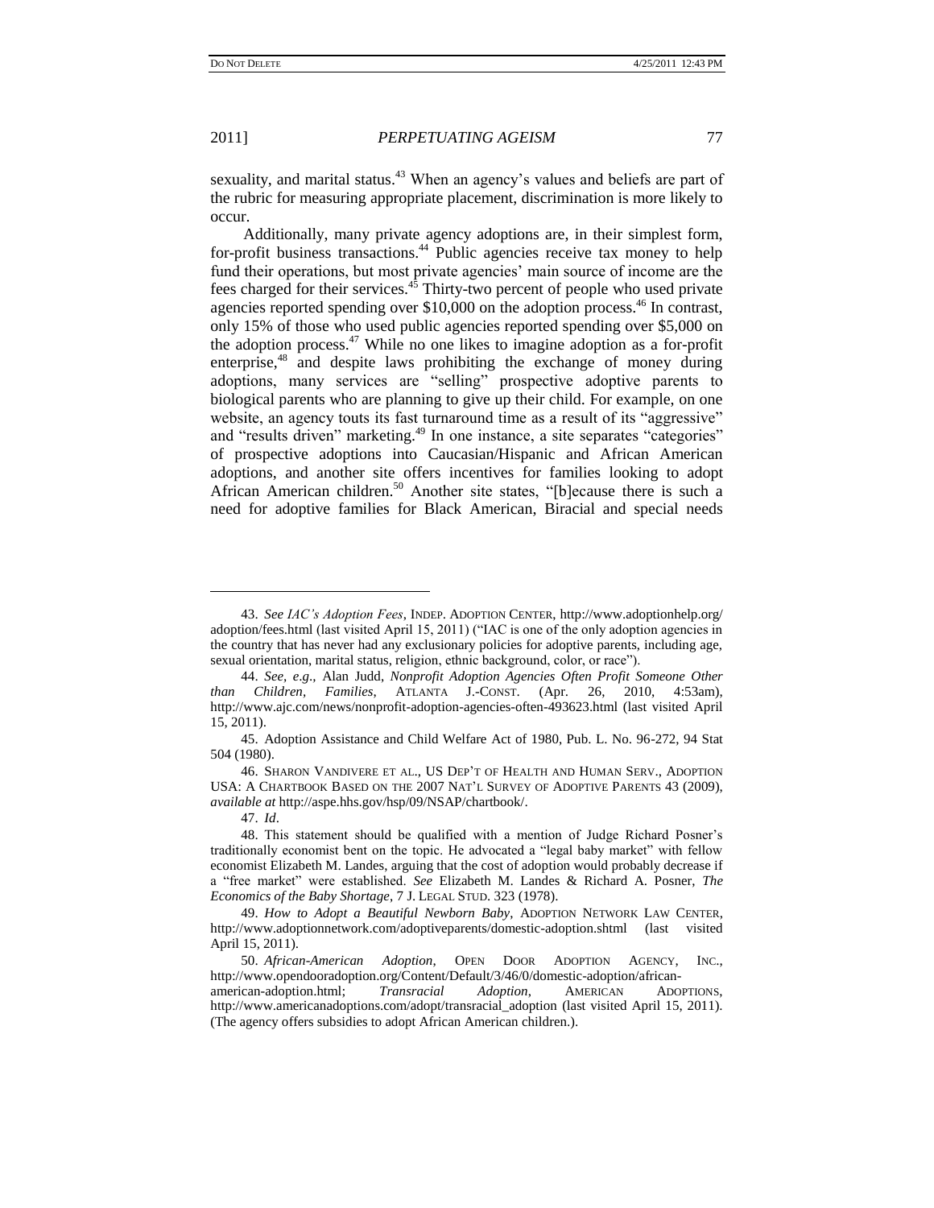sexuality, and marital status.[43] When an agency's values and beliefs are part of the rubric for measuring appropriate placement, discrimination is more likely to occur.

Additionally, many private agency adoptions are, in their simplest form, for-profit business transactions.[44] Public agencies receive tax money to help fund their operations, but most private agencies' main source of income are the fees charged for their services.[45] Thirty-two percent of people who used private agencies reported spending over $10,000 on the adoption process.[46] In contrast, only 15% of those who used public agencies reported spending over $5,000 on the adoption process.[47] While no one likes to imagine adoption as a for-profit enterprise,[48] and despite laws prohibiting the exchange of money during adoptions, many services are "selling" prospective adoptive parents to biological parents who are planning to give up their child. For example, on one website, an agency touts its fast turnaround time as a result of its "aggressive" and "results driven" marketing.[49] In one instance, a site separates "categories" of prospective adoptions into Caucasian/Hispanic and African American adoptions, and another site offers incentives for families looking to adopt African American children.[50] Another site states, "[b]ecause there is such a need for adoptive families for Black American, Biracial and special needs

---

43. *See IAC's Adoption Fees*, INDEP. ADOPTION CENTER, http://www.adoptionhelp.org/adoption/fees.html (last visited April 15, 2011) ("IAC is one of the only adoption agencies in the country that has never had any exclusionary policies for adoptive parents, including age, sexual orientation, marital status, religion, ethnic background, color, or race").

44. *See, e.g.*, Alan Judd, *Nonprofit Adoption Agencies Often Profit Someone Other than Children, Families*, ATLANTA J.-CONST. (Apr. 26, 2010, 4:53am), http://www.ajc.com/news/nonprofit-adoption-agencies-often-493623.html (last visited April 15, 2011).

45. Adoption Assistance and Child Welfare Act of 1980, Pub. L. No. 96-272, 94 Stat 504 (1980).

46. SHARON VANDIVERE ET AL., US DEP'T OF HEALTH AND HUMAN SERV., ADOPTION USA: A CHARTBOOK BASED ON THE 2007 NAT'L SURVEY OF ADOPTIVE PARENTS 43 (2009), *available at* http://aspe.hhs.gov/hsp/09/NSAP/chartbook/.

47. *Id*.

48. This statement should be qualified with a mention of Judge Richard Posner's traditionally economist bent on the topic. He advocated a "legal baby market" with fellow economist Elizabeth M. Landes, arguing that the cost of adoption would probably decrease if a "free market" were established. *See* Elizabeth M. Landes & Richard A. Posner, *The Economics of the Baby Shortage*, 7 J. LEGAL STUD. 323 (1978).

49. *How to Adopt a Beautiful Newborn Baby*, ADOPTION NETWORK LAW CENTER, http://www.adoptionnetwork.com/adoptiveparents/domestic-adoption.shtml (last visited April 15, 2011).

50. *African-American Adoption*, OPEN DOOR ADOPTION AGENCY, INC., http://www.opendooradoption.org/Content/Default/3/46/0/domestic-adoption/african-american-adoption.html; *Transracial Adoption*, AMERICAN ADOPTIONS, http://www.americanadoptions.com/adopt/transracial_adoption (last visited April 15, 2011). (The agency offers subsidies to adopt African American children.).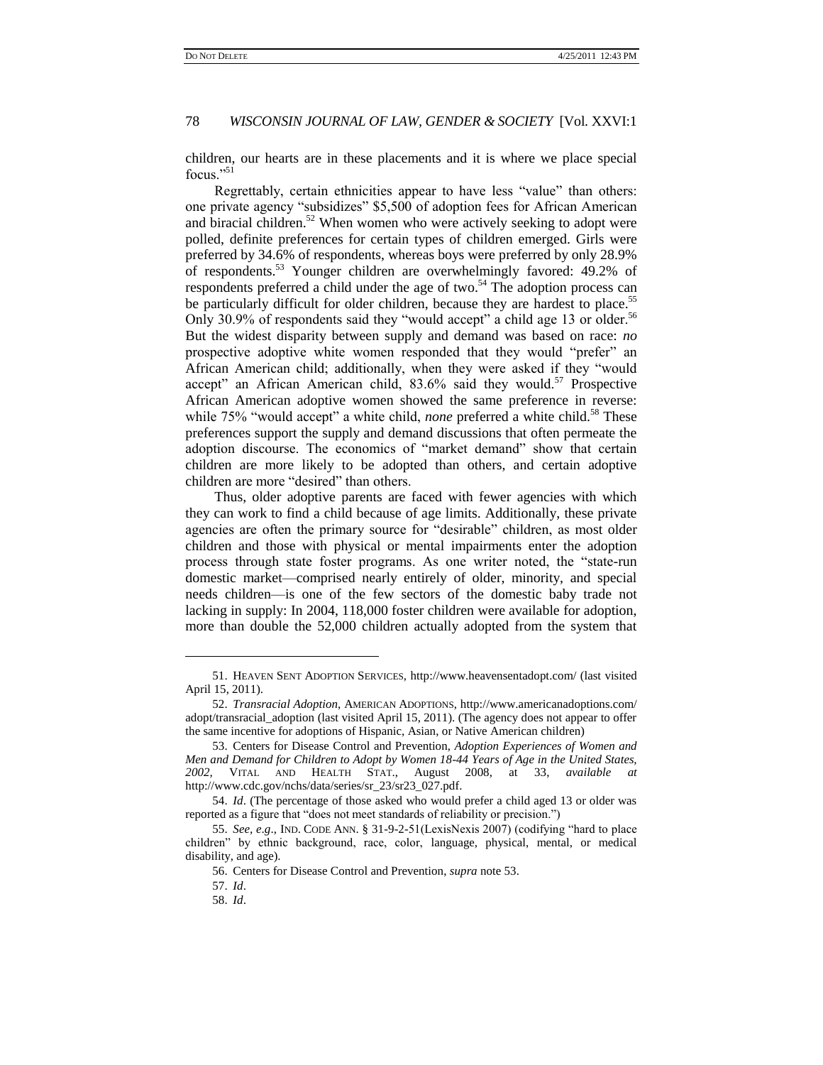children, our hearts are in these placements and it is where we place special focus."[51]

Regrettably, certain ethnicities appear to have less "value" than others: one private agency "subsidizes" $5,500 of adoption fees for African American and biracial children.[52] When women who were actively seeking to adopt were polled, definite preferences for certain types of children emerged. Girls were preferred by 34.6% of respondents, whereas boys were preferred by only 28.9% of respondents.[53] Younger children are overwhelmingly favored: 49.2% of respondents preferred a child under the age of two.[54] The adoption process can be particularly difficult for older children, because they are hardest to place.[55] Only 30.9% of respondents said they "would accept" a child age 13 or older.[56] But the widest disparity between supply and demand was based on race: *no* prospective adoptive white women responded that they would "prefer" an African American child; additionally, when they were asked if they "would accept" an African American child, 83.6% said they would.[57] Prospective African American adoptive women showed the same preference in reverse: while 75% "would accept" a white child, *none* preferred a white child.[58] These preferences support the supply and demand discussions that often permeate the adoption discourse. The economics of "market demand" show that certain children are more likely to be adopted than others, and certain adoptive children are more "desired" than others.

Thus, older adoptive parents are faced with fewer agencies with which they can work to find a child because of age limits. Additionally, these private agencies are often the primary source for "desirable" children, as most older children and those with physical or mental impairments enter the adoption process through state foster programs. As one writer noted, the "state-run domestic market—comprised nearly entirely of older, minority, and special needs children—is one of the few sectors of the domestic baby trade not lacking in supply: In 2004, 118,000 foster children were available for adoption, more than double the 52,000 children actually adopted from the system that

---

51. HEAVEN SENT ADOPTION SERVICES, http://www.heavensentadopt.com/ (last visited April 15, 2011).

52. *Transracial Adoption*, AMERICAN ADOPTIONS, http://www.americanadoptions.com/adopt/transracial_adoption (last visited April 15, 2011). (The agency does not appear to offer the same incentive for adoptions of Hispanic, Asian, or Native American children)

53. Centers for Disease Control and Prevention, *Adoption Experiences of Women and Men and Demand for Children to Adopt by Women 18-44 Years of Age in the United States, 2002*, VITAL AND HEALTH STAT., August 2008, at 33, *available at* http://www.cdc.gov/nchs/data/series/sr_23/sr23_027.pdf.

54. *Id*. (The percentage of those asked who would prefer a child aged 13 or older was reported as a figure that "does not meet standards of reliability or precision.")

55. *See, e.g.*, IND. CODE ANN. § 31-9-2-51(LexisNexis 2007) (codifying "hard to place children" by ethnic background, race, color, language, physical, mental, or medical disability, and age).

56. Centers for Disease Control and Prevention, *supra* note 53.

57. *Id*.

58. *Id*.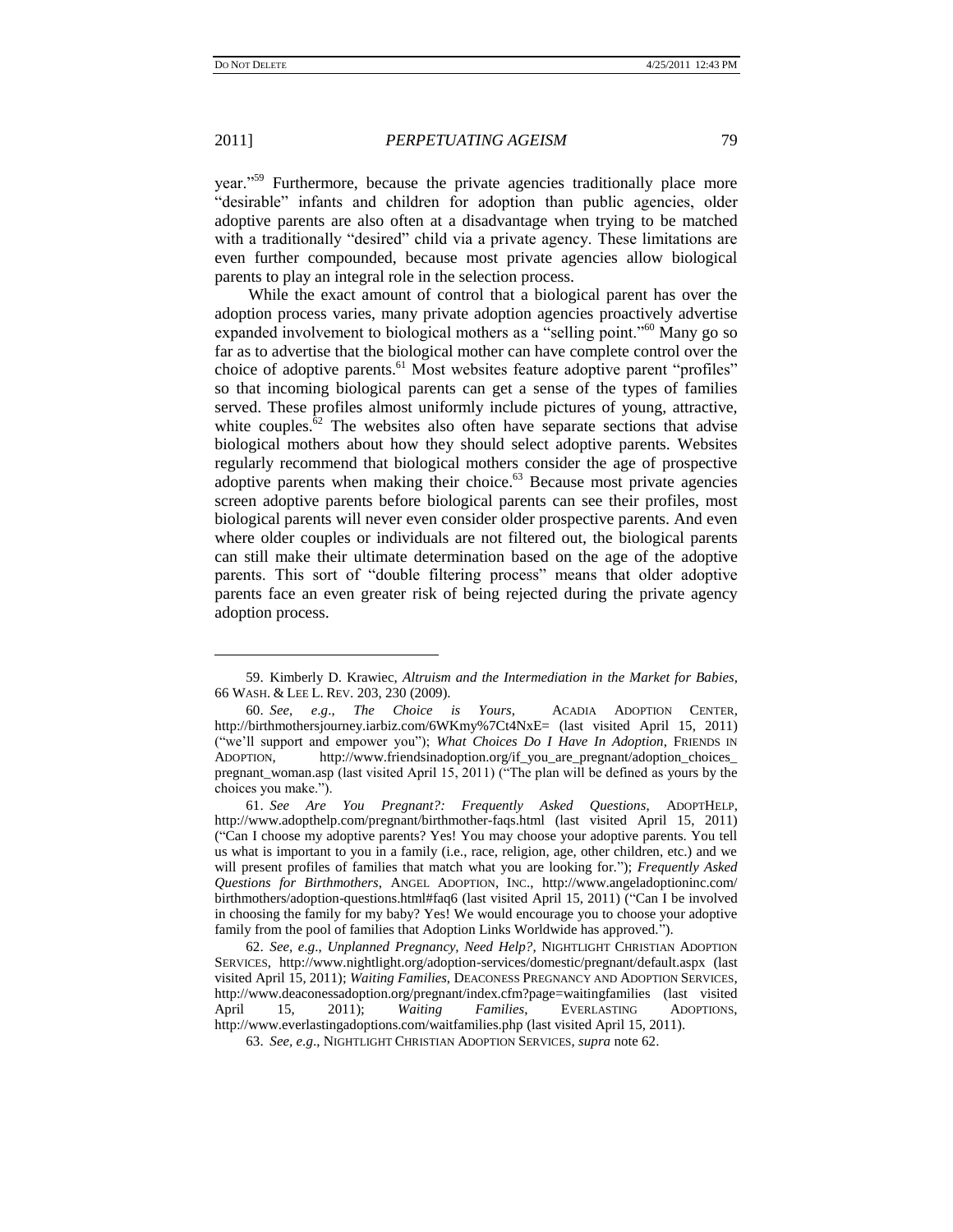year."[59] Furthermore, because the private agencies traditionally place more "desirable" infants and children for adoption than public agencies, older adoptive parents are also often at a disadvantage when trying to be matched with a traditionally "desired" child via a private agency. These limitations are even further compounded, because most private agencies allow biological parents to play an integral role in the selection process.

While the exact amount of control that a biological parent has over the adoption process varies, many private adoption agencies proactively advertise expanded involvement to biological mothers as a "selling point."[60] Many go so far as to advertise that the biological mother can have complete control over the choice of adoptive parents.[61] Most websites feature adoptive parent "profiles" so that incoming biological parents can get a sense of the types of families served. These profiles almost uniformly include pictures of young, attractive, white couples.[62] The websites also often have separate sections that advise biological mothers about how they should select adoptive parents. Websites regularly recommend that biological mothers consider the age of prospective adoptive parents when making their choice.[63] Because most private agencies screen adoptive parents before biological parents can see their profiles, most biological parents will never even consider older prospective parents. And even where older couples or individuals are not filtered out, the biological parents can still make their ultimate determination based on the age of the adoptive parents. This sort of "double filtering process" means that older adoptive parents face an even greater risk of being rejected during the private agency adoption process.

---

59. Kimberly D. Krawiec, *Altruism and the Intermediation in the Market for Babies*, 66 WASH. & LEE L. REV. 203, 230 (2009).

60. *See, e.g.*, *The Choice is Yours*, ACADIA ADOPTION CENTER, http://birthmothersjourney.iarbiz.com/6WKmy%7Ct4NxE= (last visited April 15, 2011) ("we'll support and empower you"); *What Choices Do I Have In Adoption*, FRIENDS IN ADOPTION, http://www.friendsinadoption.org/if_you_are_pregnant/adoption_choices_pregnant_woman.asp (last visited April 15, 2011) ("The plan will be defined as yours by the choices you make.").

61. *See Are You Pregnant?: Frequently Asked Questions*, ADOPTHELP, http://www.adopthelp.com/pregnant/birthmother-faqs.html (last visited April 15, 2011) ("Can I choose my adoptive parents? Yes! You may choose your adoptive parents. You tell us what is important to you in a family (i.e., race, religion, age, other children, etc.) and we will present profiles of families that match what you are looking for."); *Frequently Asked Questions for Birthmothers*, ANGEL ADOPTION, INC., http://www.angeladoptioninc.com/birthmothers/adoption-questions.html#faq6 (last visited April 15, 2011) ("Can I be involved in choosing the family for my baby? Yes! We would encourage you to choose your adoptive family from the pool of families that Adoption Links Worldwide has approved.").

62. *See, e.g.*, *Unplanned Pregnancy, Need Help?*, NIGHTLIGHT CHRISTIAN ADOPTION SERVICES, http://www.nightlight.org/adoption-services/domestic/pregnant/default.aspx (last visited April 15, 2011); *Waiting Families*, DEACONESS PREGNANCY AND ADOPTION SERVICES, http://www.deaconessadoption.org/pregnant/index.cfm?page=waitingfamilies (last visited April 15, 2011); *Waiting Families*, EVERLASTING ADOPTIONS, http://www.everlastingadoptions.com/waitfamilies.php (last visited April 15, 2011).

63. *See, e.g.*, NIGHTLIGHT CHRISTIAN ADOPTION SERVICES, *supra* note 62.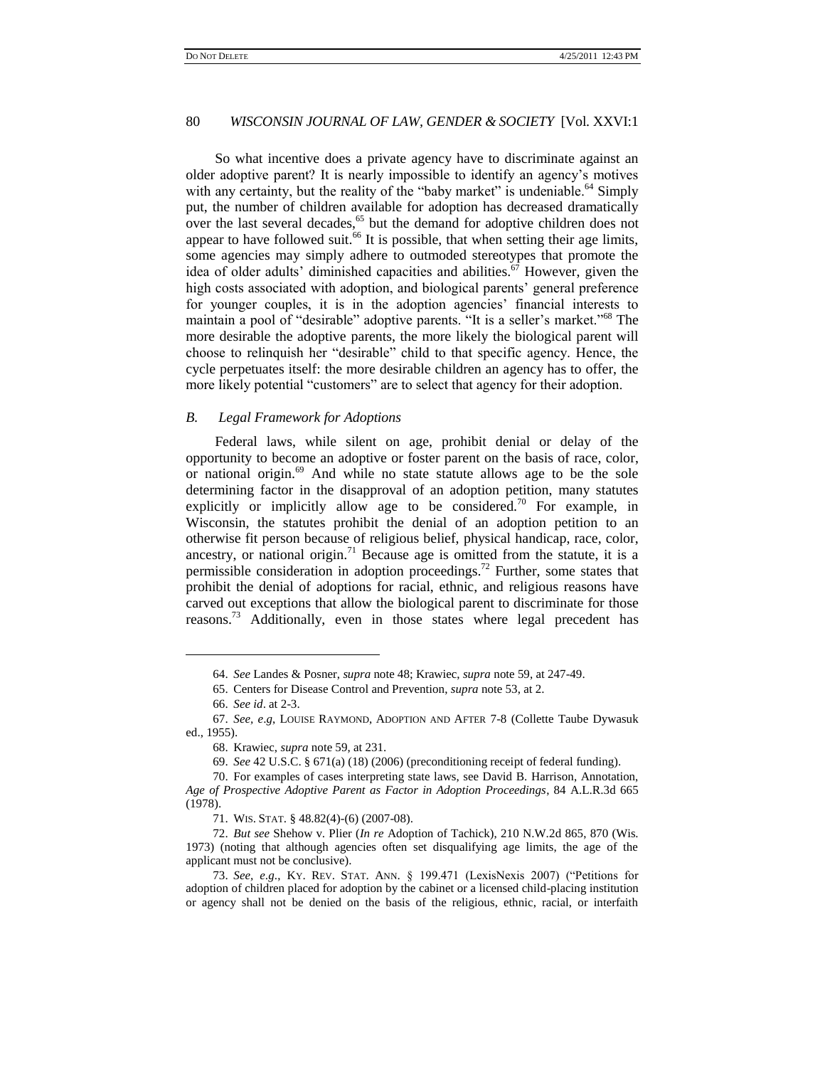So what incentive does a private agency have to discriminate against an older adoptive parent? It is nearly impossible to identify an agency's motives with any certainty, but the reality of the "baby market" is undeniable.[64] Simply put, the number of children available for adoption has decreased dramatically over the last several decades,[65] but the demand for adoptive children does not appear to have followed suit.[66] It is possible, that when setting their age limits, some agencies may simply adhere to outmoded stereotypes that promote the idea of older adults' diminished capacities and abilities.[67] However, given the high costs associated with adoption, and biological parents' general preference for younger couples, it is in the adoption agencies' financial interests to maintain a pool of "desirable" adoptive parents. "It is a seller's market."[68] The more desirable the adoptive parents, the more likely the biological parent will choose to relinquish her "desirable" child to that specific agency. Hence, the cycle perpetuates itself: the more desirable children an agency has to offer, the more likely potential "customers" are to select that agency for their adoption.

### *B. Legal Framework for Adoptions*

Federal laws, while silent on age, prohibit denial or delay of the opportunity to become an adoptive or foster parent on the basis of race, color, or national origin.[69] And while no state statute allows age to be the sole determining factor in the disapproval of an adoption petition, many statutes explicitly or implicitly allow age to be considered.[70] For example, in Wisconsin, the statutes prohibit the denial of an adoption petition to an otherwise fit person because of religious belief, physical handicap, race, color, ancestry, or national origin.[71] Because age is omitted from the statute, it is a permissible consideration in adoption proceedings.[72] Further, some states that prohibit the denial of adoptions for racial, ethnic, and religious reasons have carved out exceptions that allow the biological parent to discriminate for those reasons.[73] Additionally, even in those states where legal precedent has

---

64. *See* Landes & Posner, *supra* note 48; Krawiec, *supra* note 59, at 247-49.

65. Centers for Disease Control and Prevention, *supra* note 53, at 2.

66. *See id*. at 2-3.

67. *See, e.g*, LOUISE RAYMOND, ADOPTION AND AFTER 7-8 (Collette Taube Dywasuk ed., 1955).

68. Krawiec, *supra* note 59, at 231.

69. *See* 42 U.S.C. § 671(a) (18) (2006) (preconditioning receipt of federal funding).

70. For examples of cases interpreting state laws, see David B. Harrison, Annotation, *Age of Prospective Adoptive Parent as Factor in Adoption Proceedings*, 84 A.L.R.3d 665 (1978).

71. WIS. STAT. § 48.82(4)-(6) (2007-08).

72. *But see* Shehow v. Plier (*In re* Adoption of Tachick), 210 N.W.2d 865, 870 (Wis. 1973) (noting that although agencies often set disqualifying age limits, the age of the applicant must not be conclusive).

73. *See, e.g.*, KY. REV. STAT. ANN. § 199.471 (LexisNexis 2007) ("Petitions for adoption of children placed for adoption by the cabinet or a licensed child-placing institution or agency shall not be denied on the basis of the religious, ethnic, racial, or interfaith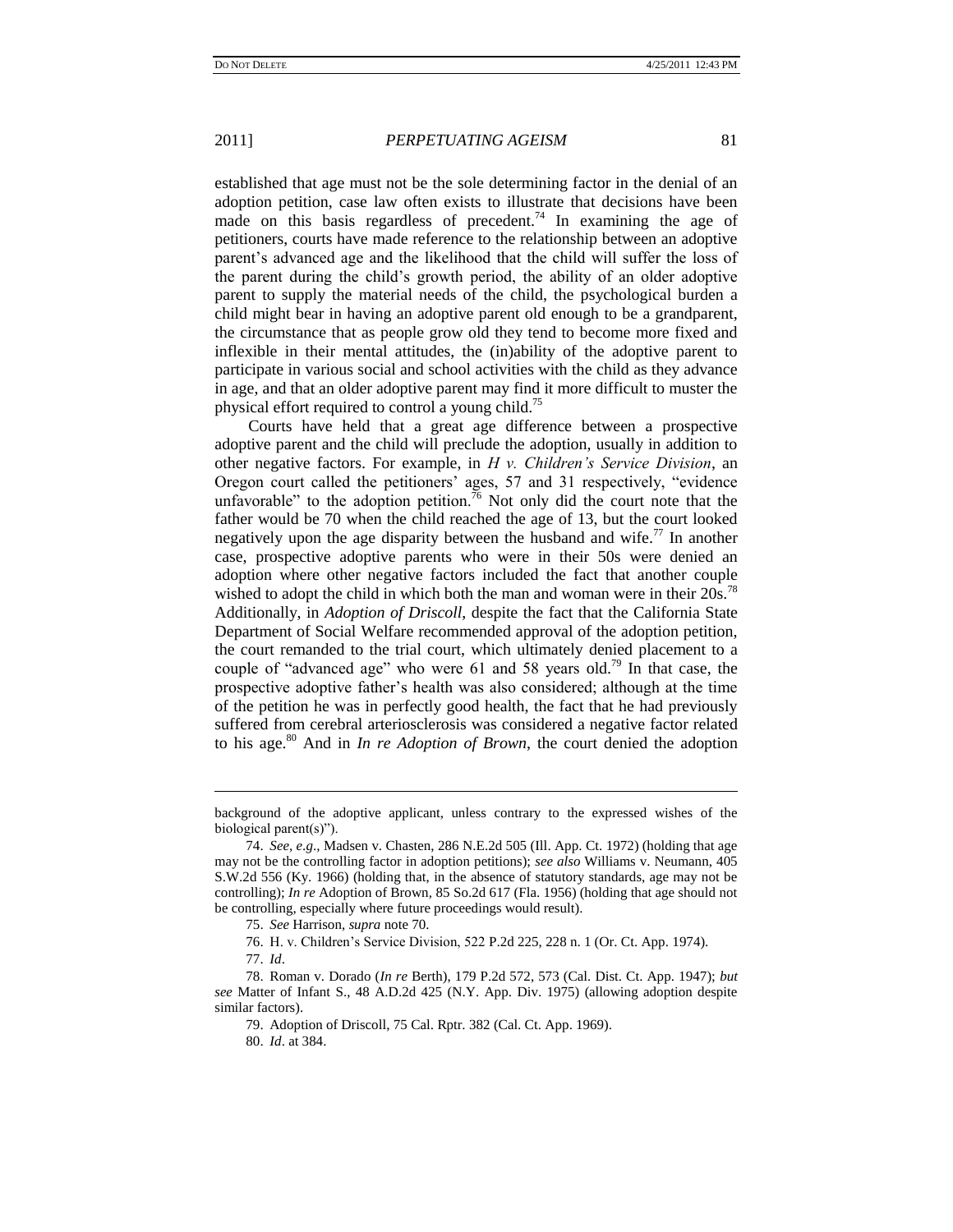established that age must not be the sole determining factor in the denial of an adoption petition, case law often exists to illustrate that decisions have been made on this basis regardless of precedent.[74] In examining the age of petitioners, courts have made reference to the relationship between an adoptive parent's advanced age and the likelihood that the child will suffer the loss of the parent during the child's growth period, the ability of an older adoptive parent to supply the material needs of the child, the psychological burden a child might bear in having an adoptive parent old enough to be a grandparent, the circumstance that as people grow old they tend to become more fixed and inflexible in their mental attitudes, the (in)ability of the adoptive parent to participate in various social and school activities with the child as they advance in age, and that an older adoptive parent may find it more difficult to muster the physical effort required to control a young child.[75]

Courts have held that a great age difference between a prospective adoptive parent and the child will preclude the adoption, usually in addition to other negative factors. For example, in *H v. Children's Service Division*, an Oregon court called the petitioners' ages, 57 and 31 respectively, "evidence unfavorable" to the adoption petition.[76] Not only did the court note that the father would be 70 when the child reached the age of 13, but the court looked negatively upon the age disparity between the husband and wife.[77] In another case, prospective adoptive parents who were in their 50s were denied an adoption where other negative factors included the fact that another couple wished to adopt the child in which both the man and woman were in their 20s.[78] Additionally, in *Adoption of Driscoll*, despite the fact that the California State Department of Social Welfare recommended approval of the adoption petition, the court remanded to the trial court, which ultimately denied placement to a couple of "advanced age" who were 61 and 58 years old.[79] In that case, the prospective adoptive father's health was also considered; although at the time of the petition he was in perfectly good health, the fact that he had previously suffered from cerebral arteriosclerosis was considered a negative factor related to his age.[80] And in *In re Adoption of Brown*, the court denied the adoption

---

background of the adoptive applicant, unless contrary to the expressed wishes of the biological parent(s)").

74. *See, e.g.*, Madsen v. Chasten, 286 N.E.2d 505 (Ill. App. Ct. 1972) (holding that age may not be the controlling factor in adoption petitions); *see also* Williams v. Neumann, 405 S.W.2d 556 (Ky. 1966) (holding that, in the absence of statutory standards, age may not be controlling); *In re* Adoption of Brown, 85 So.2d 617 (Fla. 1956) (holding that age should not be controlling, especially where future proceedings would result).

75. *See* Harrison, *supra* note 70.

76. H. v. Children's Service Division, 522 P.2d 225, 228 n. 1 (Or. Ct. App. 1974).

77. *Id*.

78. Roman v. Dorado (*In re* Berth), 179 P.2d 572, 573 (Cal. Dist. Ct. App. 1947); *but see* Matter of Infant S., 48 A.D.2d 425 (N.Y. App. Div. 1975) (allowing adoption despite similar factors).

79. Adoption of Driscoll, 75 Cal. Rptr. 382 (Cal. Ct. App. 1969).

80. *Id*. at 384.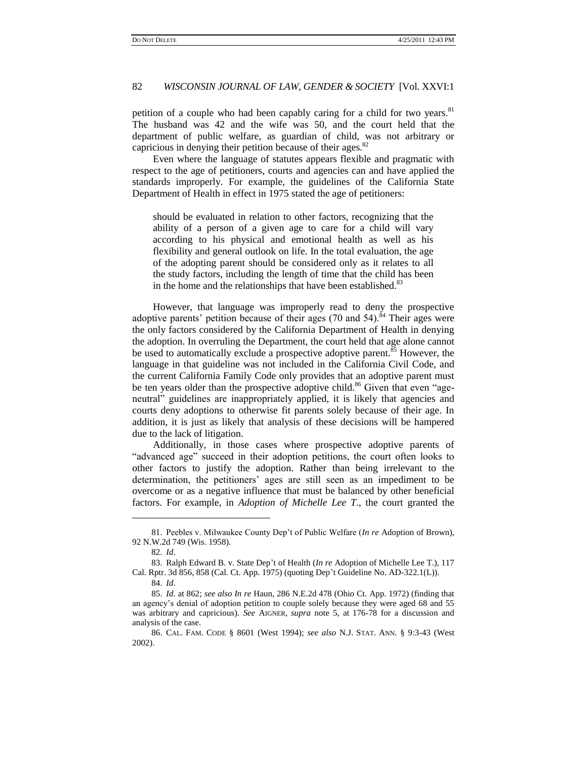petition of a couple who had been capably caring for a child for two years.[81] The husband was 42 and the wife was 50, and the court held that the department of public welfare, as guardian of child, was not arbitrary or capricious in denying their petition because of their ages.[82]

Even where the language of statutes appears flexible and pragmatic with respect to the age of petitioners, courts and agencies can and have applied the standards improperly. For example, the guidelines of the California State Department of Health in effect in 1975 stated the age of petitioners:

> should be evaluated in relation to other factors, recognizing that the ability of a person of a given age to care for a child will vary according to his physical and emotional health as well as his flexibility and general outlook on life. In the total evaluation, the age of the adopting parent should be considered only as it relates to all the study factors, including the length of time that the child has been in the home and the relationships that have been established.[83]

However, that language was improperly read to deny the prospective adoptive parents' petition because of their ages (70 and 54).[84] Their ages were the only factors considered by the California Department of Health in denying the adoption. In overruling the Department, the court held that age alone cannot be used to automatically exclude a prospective adoptive parent.[85] However, the language in that guideline was not included in the California Civil Code, and the current California Family Code only provides that an adoptive parent must be ten years older than the prospective adoptive child.[86] Given that even "age-neutral" guidelines are inappropriately applied, it is likely that agencies and courts deny adoptions to otherwise fit parents solely because of their age. In addition, it is just as likely that analysis of these decisions will be hampered due to the lack of litigation.

Additionally, in those cases where prospective adoptive parents of "advanced age" succeed in their adoption petitions, the court often looks to other factors to justify the adoption. Rather than being irrelevant to the determination, the petitioners' ages are still seen as an impediment to be overcome or as a negative influence that must be balanced by other beneficial factors. For example, in *Adoption of Michelle Lee T.*, the court granted the

---

81. Peebles v. Milwaukee County Dep't of Public Welfare (*In re* Adoption of Brown), 92 N.W.2d 749 (Wis. 1958).

82. *Id*.

83. Ralph Edward B. v. State Dep't of Health (*In re* Adoption of Michelle Lee T.), 117 Cal. Rptr. 3d 856, 858 (Cal. Ct. App. 1975) (quoting Dep't Guideline No. AD-322.1(L)).

84. *Id*.

85. *Id*. at 862; *see also In re* Haun, 286 N.E.2d 478 (Ohio Ct. App. 1972) (finding that an agency's denial of adoption petition to couple solely because they were aged 68 and 55 was arbitrary and capricious). *See* AIGNER, *supra* note 5, at 176-78 for a discussion and analysis of the case.

86. CAL. FAM. CODE § 8601 (West 1994); *see also* N.J. STAT. ANN. § 9:3-43 (West 2002).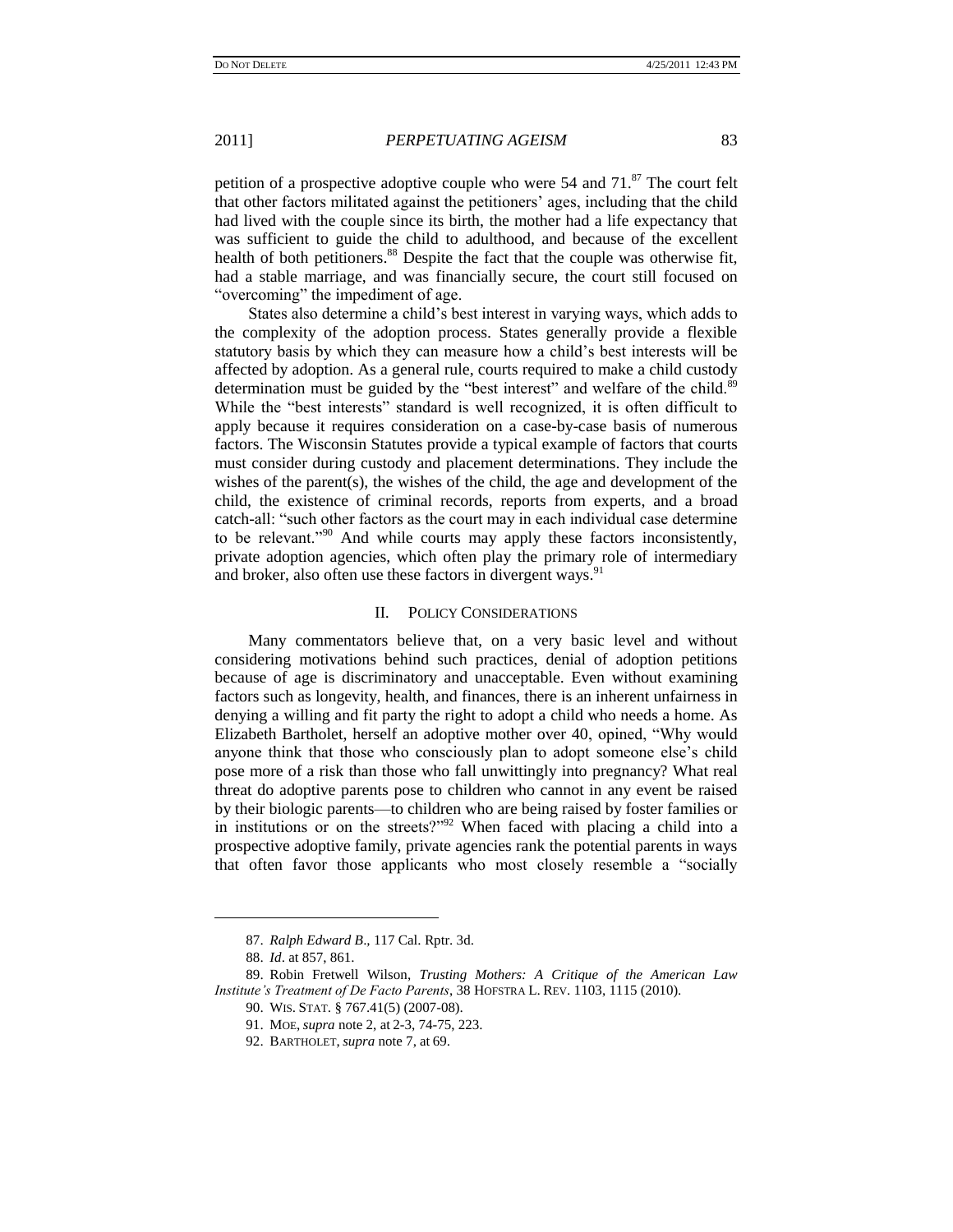petition of a prospective adoptive couple who were 54 and 71.[87] The court felt that other factors militated against the petitioners' ages, including that the child had lived with the couple since its birth, the mother had a life expectancy that was sufficient to guide the child to adulthood, and because of the excellent health of both petitioners.[88] Despite the fact that the couple was otherwise fit, had a stable marriage, and was financially secure, the court still focused on "overcoming" the impediment of age.

States also determine a child's best interest in varying ways, which adds to the complexity of the adoption process. States generally provide a flexible statutory basis by which they can measure how a child's best interests will be affected by adoption. As a general rule, courts required to make a child custody determination must be guided by the "best interest" and welfare of the child.[89] While the "best interests" standard is well recognized, it is often difficult to apply because it requires consideration on a case-by-case basis of numerous factors. The Wisconsin Statutes provide a typical example of factors that courts must consider during custody and placement determinations. They include the wishes of the parent(s), the wishes of the child, the age and development of the child, the existence of criminal records, reports from experts, and a broad catch-all: "such other factors as the court may in each individual case determine to be relevant."[90] And while courts may apply these factors inconsistently, private adoption agencies, which often play the primary role of intermediary and broker, also often use these factors in divergent ways.[91]

## II. POLICY CONSIDERATIONS

Many commentators believe that, on a very basic level and without considering motivations behind such practices, denial of adoption petitions because of age is discriminatory and unacceptable. Even without examining factors such as longevity, health, and finances, there is an inherent unfairness in denying a willing and fit party the right to adopt a child who needs a home. As Elizabeth Bartholet, herself an adoptive mother over 40, opined, "Why would anyone think that those who consciously plan to adopt someone else's child pose more of a risk than those who fall unwittingly into pregnancy? What real threat do adoptive parents pose to children who cannot in any event be raised by their biologic parents—to children who are being raised by foster families or in institutions or on the streets?"[92] When faced with placing a child into a prospective adoptive family, private agencies rank the potential parents in ways that often favor those applicants who most closely resemble a "socially

---

87. *Ralph Edward B*., 117 Cal. Rptr. 3d.

88. *Id*. at 857, 861.

89. Robin Fretwell Wilson, *Trusting Mothers: A Critique of the American Law Institute's Treatment of De Facto Parents*, 38 HOFSTRA L. REV. 1103, 1115 (2010).

90. WIS. STAT. § 767.41(5) (2007-08).

91. MOE, *supra* note 2, at 2-3, 74-75, 223.

92. BARTHOLET, *supra* note 7, at 69.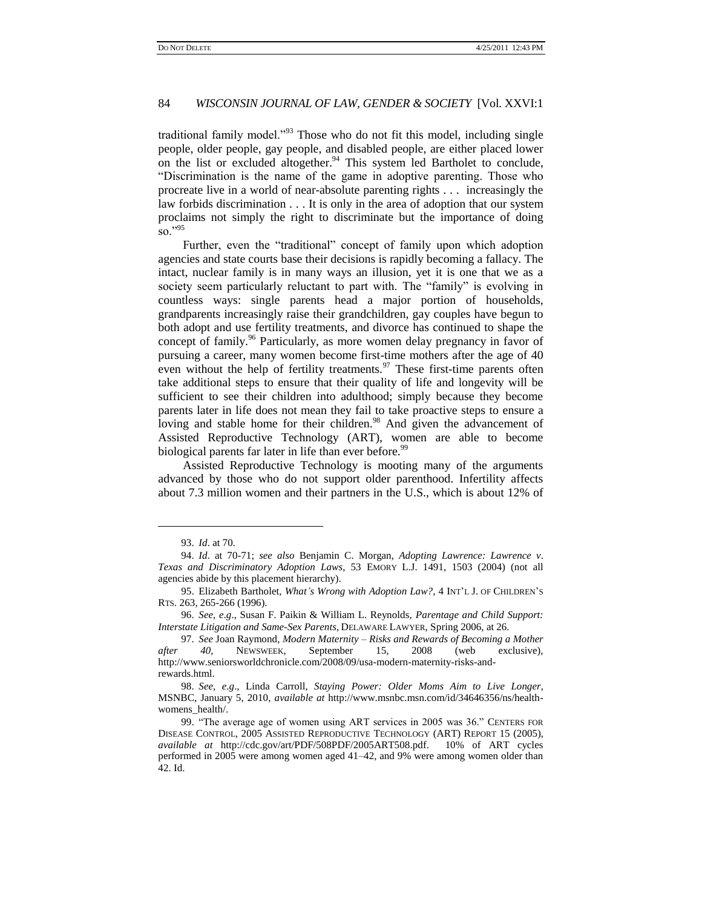traditional family model."[93] Those who do not fit this model, including single people, older people, gay people, and disabled people, are either placed lower on the list or excluded altogether.[94] This system led Bartholet to conclude, "Discrimination is the name of the game in adoptive parenting. Those who procreate live in a world of near-absolute parenting rights . . . increasingly the law forbids discrimination . . . It is only in the area of adoption that our system proclaims not simply the right to discriminate but the importance of doing so."[95]

Further, even the "traditional" concept of family upon which adoption agencies and state courts base their decisions is rapidly becoming a fallacy. The intact, nuclear family is in many ways an illusion, yet it is one that we as a society seem particularly reluctant to part with. The "family" is evolving in countless ways: single parents head a major portion of households, grandparents increasingly raise their grandchildren, gay couples have begun to both adopt and use fertility treatments, and divorce has continued to shape the concept of family.[96] Particularly, as more women delay pregnancy in favor of pursuing a career, many women become first-time mothers after the age of 40 even without the help of fertility treatments.[97] These first-time parents often take additional steps to ensure that their quality of life and longevity will be sufficient to see their children into adulthood; simply because they become parents later in life does not mean they fail to take proactive steps to ensure a loving and stable home for their children.[98] And given the advancement of Assisted Reproductive Technology (ART), women are able to become biological parents far later in life than ever before.[99]

Assisted Reproductive Technology is mooting many of the arguments advanced by those who do not support older parenthood. Infertility affects about 7.3 million women and their partners in the U.S., which is about 12% of

---

93. *Id*. at 70.

94. *Id*. at 70-71; *see also* Benjamin C. Morgan, *Adopting Lawrence: Lawrence v. Texas and Discriminatory Adoption Laws*, 53 EMORY L.J. 1491, 1503 (2004) (not all agencies abide by this placement hierarchy).

95. Elizabeth Bartholet, *What's Wrong with Adoption Law?*, 4 INT'L J. OF CHILDREN'S RTS. 263, 265-266 (1996).

96. *See*, *e.g*., Susan F. Paikin & William L. Reynolds, *Parentage and Child Support: Interstate Litigation and Same-Sex Parents*, DELAWARE LAWYER, Spring 2006, at 26.

97. *See* Joan Raymond, *Modern Maternity – Risks and Rewards of Becoming a Mother after 40*, NEWSWEEK, September 15, 2008 (web exclusive), http://www.seniorsworldchronicle.com/2008/09/usa-modern-maternity-risks-and-rewards.html.

98. *See*, *e.g*., Linda Carroll, *Staying Power: Older Moms Aim to Live Longer*, MSNBC, January 5, 2010, *available at* http://www.msnbc.msn.com/id/34646356/ns/health-womens_health/.

99. "The average age of women using ART services in 2005 was 36." CENTERS FOR DISEASE CONTROL, 2005 ASSISTED REPRODUCTIVE TECHNOLOGY (ART) REPORT 15 (2005), *available at* http://cdc.gov/art/PDF/508PDF/2005ART508.pdf. 10% of ART cycles performed in 2005 were among women aged 41–42, and 9% were among women older than 42. Id.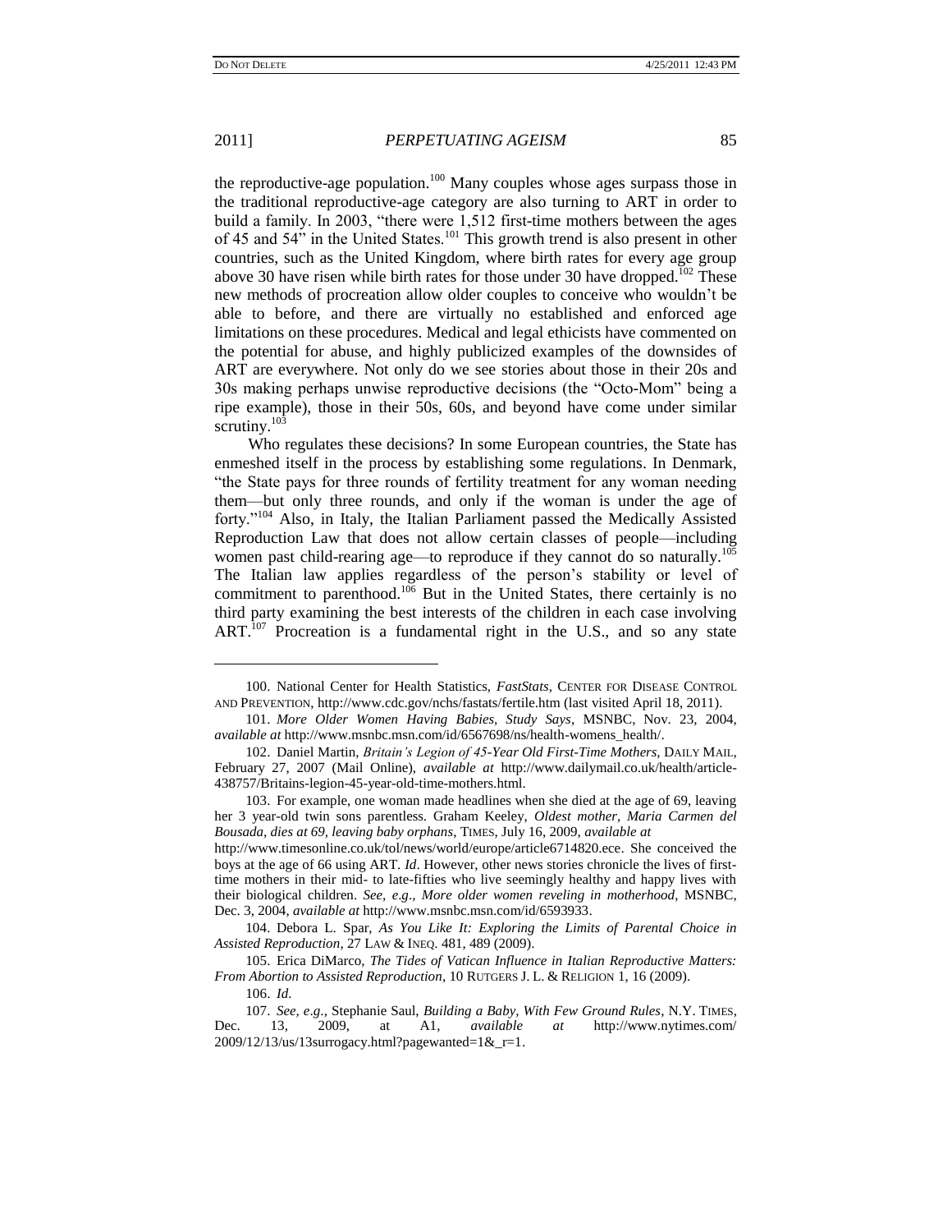the reproductive-age population.[100] Many couples whose ages surpass those in the traditional reproductive-age category are also turning to ART in order to build a family. In 2003, "there were 1,512 first-time mothers between the ages of 45 and 54" in the United States.[101] This growth trend is also present in other countries, such as the United Kingdom, where birth rates for every age group above 30 have risen while birth rates for those under 30 have dropped.[102] These new methods of procreation allow older couples to conceive who wouldn't be able to before, and there are virtually no established and enforced age limitations on these procedures. Medical and legal ethicists have commented on the potential for abuse, and highly publicized examples of the downsides of ART are everywhere. Not only do we see stories about those in their 20s and 30s making perhaps unwise reproductive decisions (the "Octo-Mom" being a ripe example), those in their 50s, 60s, and beyond have come under similar scrutiny.[103]

Who regulates these decisions? In some European countries, the State has enmeshed itself in the process by establishing some regulations. In Denmark, "the State pays for three rounds of fertility treatment for any woman needing them—but only three rounds, and only if the woman is under the age of forty."[104] Also, in Italy, the Italian Parliament passed the Medically Assisted Reproduction Law that does not allow certain classes of people—including women past child-rearing age—to reproduce if they cannot do so naturally.[105] The Italian law applies regardless of the person's stability or level of commitment to parenthood.[106] But in the United States, there certainly is no third party examining the best interests of the children in each case involving ART.[107] Procreation is a fundamental right in the U.S., and so any state

---

100. National Center for Health Statistics, *FastStats*, CENTER FOR DISEASE CONTROL AND PREVENTION, http://www.cdc.gov/nchs/fastats/fertile.htm (last visited April 18, 2011).

101. *More Older Women Having Babies, Study Says*, MSNBC, Nov. 23, 2004, *available at* http://www.msnbc.msn.com/id/6567698/ns/health-womens_health/.

102. Daniel Martin, *Britain's Legion of 45-Year Old First-Time Mothers*, DAILY MAIL, February 27, 2007 (Mail Online), *available at* http://www.dailymail.co.uk/health/article-438757/Britains-legion-45-year-old-time-mothers.html.

103. For example, one woman made headlines when she died at the age of 69, leaving her 3 year-old twin sons parentless. Graham Keeley, *Oldest mother, Maria Carmen del Bousada, dies at 69, leaving baby orphans*, TIMES, July 16, 2009, *available at* http://www.timesonline.co.uk/tol/news/world/europe/article6714820.ece. She conceived the boys at the age of 66 using ART. *Id*. However, other news stories chronicle the lives of first-time mothers in their mid- to late-fifties who live seemingly healthy and happy lives with their biological children. *See, e.g.*, *More older women reveling in motherhood*, MSNBC, Dec. 3, 2004, *available at* http://www.msnbc.msn.com/id/6593933.

104. Debora L. Spar, *As You Like It: Exploring the Limits of Parental Choice in Assisted Reproduction*, 27 LAW & INEQ. 481, 489 (2009).

105. Erica DiMarco, *The Tides of Vatican Influence in Italian Reproductive Matters: From Abortion to Assisted Reproduction*, 10 RUTGERS J. L. & RELIGION 1, 16 (2009).

106. *Id.*

107. *See, e.g.*, Stephanie Saul, *Building a Baby, With Few Ground Rules*, N.Y. TIMES, Dec. 13, 2009, at A1, *available at* http://www.nytimes.com/2009/12/13/us/13surrogacy.html?pagewanted=1&_r=1.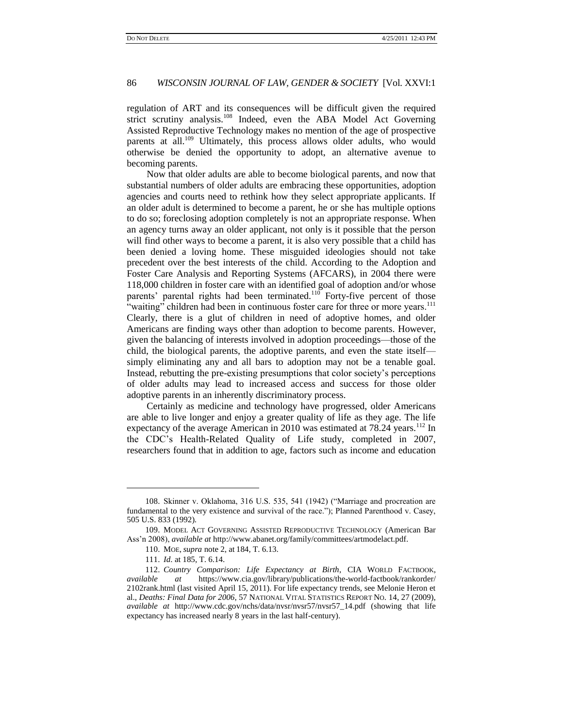regulation of ART and its consequences will be difficult given the required strict scrutiny analysis.[108] Indeed, even the ABA Model Act Governing Assisted Reproductive Technology makes no mention of the age of prospective parents at all.[109] Ultimately, this process allows older adults, who would otherwise be denied the opportunity to adopt, an alternative avenue to becoming parents.

Now that older adults are able to become biological parents, and now that substantial numbers of older adults are embracing these opportunities, adoption agencies and courts need to rethink how they select appropriate applicants. If an older adult is determined to become a parent, he or she has multiple options to do so; foreclosing adoption completely is not an appropriate response. When an agency turns away an older applicant, not only is it possible that the person will find other ways to become a parent, it is also very possible that a child has been denied a loving home. These misguided ideologies should not take precedent over the best interests of the child. According to the Adoption and Foster Care Analysis and Reporting Systems (AFCARS), in 2004 there were 118,000 children in foster care with an identified goal of adoption and/or whose parents' parental rights had been terminated.[110] Forty-five percent of those "waiting" children had been in continuous foster care for three or more years.[111] Clearly, there is a glut of children in need of adoptive homes, and older Americans are finding ways other than adoption to become parents. However, given the balancing of interests involved in adoption proceedings—those of the child, the biological parents, the adoptive parents, and even the state itself—simply eliminating any and all bars to adoption may not be a tenable goal. Instead, rebutting the pre-existing presumptions that color society's perceptions of older adults may lead to increased access and success for those older adoptive parents in an inherently discriminatory process.

Certainly as medicine and technology have progressed, older Americans are able to live longer and enjoy a greater quality of life as they age. The life expectancy of the average American in 2010 was estimated at 78.24 years.[112] In the CDC's Health-Related Quality of Life study, completed in 2007, researchers found that in addition to age, factors such as income and education

---

108. Skinner v. Oklahoma, 316 U.S. 535, 541 (1942) ("Marriage and procreation are fundamental to the very existence and survival of the race."); Planned Parenthood v. Casey, 505 U.S. 833 (1992).

109. MODEL ACT GOVERNING ASSISTED REPRODUCTIVE TECHNOLOGY (American Bar Ass'n 2008), *available at* http://www.abanet.org/family/committees/artmodelact.pdf.

110. MOE, *supra* note 2, at 184, T. 6.13.

111. *Id.* at 185, T. 6.14.

112. *Country Comparison: Life Expectancy at Birth*, CIA WORLD FACTBOOK, *available at* https://www.cia.gov/library/publications/the-world-factbook/rankorder/2102rank.html (last visited April 15, 2011). For life expectancy trends, see Melonie Heron et al., *Deaths: Final Data for 2006*, 57 NATIONAL VITAL STATISTICS REPORT NO. 14, 27 (2009), *available at* http://www.cdc.gov/nchs/data/nvsr/nvsr57/nvsr57_14.pdf (showing that life expectancy has increased nearly 8 years in the last half-century).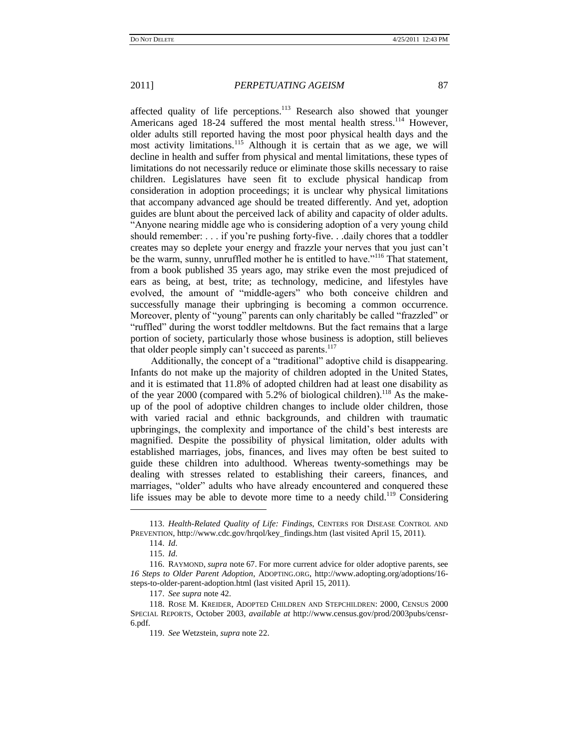affected quality of life perceptions.[113] Research also showed that younger Americans aged 18-24 suffered the most mental health stress.[114] However, older adults still reported having the most poor physical health days and the most activity limitations.[115] Although it is certain that as we age, we will decline in health and suffer from physical and mental limitations, these types of limitations do not necessarily reduce or eliminate those skills necessary to raise children. Legislatures have seen fit to exclude physical handicap from consideration in adoption proceedings; it is unclear why physical limitations that accompany advanced age should be treated differently. And yet, adoption guides are blunt about the perceived lack of ability and capacity of older adults. "Anyone nearing middle age who is considering adoption of a very young child should remember: . . . if you're pushing forty-five. . .daily chores that a toddler creates may so deplete your energy and frazzle your nerves that you just can't be the warm, sunny, unruffled mother he is entitled to have."[116] That statement, from a book published 35 years ago, may strike even the most prejudiced of ears as being, at best, trite; as technology, medicine, and lifestyles have evolved, the amount of "middle-agers" who both conceive children and successfully manage their upbringing is becoming a common occurrence. Moreover, plenty of "young" parents can only charitably be called "frazzled" or "ruffled" during the worst toddler meltdowns. But the fact remains that a large portion of society, particularly those whose business is adoption, still believes that older people simply can't succeed as parents.[117]

Additionally, the concept of a "traditional" adoptive child is disappearing. Infants do not make up the majority of children adopted in the United States, and it is estimated that 11.8% of adopted children had at least one disability as of the year 2000 (compared with 5.2% of biological children).[118] As the make-up of the pool of adoptive children changes to include older children, those with varied racial and ethnic backgrounds, and children with traumatic upbringings, the complexity and importance of the child's best interests are magnified. Despite the possibility of physical limitation, older adults with established marriages, jobs, finances, and lives may often be best suited to guide these children into adulthood. Whereas twenty-somethings may be dealing with stresses related to establishing their careers, finances, and marriages, "older" adults who have already encountered and conquered these life issues may be able to devote more time to a needy child.[119] Considering

---

113. *Health-Related Quality of Life: Findings*, CENTERS FOR DISEASE CONTROL AND PREVENTION, http://www.cdc.gov/hrqol/key_findings.htm (last visited April 15, 2011).

114. *Id.*

115. *Id.*

116. RAYMOND, *supra* note 67. For more current advice for older adoptive parents, see *16 Steps to Older Parent Adoption*, ADOPTING.ORG, http://www.adopting.org/adoptions/16-steps-to-older-parent-adoption.html (last visited April 15, 2011).

117. *See supra* note 42.

118. ROSE M. KREIDER, ADOPTED CHILDREN AND STEPCHILDREN: 2000, CENSUS 2000 SPECIAL REPORTS, October 2003, *available at* http://www.census.gov/prod/2003pubs/censr-6.pdf.

119. *See* Wetzstein, *supra* note 22.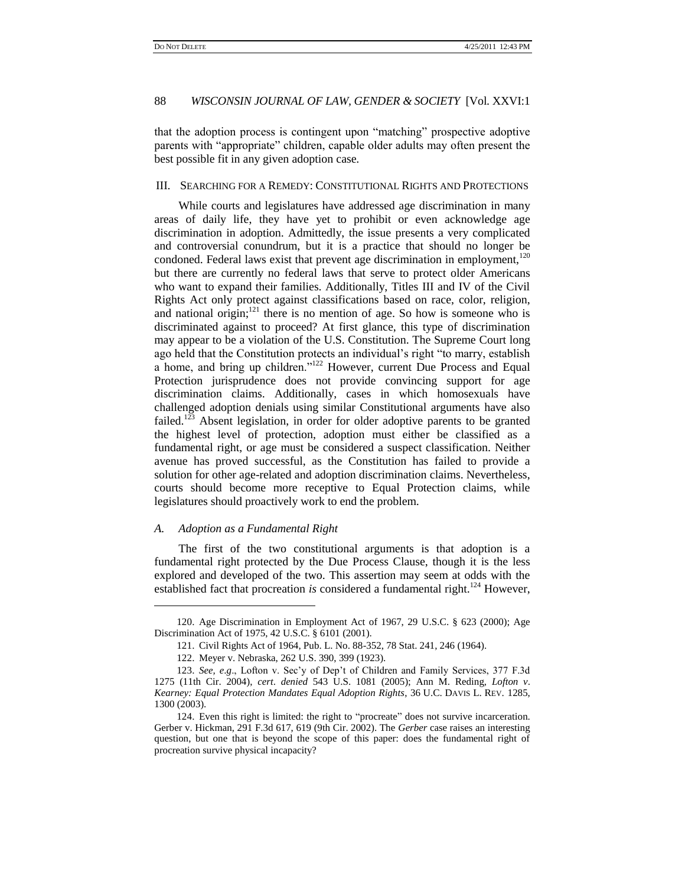that the adoption process is contingent upon "matching" prospective adoptive parents with "appropriate" children, capable older adults may often present the best possible fit in any given adoption case.

## III. Searching for a Remedy: Constitutional Rights and Protections

While courts and legislatures have addressed age discrimination in many areas of daily life, they have yet to prohibit or even acknowledge age discrimination in adoption. Admittedly, the issue presents a very complicated and controversial conundrum, but it is a practice that should no longer be condoned. Federal laws exist that prevent age discrimination in employment,[120] but there are currently no federal laws that serve to protect older Americans who want to expand their families. Additionally, Titles III and IV of the Civil Rights Act only protect against classifications based on race, color, religion, and national origin;[121] there is no mention of age. So how is someone who is discriminated against to proceed? At first glance, this type of discrimination may appear to be a violation of the U.S. Constitution. The Supreme Court long ago held that the Constitution protects an individual's right "to marry, establish a home, and bring up children."[122] However, current Due Process and Equal Protection jurisprudence does not provide convincing support for age discrimination claims. Additionally, cases in which homosexuals have challenged adoption denials using similar Constitutional arguments have also failed.[123] Absent legislation, in order for older adoptive parents to be granted the highest level of protection, adoption must either be classified as a fundamental right, or age must be considered a suspect classification. Neither avenue has proved successful, as the Constitution has failed to provide a solution for other age-related and adoption discrimination claims. Nevertheless, courts should become more receptive to Equal Protection claims, while legislatures should proactively work to end the problem.

### *A. Adoption as a Fundamental Right*

The first of the two constitutional arguments is that adoption is a fundamental right protected by the Due Process Clause, though it is the less explored and developed of the two. This assertion may seem at odds with the established fact that procreation *is* considered a fundamental right.[124] However,

---

120. Age Discrimination in Employment Act of 1967, 29 U.S.C. § 623 (2000); Age Discrimination Act of 1975, 42 U.S.C. § 6101 (2001).

121. Civil Rights Act of 1964, Pub. L. No. 88-352, 78 Stat. 241, 246 (1964).

122. Meyer v. Nebraska, 262 U.S. 390, 399 (1923).

123. *See, e.g*., Lofton v. Sec'y of Dep't of Children and Family Services, 377 F.3d 1275 (11th Cir. 2004), *cert. denied* 543 U.S. 1081 (2005); Ann M. Reding, *Lofton v. Kearney: Equal Protection Mandates Equal Adoption Rights*, 36 U.C. DAVIS L. REV. 1285, 1300 (2003).

124. Even this right is limited: the right to "procreate" does not survive incarceration. Gerber v. Hickman, 291 F.3d 617, 619 (9th Cir. 2002). The *Gerber* case raises an interesting question, but one that is beyond the scope of this paper: does the fundamental right of procreation survive physical incapacity?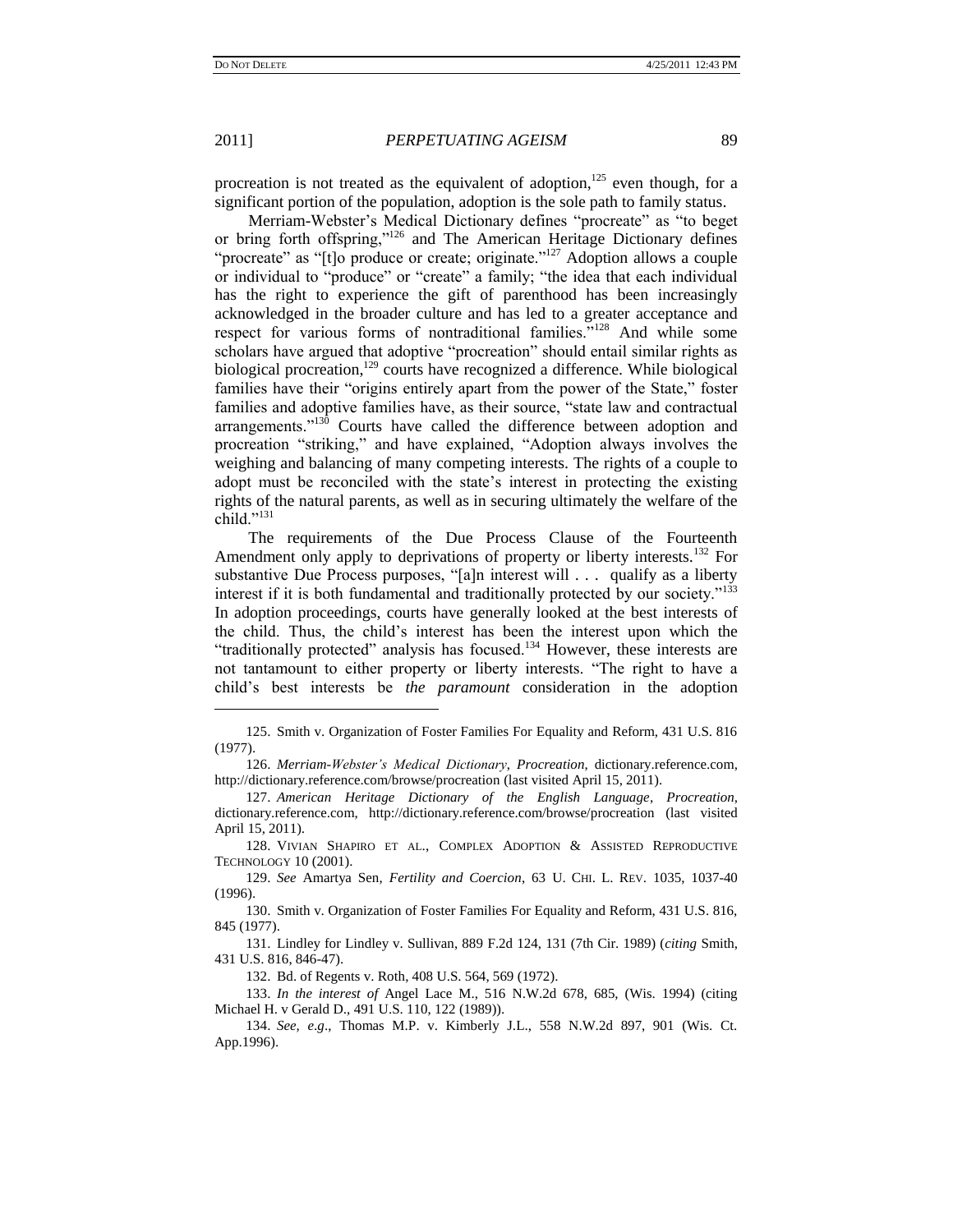procreation is not treated as the equivalent of adoption,[125] even though, for a significant portion of the population, adoption is the sole path to family status.

Merriam-Webster's Medical Dictionary defines "procreate" as "to beget or bring forth offspring,"[126] and The American Heritage Dictionary defines "procreate" as "[t]o produce or create; originate."[127] Adoption allows a couple or individual to "produce" or "create" a family; "the idea that each individual has the right to experience the gift of parenthood has been increasingly acknowledged in the broader culture and has led to a greater acceptance and respect for various forms of nontraditional families."[128] And while some scholars have argued that adoptive "procreation" should entail similar rights as biological procreation,[129] courts have recognized a difference. While biological families have their "origins entirely apart from the power of the State," foster families and adoptive families have, as their source, "state law and contractual arrangements."[130] Courts have called the difference between adoption and procreation "striking," and have explained, "Adoption always involves the weighing and balancing of many competing interests. The rights of a couple to adopt must be reconciled with the state's interest in protecting the existing rights of the natural parents, as well as in securing ultimately the welfare of the child."[131]

The requirements of the Due Process Clause of the Fourteenth Amendment only apply to deprivations of property or liberty interests.[132] For substantive Due Process purposes, "[a]n interest will . . . qualify as a liberty interest if it is both fundamental and traditionally protected by our society."[133] In adoption proceedings, courts have generally looked at the best interests of the child. Thus, the child's interest has been the interest upon which the "traditionally protected" analysis has focused.[134] However, these interests are not tantamount to either property or liberty interests. "The right to have a child's best interests be *the paramount* consideration in the adoption

---

125. Smith v. Organization of Foster Families For Equality and Reform, 431 U.S. 816 (1977).

126. *Merriam-Webster's Medical Dictionary*, *Procreation*, dictionary.reference.com, http://dictionary.reference.com/browse/procreation (last visited April 15, 2011).

127. *American Heritage Dictionary of the English Language*, *Procreation*, dictionary.reference.com, http://dictionary.reference.com/browse/procreation (last visited April 15, 2011).

128. VIVIAN SHAPIRO ET AL., COMPLEX ADOPTION & ASSISTED REPRODUCTIVE TECHNOLOGY 10 (2001).

129. *See* Amartya Sen, *Fertility and Coercion*, 63 U. CHI. L. REV. 1035, 1037-40 (1996).

130. Smith v. Organization of Foster Families For Equality and Reform, 431 U.S. 816, 845 (1977).

131. Lindley for Lindley v. Sullivan, 889 F.2d 124, 131 (7th Cir. 1989) (*citing* Smith, 431 U.S. 816, 846-47).

132. Bd. of Regents v. Roth, 408 U.S. 564, 569 (1972).

133. *In the interest of* Angel Lace M., 516 N.W.2d 678, 685, (Wis. 1994) (citing Michael H. v Gerald D., 491 U.S. 110, 122 (1989)).

134. *See, e.g*., Thomas M.P. v. Kimberly J.L., 558 N.W.2d 897, 901 (Wis. Ct. App.1996).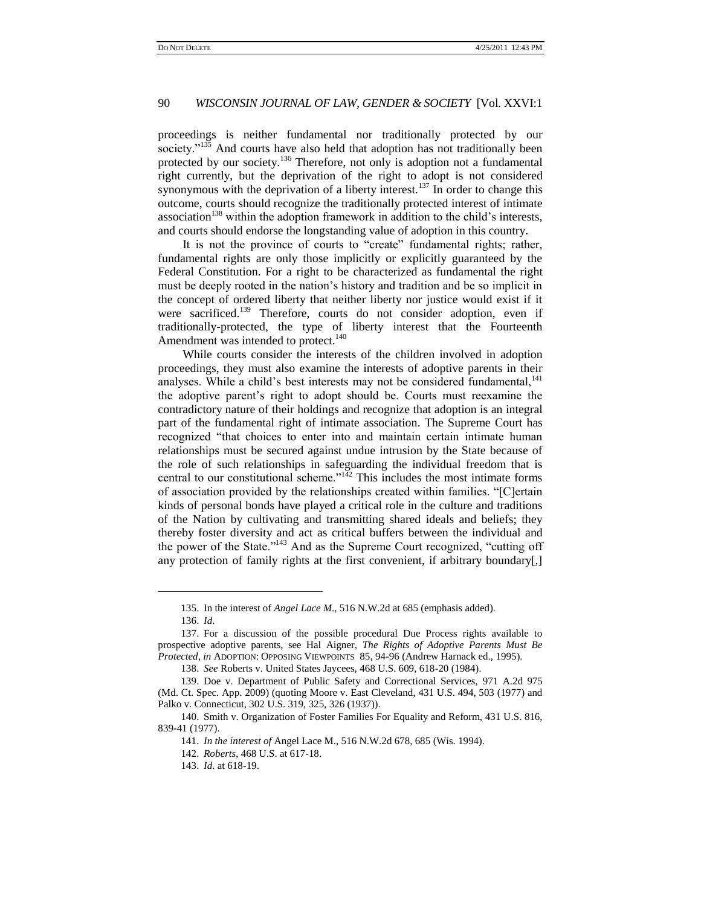proceedings is neither fundamental nor traditionally protected by our society."[135] And courts have also held that adoption has not traditionally been protected by our society.[136] Therefore, not only is adoption not a fundamental right currently, but the deprivation of the right to adopt is not considered synonymous with the deprivation of a liberty interest.[137] In order to change this outcome, courts should recognize the traditionally protected interest of intimate association[138] within the adoption framework in addition to the child's interests, and courts should endorse the longstanding value of adoption in this country.

It is not the province of courts to "create" fundamental rights; rather, fundamental rights are only those implicitly or explicitly guaranteed by the Federal Constitution. For a right to be characterized as fundamental the right must be deeply rooted in the nation's history and tradition and be so implicit in the concept of ordered liberty that neither liberty nor justice would exist if it were sacrificed.[139] Therefore, courts do not consider adoption, even if traditionally-protected, the type of liberty interest that the Fourteenth Amendment was intended to protect.[140]

While courts consider the interests of the children involved in adoption proceedings, they must also examine the interests of adoptive parents in their analyses. While a child's best interests may not be considered fundamental,[141] the adoptive parent's right to adopt should be. Courts must reexamine the contradictory nature of their holdings and recognize that adoption is an integral part of the fundamental right of intimate association. The Supreme Court has recognized "that choices to enter into and maintain certain intimate human relationships must be secured against undue intrusion by the State because of the role of such relationships in safeguarding the individual freedom that is central to our constitutional scheme."[142] This includes the most intimate forms of association provided by the relationships created within families. "[C]ertain kinds of personal bonds have played a critical role in the culture and traditions of the Nation by cultivating and transmitting shared ideals and beliefs; they thereby foster diversity and act as critical buffers between the individual and the power of the State."[143] And as the Supreme Court recognized, "cutting off any protection of family rights at the first convenient, if arbitrary boundary[,]

---

135. In the interest of *Angel Lace M*., 516 N.W.2d at 685 (emphasis added).

136. *Id.*

137. For a discussion of the possible procedural Due Process rights available to prospective adoptive parents, see Hal Aigner, *The Rights of Adoptive Parents Must Be Protected*, *in* ADOPTION: OPPOSING VIEWPOINTS 85, 94-96 (Andrew Harnack ed., 1995).

138. *See* Roberts v. United States Jaycees, 468 U.S. 609, 618-20 (1984).

139. Doe v. Department of Public Safety and Correctional Services, 971 A.2d 975 (Md. Ct. Spec. App. 2009) (quoting Moore v. East Cleveland, 431 U.S. 494, 503 (1977) and Palko v. Connecticut, 302 U.S. 319, 325, 326 (1937)).

140. Smith v. Organization of Foster Families For Equality and Reform, 431 U.S. 816, 839-41 (1977).

141. *In the interest of* Angel Lace M., 516 N.W.2d 678, 685 (Wis. 1994).

142. *Roberts*, 468 U.S. at 617-18.

143. *Id*. at 618-19.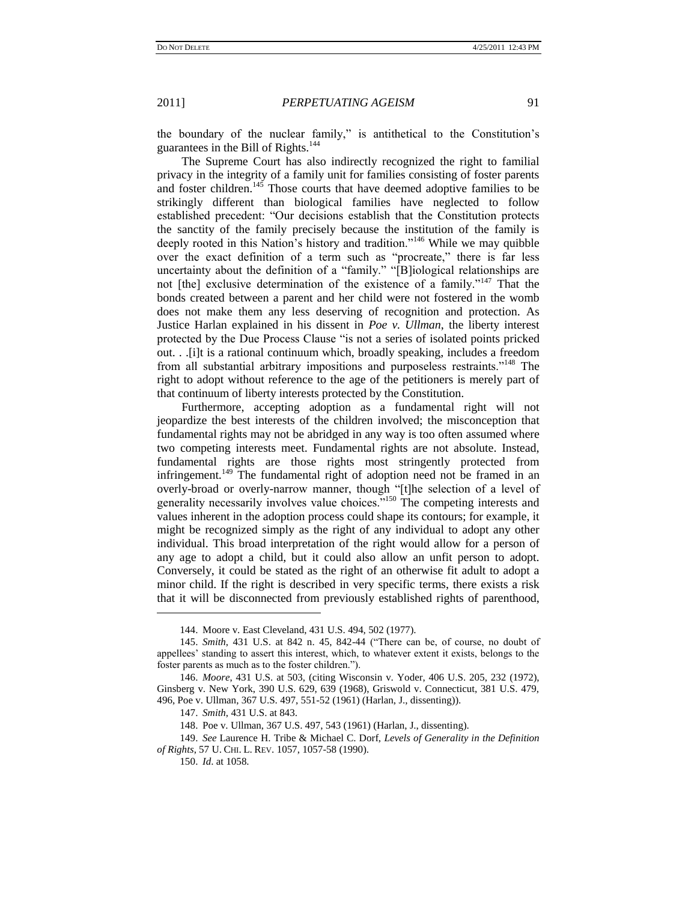the boundary of the nuclear family," is antithetical to the Constitution's guarantees in the Bill of Rights.[144]

The Supreme Court has also indirectly recognized the right to familial privacy in the integrity of a family unit for families consisting of foster parents and foster children.[145] Those courts that have deemed adoptive families to be strikingly different than biological families have neglected to follow established precedent: "Our decisions establish that the Constitution protects the sanctity of the family precisely because the institution of the family is deeply rooted in this Nation's history and tradition."[146] While we may quibble over the exact definition of a term such as "procreate," there is far less uncertainty about the definition of a "family." "[B]iological relationships are not [the] exclusive determination of the existence of a family."[147] That the bonds created between a parent and her child were not fostered in the womb does not make them any less deserving of recognition and protection. As Justice Harlan explained in his dissent in *Poe v. Ullman*, the liberty interest protected by the Due Process Clause "is not a series of isolated points pricked out. . .[i]t is a rational continuum which, broadly speaking, includes a freedom from all substantial arbitrary impositions and purposeless restraints."[148] The right to adopt without reference to the age of the petitioners is merely part of that continuum of liberty interests protected by the Constitution.

Furthermore, accepting adoption as a fundamental right will not jeopardize the best interests of the children involved; the misconception that fundamental rights may not be abridged in any way is too often assumed where two competing interests meet. Fundamental rights are not absolute. Instead, fundamental rights are those rights most stringently protected from infringement.[149] The fundamental right of adoption need not be framed in an overly-broad or overly-narrow manner, though "[t]he selection of a level of generality necessarily involves value choices."[150] The competing interests and values inherent in the adoption process could shape its contours; for example, it might be recognized simply as the right of any individual to adopt any other individual. This broad interpretation of the right would allow for a person of any age to adopt a child, but it could also allow an unfit person to adopt. Conversely, it could be stated as the right of an otherwise fit adult to adopt a minor child. If the right is described in very specific terms, there exists a risk that it will be disconnected from previously established rights of parenthood,

---

144. Moore v. East Cleveland, 431 U.S. 494, 502 (1977).

145. *Smith*, 431 U.S. at 842 n. 45, 842-44 ("There can be, of course, no doubt of appellees' standing to assert this interest, which, to whatever extent it exists, belongs to the foster parents as much as to the foster children.").

146. *Moore*, 431 U.S. at 503, (citing Wisconsin v. Yoder, 406 U.S. 205, 232 (1972), Ginsberg v. New York, 390 U.S. 629, 639 (1968), Griswold v. Connecticut, 381 U.S. 479, 496, Poe v. Ullman, 367 U.S. 497, 551-52 (1961) (Harlan, J., dissenting)).

147. *Smith*, 431 U.S. at 843.

148. Poe v. Ullman, 367 U.S. 497, 543 (1961) (Harlan, J., dissenting).

149. *See* Laurence H. Tribe & Michael C. Dorf, *Levels of Generality in the Definition of Rights*, 57 U. CHI. L. REV. 1057, 1057-58 (1990).

150. *Id*. at 1058.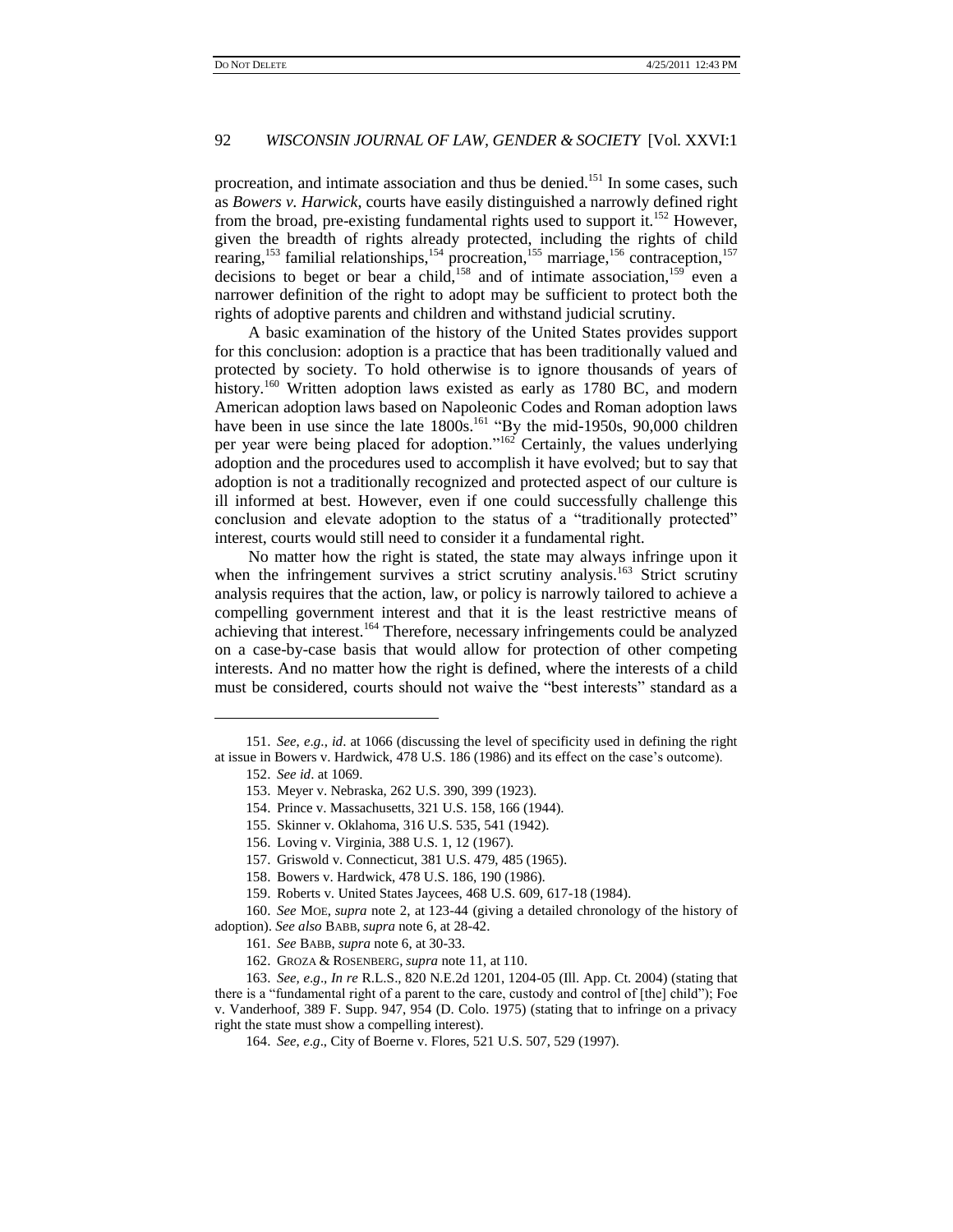procreation, and intimate association and thus be denied.[151] In some cases, such as *Bowers v. Harwick*, courts have easily distinguished a narrowly defined right from the broad, pre-existing fundamental rights used to support it.[152] However, given the breadth of rights already protected, including the rights of child rearing,[153] familial relationships,[154] procreation,[155] marriage,[156] contraception,[157] decisions to beget or bear a child,[158] and of intimate association,[159] even a narrower definition of the right to adopt may be sufficient to protect both the rights of adoptive parents and children and withstand judicial scrutiny.

A basic examination of the history of the United States provides support for this conclusion: adoption is a practice that has been traditionally valued and protected by society. To hold otherwise is to ignore thousands of years of history.[160] Written adoption laws existed as early as 1780 BC, and modern American adoption laws based on Napoleonic Codes and Roman adoption laws have been in use since the late 1800s.[161] "By the mid-1950s, 90,000 children per year were being placed for adoption."[162] Certainly, the values underlying adoption and the procedures used to accomplish it have evolved; but to say that adoption is not a traditionally recognized and protected aspect of our culture is ill informed at best. However, even if one could successfully challenge this conclusion and elevate adoption to the status of a "traditionally protected" interest, courts would still need to consider it a fundamental right.

No matter how the right is stated, the state may always infringe upon it when the infringement survives a strict scrutiny analysis.[163] Strict scrutiny analysis requires that the action, law, or policy is narrowly tailored to achieve a compelling government interest and that it is the least restrictive means of achieving that interest.[164] Therefore, necessary infringements could be analyzed on a case-by-case basis that would allow for protection of other competing interests. And no matter how the right is defined, where the interests of a child must be considered, courts should not waive the "best interests" standard as a

---

151. *See, e.g.*, *id*. at 1066 (discussing the level of specificity used in defining the right at issue in Bowers v. Hardwick, 478 U.S. 186 (1986) and its effect on the case's outcome).

152. *See id*. at 1069.

153. Meyer v. Nebraska, 262 U.S. 390, 399 (1923).

154. Prince v. Massachusetts, 321 U.S. 158, 166 (1944).

155. Skinner v. Oklahoma, 316 U.S. 535, 541 (1942).

156. Loving v. Virginia, 388 U.S. 1, 12 (1967).

157. Griswold v. Connecticut, 381 U.S. 479, 485 (1965).

158. Bowers v. Hardwick, 478 U.S. 186, 190 (1986).

159. Roberts v. United States Jaycees, 468 U.S. 609, 617-18 (1984).

160. *See* MOE, *supra* note 2, at 123-44 (giving a detailed chronology of the history of adoption). *See also* BABB, *supra* note 6, at 28-42.

161. *See* BABB, *supra* note 6, at 30-33.

162. GROZA & ROSENBERG, *supra* note 11, at 110.

163. *See, e.g.*, *In re* R.L.S., 820 N.E.2d 1201, 1204-05 (Ill. App. Ct. 2004) (stating that there is a "fundamental right of a parent to the care, custody and control of [the] child"); Foe v. Vanderhoof, 389 F. Supp. 947, 954 (D. Colo. 1975) (stating that to infringe on a privacy right the state must show a compelling interest).

164. *See, e.g.*, City of Boerne v. Flores, 521 U.S. 507, 529 (1997).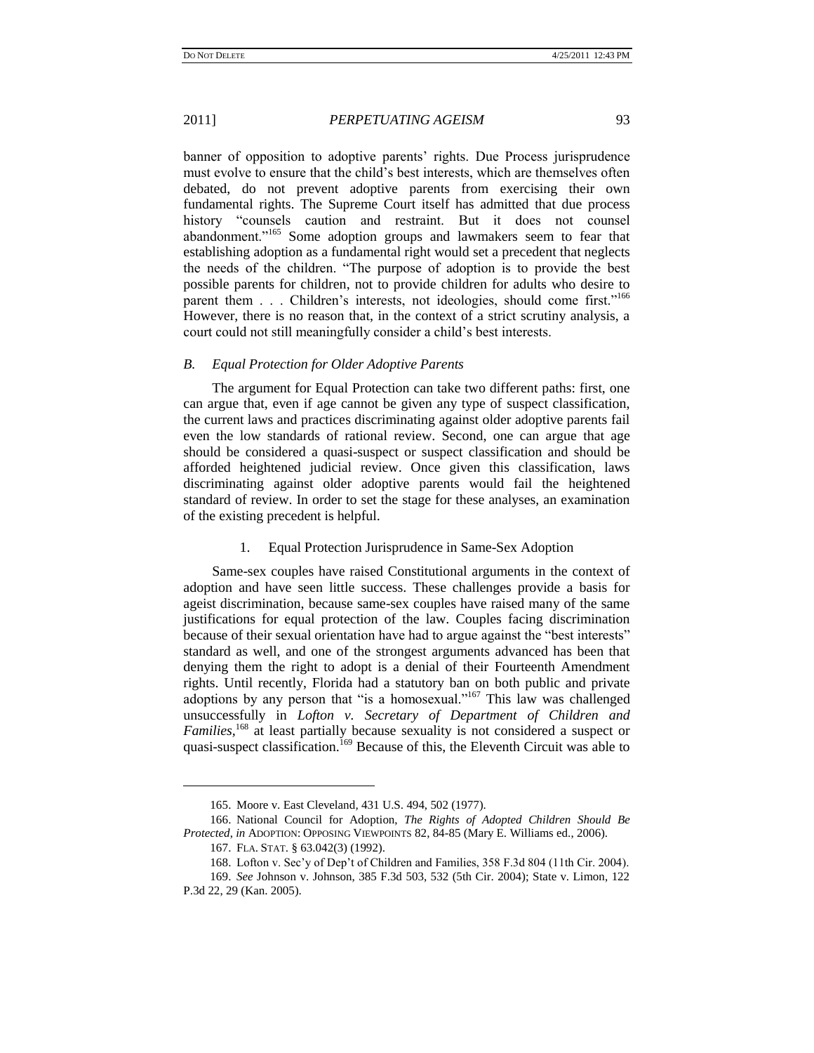banner of opposition to adoptive parents' rights. Due Process jurisprudence must evolve to ensure that the child's best interests, which are themselves often debated, do not prevent adoptive parents from exercising their own fundamental rights. The Supreme Court itself has admitted that due process history "counsels caution and restraint. But it does not counsel abandonment."[165] Some adoption groups and lawmakers seem to fear that establishing adoption as a fundamental right would set a precedent that neglects the needs of the children. "The purpose of adoption is to provide the best possible parents for children, not to provide children for adults who desire to parent them . . . Children's interests, not ideologies, should come first."[166] However, there is no reason that, in the context of a strict scrutiny analysis, a court could not still meaningfully consider a child's best interests.

### *B. Equal Protection for Older Adoptive Parents*

The argument for Equal Protection can take two different paths: first, one can argue that, even if age cannot be given any type of suspect classification, the current laws and practices discriminating against older adoptive parents fail even the low standards of rational review. Second, one can argue that age should be considered a quasi-suspect or suspect classification and should be afforded heightened judicial review. Once given this classification, laws discriminating against older adoptive parents would fail the heightened standard of review. In order to set the stage for these analyses, an examination of the existing precedent is helpful.

#### 1. Equal Protection Jurisprudence in Same-Sex Adoption

Same-sex couples have raised Constitutional arguments in the context of adoption and have seen little success. These challenges provide a basis for ageist discrimination, because same-sex couples have raised many of the same justifications for equal protection of the law. Couples facing discrimination because of their sexual orientation have had to argue against the "best interests" standard as well, and one of the strongest arguments advanced has been that denying them the right to adopt is a denial of their Fourteenth Amendment rights. Until recently, Florida had a statutory ban on both public and private adoptions by any person that "is a homosexual."[167] This law was challenged unsuccessfully in *Lofton v. Secretary of Department of Children and Families*,[168] at least partially because sexuality is not considered a suspect or quasi-suspect classification.[169] Because of this, the Eleventh Circuit was able to

---

165. Moore v. East Cleveland, 431 U.S. 494, 502 (1977).

166. National Council for Adoption, *The Rights of Adopted Children Should Be Protected*, *in* ADOPTION: OPPOSING VIEWPOINTS 82, 84-85 (Mary E. Williams ed., 2006).

167. FLA. STAT. § 63.042(3) (1992).

168. Lofton v. Sec'y of Dep't of Children and Families, 358 F.3d 804 (11th Cir. 2004).

169. *See* Johnson v. Johnson, 385 F.3d 503, 532 (5th Cir. 2004); State v. Limon, 122 P.3d 22, 29 (Kan. 2005).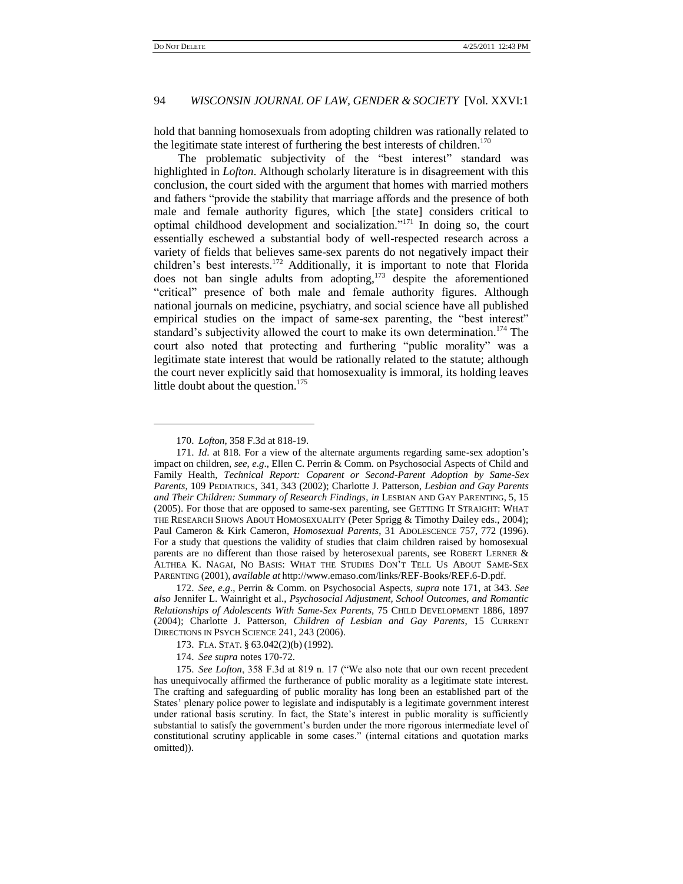hold that banning homosexuals from adopting children was rationally related to the legitimate state interest of furthering the best interests of children.[170]

The problematic subjectivity of the "best interest" standard was highlighted in *Lofton*. Although scholarly literature is in disagreement with this conclusion, the court sided with the argument that homes with married mothers and fathers "provide the stability that marriage affords and the presence of both male and female authority figures, which [the state] considers critical to optimal childhood development and socialization."[171] In doing so, the court essentially eschewed a substantial body of well-respected research across a variety of fields that believes same-sex parents do not negatively impact their children's best interests.[172] Additionally, it is important to note that Florida does not ban single adults from adopting,[173] despite the aforementioned "critical" presence of both male and female authority figures. Although national journals on medicine, psychiatry, and social science have all published empirical studies on the impact of same-sex parenting, the "best interest" standard's subjectivity allowed the court to make its own determination.[174] The court also noted that protecting and furthering "public morality" was a legitimate state interest that would be rationally related to the statute; although the court never explicitly said that homosexuality is immoral, its holding leaves little doubt about the question.[175]

---

170. *Lofton*, 358 F.3d at 818-19.

171. *Id.* at 818. For a view of the alternate arguments regarding same-sex adoption's impact on children, *see, e.g*., Ellen C. Perrin & Comm. on Psychosocial Aspects of Child and Family Health, *Technical Report: Coparent or Second-Parent Adoption by Same-Sex Parents*, 109 PEDIATRICS, 341, 343 (2002); Charlotte J. Patterson, *Lesbian and Gay Parents and Their Children: Summary of Research Findings*, *in* LESBIAN AND GAY PARENTING, 5, 15 (2005). For those that are opposed to same-sex parenting, see GETTING IT STRAIGHT: WHAT THE RESEARCH SHOWS ABOUT HOMOSEXUALITY (Peter Sprigg & Timothy Dailey eds., 2004); Paul Cameron & Kirk Cameron, *Homosexual Parents*, 31 ADOLESCENCE 757, 772 (1996). For a study that questions the validity of studies that claim children raised by homosexual parents are no different than those raised by heterosexual parents, see ROBERT LERNER & ALTHEA K. NAGAI, NO BASIS: WHAT THE STUDIES DON'T TELL US ABOUT SAME-SEX PARENTING (2001), *available at* http://www.emaso.com/links/REF-Books/REF.6-D.pdf.

172. *See, e.g*., Perrin & Comm. on Psychosocial Aspects, *supra* note 171, at 343. *See also* Jennifer L. Wainright et al., *Psychosocial Adjustment, School Outcomes, and Romantic Relationships of Adolescents With Same-Sex Parents*, 75 CHILD DEVELOPMENT 1886, 1897 (2004); Charlotte J. Patterson, *Children of Lesbian and Gay Parents*, 15 CURRENT DIRECTIONS IN PSYCH SCIENCE 241, 243 (2006).

173. FLA. STAT. § 63.042(2)(b) (1992).

174. *See supra* notes 170-72.

175. *See Lofton*, 358 F.3d at 819 n. 17 ("We also note that our own recent precedent has unequivocally affirmed the furtherance of public morality as a legitimate state interest. The crafting and safeguarding of public morality has long been an established part of the States' plenary police power to legislate and indisputably is a legitimate government interest under rational basis scrutiny. In fact, the State's interest in public morality is sufficiently substantial to satisfy the government's burden under the more rigorous intermediate level of constitutional scrutiny applicable in some cases." (internal citations and quotation marks omitted)).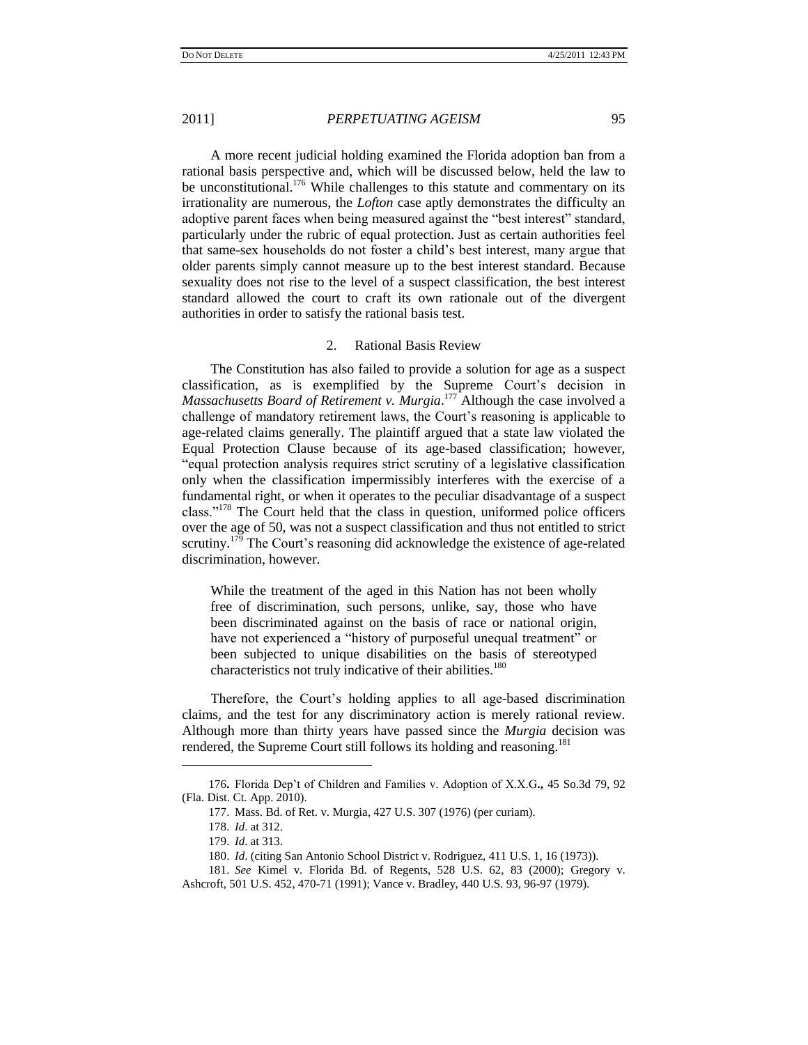A more recent judicial holding examined the Florida adoption ban from a rational basis perspective and, which will be discussed below, held the law to be unconstitutional.[176] While challenges to this statute and commentary on its irrationality are numerous, the *Lofton* case aptly demonstrates the difficulty an adoptive parent faces when being measured against the "best interest" standard, particularly under the rubric of equal protection. Just as certain authorities feel that same-sex households do not foster a child's best interest, many argue that older parents simply cannot measure up to the best interest standard. Because sexuality does not rise to the level of a suspect classification, the best interest standard allowed the court to craft its own rationale out of the divergent authorities in order to satisfy the rational basis test.

### 2. Rational Basis Review

The Constitution has also failed to provide a solution for age as a suspect classification, as is exemplified by the Supreme Court's decision in *Massachusetts Board of Retirement v. Murgia*.[177] Although the case involved a challenge of mandatory retirement laws, the Court's reasoning is applicable to age-related claims generally. The plaintiff argued that a state law violated the Equal Protection Clause because of its age-based classification; however, "equal protection analysis requires strict scrutiny of a legislative classification only when the classification impermissibly interferes with the exercise of a fundamental right, or when it operates to the peculiar disadvantage of a suspect class."[178] The Court held that the class in question, uniformed police officers over the age of 50, was not a suspect classification and thus not entitled to strict scrutiny.[179] The Court's reasoning did acknowledge the existence of age-related discrimination, however.

> While the treatment of the aged in this Nation has not been wholly free of discrimination, such persons, unlike, say, those who have been discriminated against on the basis of race or national origin, have not experienced a "history of purposeful unequal treatment" or been subjected to unique disabilities on the basis of stereotyped characteristics not truly indicative of their abilities.[180]

Therefore, the Court's holding applies to all age-based discrimination claims, and the test for any discriminatory action is merely rational review. Although more than thirty years have passed since the *Murgia* decision was rendered, the Supreme Court still follows its holding and reasoning.[181]

---

176. Florida Dep't of Children and Families v. Adoption of X.X.G., 45 So.3d 79, 92 (Fla. Dist. Ct. App. 2010).

177. Mass. Bd. of Ret. v. Murgia, 427 U.S. 307 (1976) (per curiam).

178. *Id.* at 312.

179. *Id.* at 313.

180. *Id.* (citing San Antonio School District v. Rodriguez, 411 U.S. 1, 16 (1973)).

181. *See* Kimel v. Florida Bd. of Regents, 528 U.S. 62, 83 (2000); Gregory v. Ashcroft, 501 U.S. 452, 470-71 (1991); Vance v. Bradley, 440 U.S. 93, 96-97 (1979).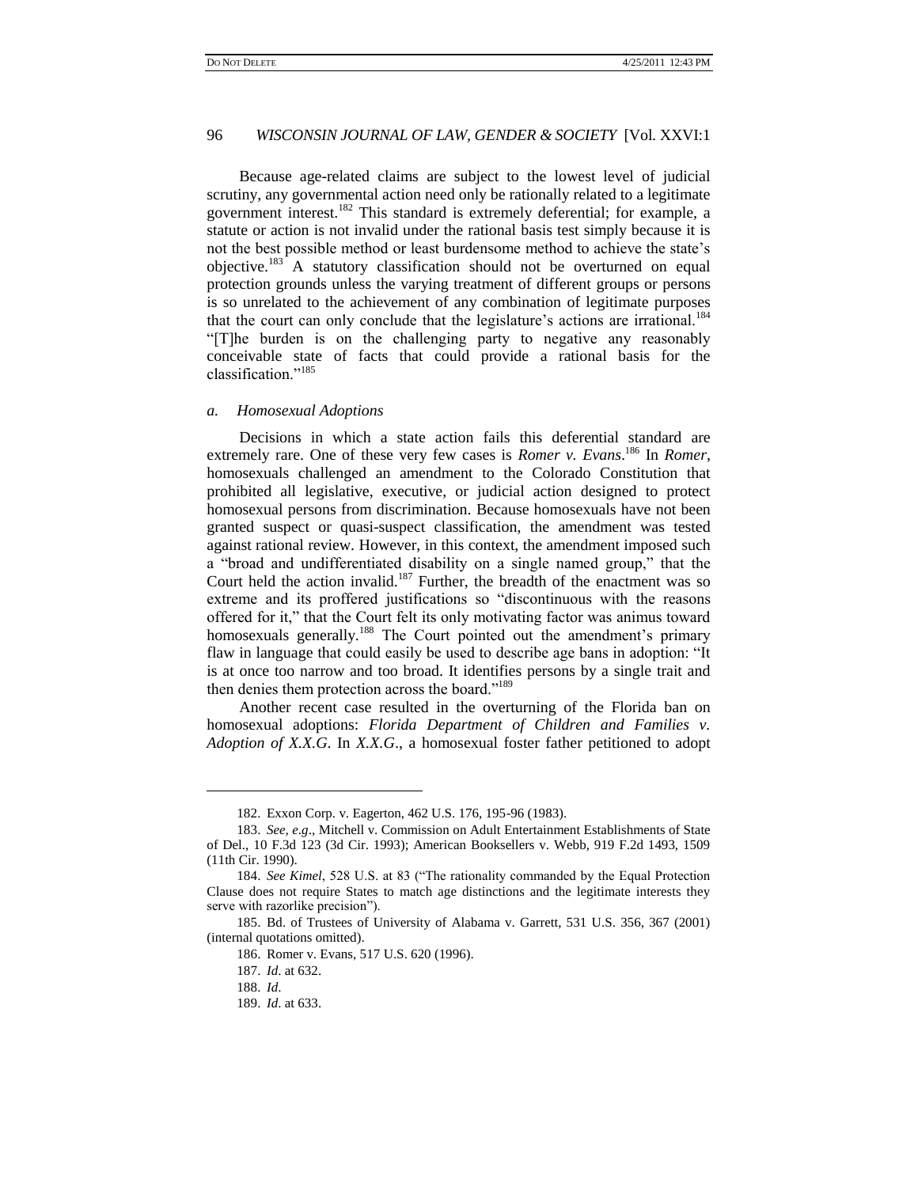Because age-related claims are subject to the lowest level of judicial scrutiny, any governmental action need only be rationally related to a legitimate government interest.[182] This standard is extremely deferential; for example, a statute or action is not invalid under the rational basis test simply because it is not the best possible method or least burdensome method to achieve the state's objective.[183] A statutory classification should not be overturned on equal protection grounds unless the varying treatment of different groups or persons is so unrelated to the achievement of any combination of legitimate purposes that the court can only conclude that the legislature's actions are irrational.[184] "[T]he burden is on the challenging party to negative any reasonably conceivable state of facts that could provide a rational basis for the classification."[185]

### *a. Homosexual Adoptions*

Decisions in which a state action fails this deferential standard are extremely rare. One of these very few cases is *Romer v. Evans*.[186] In *Romer*, homosexuals challenged an amendment to the Colorado Constitution that prohibited all legislative, executive, or judicial action designed to protect homosexual persons from discrimination. Because homosexuals have not been granted suspect or quasi-suspect classification, the amendment was tested against rational review. However, in this context, the amendment imposed such a "broad and undifferentiated disability on a single named group," that the Court held the action invalid.[187] Further, the breadth of the enactment was so extreme and its proffered justifications so "discontinuous with the reasons offered for it," that the Court felt its only motivating factor was animus toward homosexuals generally.[188] The Court pointed out the amendment's primary flaw in language that could easily be used to describe age bans in adoption: "It is at once too narrow and too broad. It identifies persons by a single trait and then denies them protection across the board."[189]

Another recent case resulted in the overturning of the Florida ban on homosexual adoptions: *Florida Department of Children and Families v. Adoption of X.X.G*. In *X.X.G*., a homosexual foster father petitioned to adopt

---

182. Exxon Corp. v. Eagerton, 462 U.S. 176, 195-96 (1983).

183. *See, e.g*., Mitchell v. Commission on Adult Entertainment Establishments of State of Del., 10 F.3d 123 (3d Cir. 1993); American Booksellers v. Webb, 919 F.2d 1493, 1509 (11th Cir. 1990).

184. *See Kimel*, 528 U.S. at 83 ("The rationality commanded by the Equal Protection Clause does not require States to match age distinctions and the legitimate interests they serve with razorlike precision").

185. Bd. of Trustees of University of Alabama v. Garrett, 531 U.S. 356, 367 (2001) (internal quotations omitted).

186. Romer v. Evans, 517 U.S. 620 (1996).

187. *Id*. at 632.

188. *Id*.

189. *Id*. at 633.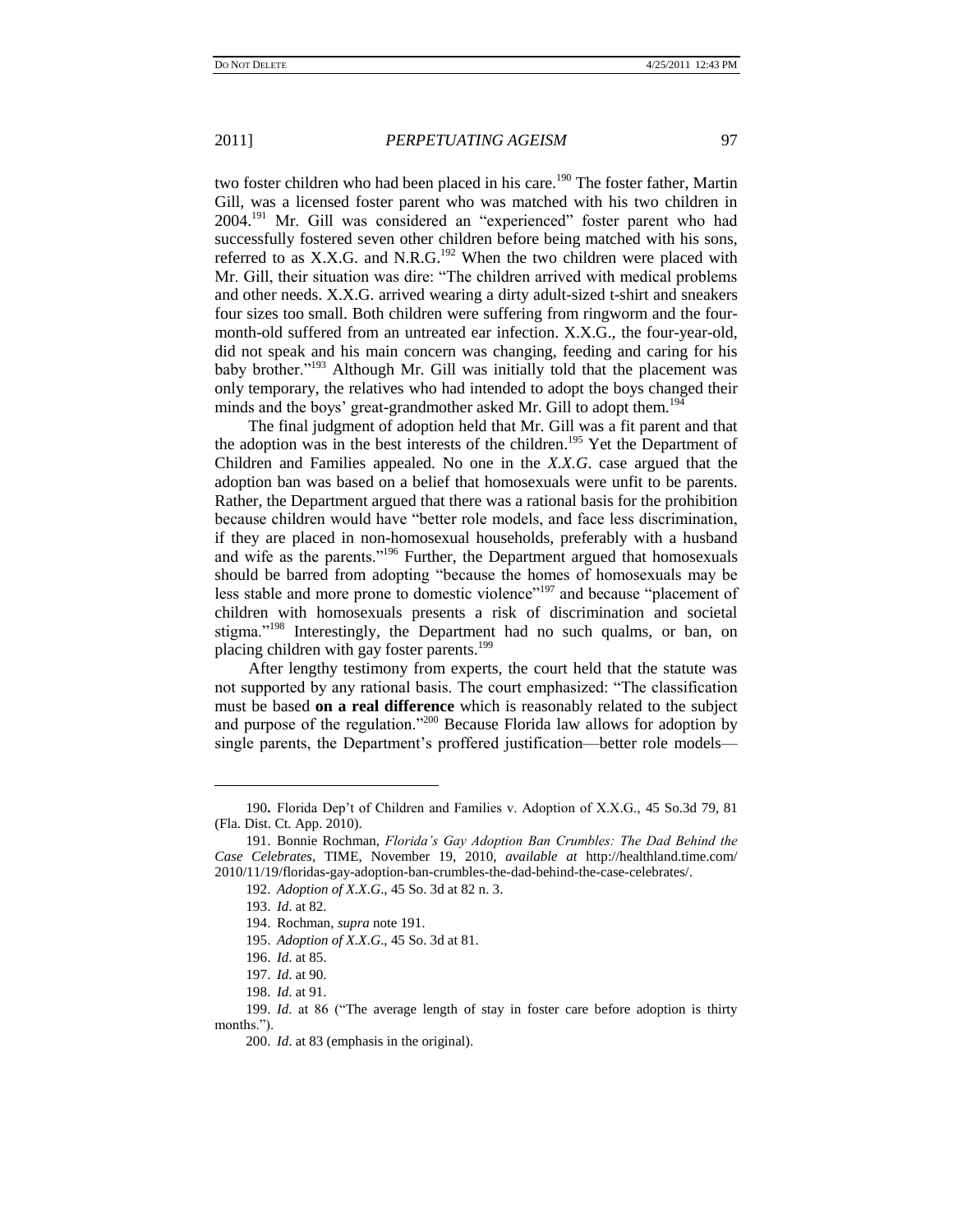two foster children who had been placed in his care.[190] The foster father, Martin Gill, was a licensed foster parent who was matched with his two children in 2004.[191] Mr. Gill was considered an "experienced" foster parent who had successfully fostered seven other children before being matched with his sons, referred to as X.X.G. and N.R.G.[192] When the two children were placed with Mr. Gill, their situation was dire: "The children arrived with medical problems and other needs. X.X.G. arrived wearing a dirty adult-sized t-shirt and sneakers four sizes too small. Both children were suffering from ringworm and the four-month-old suffered from an untreated ear infection. X.X.G., the four-year-old, did not speak and his main concern was changing, feeding and caring for his baby brother."[193] Although Mr. Gill was initially told that the placement was only temporary, the relatives who had intended to adopt the boys changed their minds and the boys' great-grandmother asked Mr. Gill to adopt them.[194]

The final judgment of adoption held that Mr. Gill was a fit parent and that the adoption was in the best interests of the children.[195] Yet the Department of Children and Families appealed. No one in the *X.X.G.* case argued that the adoption ban was based on a belief that homosexuals were unfit to be parents. Rather, the Department argued that there was a rational basis for the prohibition because children would have "better role models, and face less discrimination, if they are placed in non-homosexual households, preferably with a husband and wife as the parents."[196] Further, the Department argued that homosexuals should be barred from adopting "because the homes of homosexuals may be less stable and more prone to domestic violence"[197] and because "placement of children with homosexuals presents a risk of discrimination and societal stigma."[198] Interestingly, the Department had no such qualms, or ban, on placing children with gay foster parents.[199]

After lengthy testimony from experts, the court held that the statute was not supported by any rational basis. The court emphasized: "The classification must be based **on a real difference** which is reasonably related to the subject and purpose of the regulation."[200] Because Florida law allows for adoption by single parents, the Department's proffered justification—better role models—

---

190. Florida Dep't of Children and Families v. Adoption of X.X.G., 45 So.3d 79, 81 (Fla. Dist. Ct. App. 2010).

191. Bonnie Rochman, *Florida's Gay Adoption Ban Crumbles: The Dad Behind the Case Celebrates*, TIME, November 19, 2010, *available at* http://healthland.time.com/2010/11/19/floridas-gay-adoption-ban-crumbles-the-dad-behind-the-case-celebrates/.

192. *Adoption of X.X.G*., 45 So. 3d at 82 n. 3.

193. *Id*. at 82.

194. Rochman, *supra* note 191.

195. *Adoption of X.X.G*., 45 So. 3d at 81.

196. *Id.* at 85.

197. *Id.* at 90.

198. *Id.* at 91.

199. *Id*. at 86 ("The average length of stay in foster care before adoption is thirty months.").

200. *Id*. at 83 (emphasis in the original).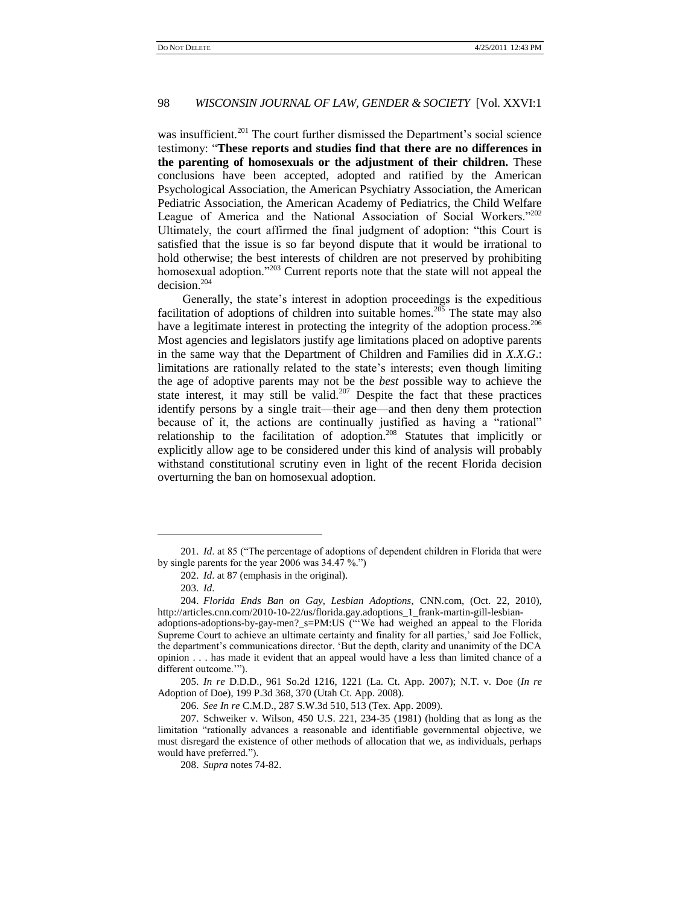was insufficient.[201] The court further dismissed the Department's social science testimony: "**These reports and studies find that there are no differences in the parenting of homosexuals or the adjustment of their children.** These conclusions have been accepted, adopted and ratified by the American Psychological Association, the American Psychiatry Association, the American Pediatric Association, the American Academy of Pediatrics, the Child Welfare League of America and the National Association of Social Workers."[202] Ultimately, the court affirmed the final judgment of adoption: "this Court is satisfied that the issue is so far beyond dispute that it would be irrational to hold otherwise; the best interests of children are not preserved by prohibiting homosexual adoption."[203] Current reports note that the state will not appeal the decision.[204]

Generally, the state's interest in adoption proceedings is the expeditious facilitation of adoptions of children into suitable homes.[205] The state may also have a legitimate interest in protecting the integrity of the adoption process.[206] Most agencies and legislators justify age limitations placed on adoptive parents in the same way that the Department of Children and Families did in *X.X.G.*: limitations are rationally related to the state's interests; even though limiting the age of adoptive parents may not be the *best* possible way to achieve the state interest, it may still be valid.[207] Despite the fact that these practices identify persons by a single trait—their age—and then deny them protection because of it, the actions are continually justified as having a "rational" relationship to the facilitation of adoption.[208] Statutes that implicitly or explicitly allow age to be considered under this kind of analysis will probably withstand constitutional scrutiny even in light of the recent Florida decision overturning the ban on homosexual adoption.

---

201. *Id.* at 85 ("The percentage of adoptions of dependent children in Florida that were by single parents for the year 2006 was 34.47 %.")

202. *Id.* at 87 (emphasis in the original).

203. *Id.*

204. *Florida Ends Ban on Gay, Lesbian Adoptions*, CNN.com, (Oct. 22, 2010), http://articles.cnn.com/2010-10-22/us/florida.gay.adoptions_1_frank-martin-gill-lesbian-adoptions-adoptions-by-gay-men?_s=PM:US ("'We had weighed an appeal to the Florida Supreme Court to achieve an ultimate certainty and finality for all parties,' said Joe Follick, the department's communications director. 'But the depth, clarity and unanimity of the DCA opinion . . . has made it evident that an appeal would have a less than limited chance of a different outcome.'").

205. *In re* D.D.D., 961 So.2d 1216, 1221 (La. Ct. App. 2007); N.T. v. Doe (*In re* Adoption of Doe), 199 P.3d 368, 370 (Utah Ct. App. 2008).

206. *See In re* C.M.D., 287 S.W.3d 510, 513 (Tex. App. 2009).

207. Schweiker v. Wilson, 450 U.S. 221, 234-35 (1981) (holding that as long as the limitation "rationally advances a reasonable and identifiable governmental objective, we must disregard the existence of other methods of allocation that we, as individuals, perhaps would have preferred.").

208. *Supra* notes 74-82.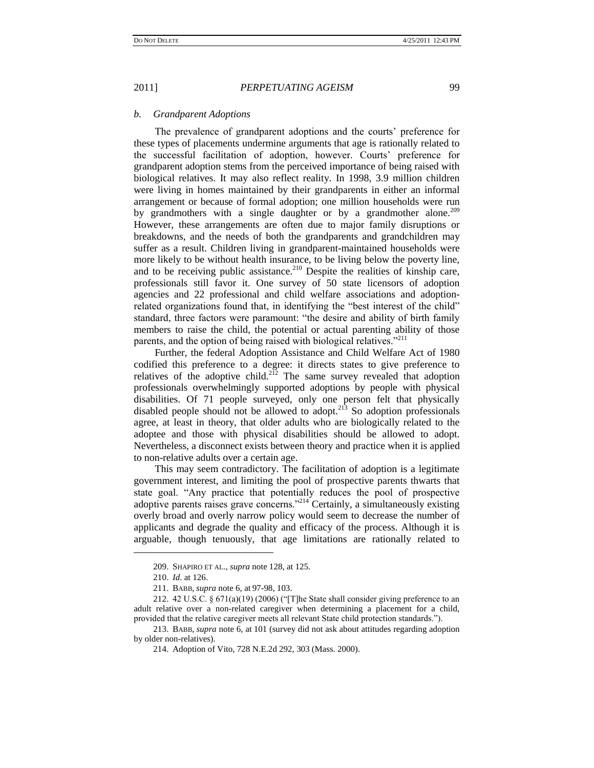### *b. Grandparent Adoptions*

The prevalence of grandparent adoptions and the courts' preference for these types of placements undermine arguments that age is rationally related to the successful facilitation of adoption, however. Courts' preference for grandparent adoption stems from the perceived importance of being raised with biological relatives. It may also reflect reality. In 1998, 3.9 million children were living in homes maintained by their grandparents in either an informal arrangement or because of formal adoption; one million households were run by grandmothers with a single daughter or by a grandmother alone.[209] However, these arrangements are often due to major family disruptions or breakdowns, and the needs of both the grandparents and grandchildren may suffer as a result. Children living in grandparent-maintained households were more likely to be without health insurance, to be living below the poverty line, and to be receiving public assistance.[210] Despite the realities of kinship care, professionals still favor it. One survey of 50 state licensors of adoption agencies and 22 professional and child welfare associations and adoption-related organizations found that, in identifying the "best interest of the child" standard, three factors were paramount: "the desire and ability of birth family members to raise the child, the potential or actual parenting ability of those parents, and the option of being raised with biological relatives."[211]

Further, the federal Adoption Assistance and Child Welfare Act of 1980 codified this preference to a degree: it directs states to give preference to relatives of the adoptive child.[212] The same survey revealed that adoption professionals overwhelmingly supported adoptions by people with physical disabilities. Of 71 people surveyed, only one person felt that physically disabled people should not be allowed to adopt.[213] So adoption professionals agree, at least in theory, that older adults who are biologically related to the adoptee and those with physical disabilities should be allowed to adopt. Nevertheless, a disconnect exists between theory and practice when it is applied to non-relative adults over a certain age.

This may seem contradictory. The facilitation of adoption is a legitimate government interest, and limiting the pool of prospective parents thwarts that state goal. "Any practice that potentially reduces the pool of prospective adoptive parents raises grave concerns."[214] Certainly, a simultaneously existing overly broad and overly narrow policy would seem to decrease the number of applicants and degrade the quality and efficacy of the process. Although it is arguable, though tenuously, that age limitations are rationally related to

---

209. SHAPIRO ET AL., *supra* note 128, at 125.

210. *Id.* at 126.

211. BABB, *supra* note 6, at 97-98, 103.

212. 42 U.S.C. § 671(a)(19) (2006) ("[T]he State shall consider giving preference to an adult relative over a non-related caregiver when determining a placement for a child, provided that the relative caregiver meets all relevant State child protection standards.").

213. BABB, *supra* note 6, at 101 (survey did not ask about attitudes regarding adoption by older non-relatives).

214. Adoption of Vito, 728 N.E.2d 292, 303 (Mass. 2000).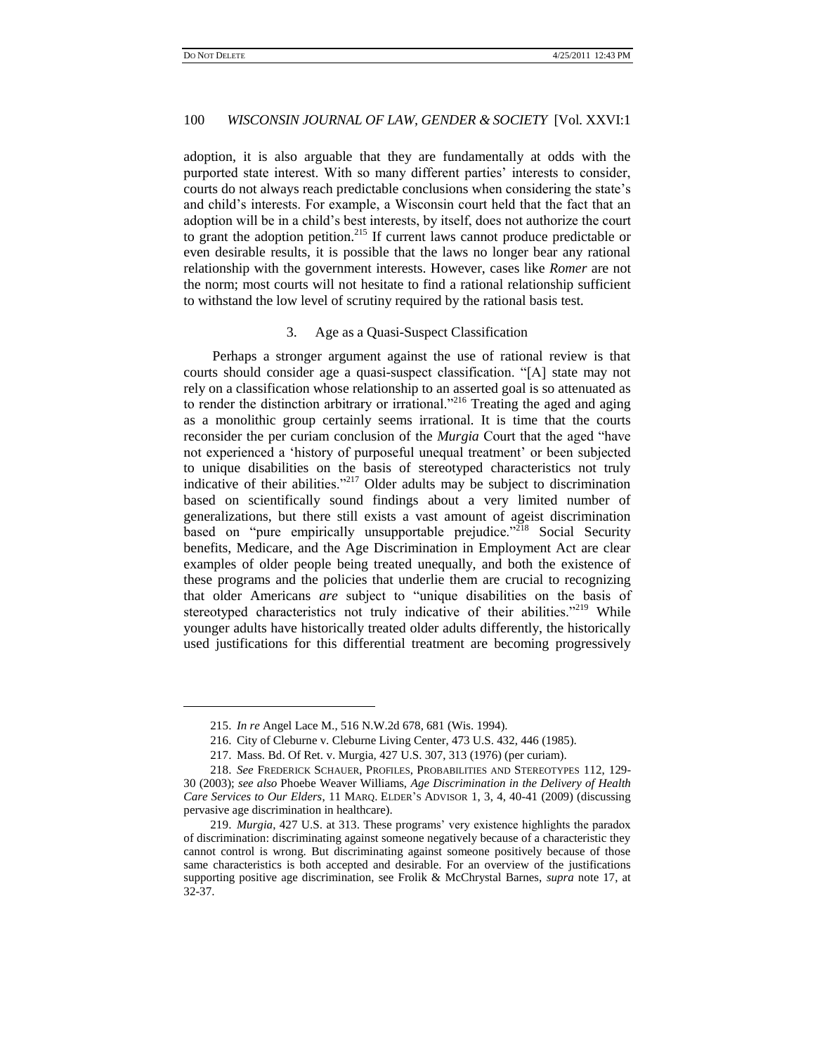adoption, it is also arguable that they are fundamentally at odds with the purported state interest. With so many different parties' interests to consider, courts do not always reach predictable conclusions when considering the state's and child's interests. For example, a Wisconsin court held that the fact that an adoption will be in a child's best interests, by itself, does not authorize the court to grant the adoption petition.[215] If current laws cannot produce predictable or even desirable results, it is possible that the laws no longer bear any rational relationship with the government interests. However, cases like *Romer* are not the norm; most courts will not hesitate to find a rational relationship sufficient to withstand the low level of scrutiny required by the rational basis test.

### 3. Age as a Quasi-Suspect Classification

Perhaps a stronger argument against the use of rational review is that courts should consider age a quasi-suspect classification. "[A] state may not rely on a classification whose relationship to an asserted goal is so attenuated as to render the distinction arbitrary or irrational."[216] Treating the aged and aging as a monolithic group certainly seems irrational. It is time that the courts reconsider the per curiam conclusion of the *Murgia* Court that the aged "have not experienced a 'history of purposeful unequal treatment' or been subjected to unique disabilities on the basis of stereotyped characteristics not truly indicative of their abilities."[217] Older adults may be subject to discrimination based on scientifically sound findings about a very limited number of generalizations, but there still exists a vast amount of ageist discrimination based on "pure empirically unsupportable prejudice."[218] Social Security benefits, Medicare, and the Age Discrimination in Employment Act are clear examples of older people being treated unequally, and both the existence of these programs and the policies that underlie them are crucial to recognizing that older Americans *are* subject to "unique disabilities on the basis of stereotyped characteristics not truly indicative of their abilities."[219] While younger adults have historically treated older adults differently, the historically used justifications for this differential treatment are becoming progressively

---

215. *In re* Angel Lace M., 516 N.W.2d 678, 681 (Wis. 1994).

216. City of Cleburne v. Cleburne Living Center, 473 U.S. 432, 446 (1985).

217. Mass. Bd. Of Ret. v. Murgia, 427 U.S. 307, 313 (1976) (per curiam).

218. *See* FREDERICK SCHAUER, PROFILES, PROBABILITIES AND STEREOTYPES 112, 129-30 (2003); *see also* Phoebe Weaver Williams, *Age Discrimination in the Delivery of Health Care Services to Our Elders*, 11 MARQ. ELDER'S ADVISOR 1, 3, 4, 40-41 (2009) (discussing pervasive age discrimination in healthcare).

219. *Murgia*, 427 U.S. at 313. These programs' very existence highlights the paradox of discrimination: discriminating against someone negatively because of a characteristic they cannot control is wrong. But discriminating against someone positively because of those same characteristics is both accepted and desirable. For an overview of the justifications supporting positive age discrimination, see Frolik & McChrystal Barnes, *supra* note 17, at 32-37.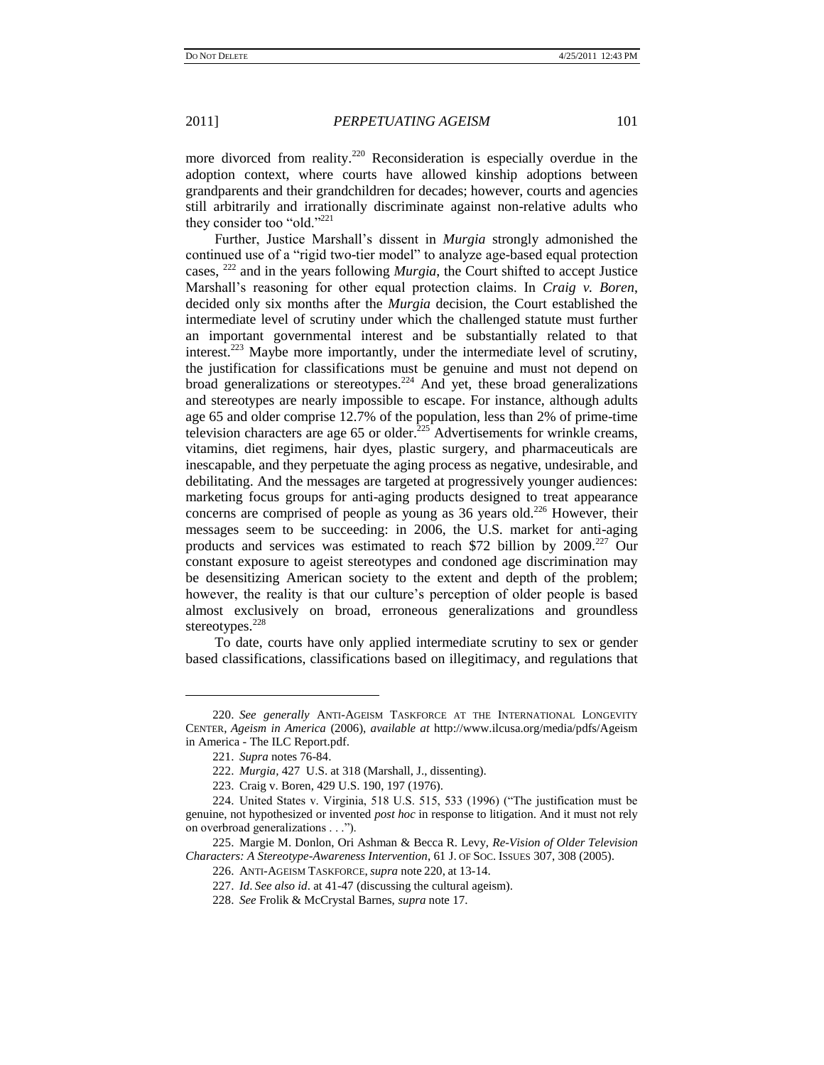more divorced from reality.[220] Reconsideration is especially overdue in the adoption context, where courts have allowed kinship adoptions between grandparents and their grandchildren for decades; however, courts and agencies still arbitrarily and irrationally discriminate against non-relative adults who they consider too "old."[221]

Further, Justice Marshall's dissent in *Murgia* strongly admonished the continued use of a "rigid two-tier model" to analyze age-based equal protection cases, [222] and in the years following *Murgia*, the Court shifted to accept Justice Marshall's reasoning for other equal protection claims. In *Craig v. Boren*, decided only six months after the *Murgia* decision, the Court established the intermediate level of scrutiny under which the challenged statute must further an important governmental interest and be substantially related to that interest.[223] Maybe more importantly, under the intermediate level of scrutiny, the justification for classifications must be genuine and must not depend on broad generalizations or stereotypes.[224] And yet, these broad generalizations and stereotypes are nearly impossible to escape. For instance, although adults age 65 and older comprise 12.7% of the population, less than 2% of prime-time television characters are age 65 or older.[225] Advertisements for wrinkle creams, vitamins, diet regimens, hair dyes, plastic surgery, and pharmaceuticals are inescapable, and they perpetuate the aging process as negative, undesirable, and debilitating. And the messages are targeted at progressively younger audiences: marketing focus groups for anti-aging products designed to treat appearance concerns are comprised of people as young as 36 years old.[226] However, their messages seem to be succeeding: in 2006, the U.S. market for anti-aging products and services was estimated to reach $72 billion by 2009.[227] Our constant exposure to ageist stereotypes and condoned age discrimination may be desensitizing American society to the extent and depth of the problem; however, the reality is that our culture's perception of older people is based almost exclusively on broad, erroneous generalizations and groundless stereotypes.[228]

To date, courts have only applied intermediate scrutiny to sex or gender based classifications, classifications based on illegitimacy, and regulations that

---

220. *See generally* ANTI-AGEISM TASKFORCE AT THE INTERNATIONAL LONGEVITY CENTER, *Ageism in America* (2006), *available at* http://www.ilcusa.org/media/pdfs/Ageism in America - The ILC Report.pdf.

221. *Supra* notes 76-84.

222. *Murgia*, 427 U.S. at 318 (Marshall, J., dissenting).

223. Craig v. Boren, 429 U.S. 190, 197 (1976).

224. United States v. Virginia, 518 U.S. 515, 533 (1996) ("The justification must be genuine, not hypothesized or invented *post hoc* in response to litigation. And it must not rely on overbroad generalizations . . .").

225. Margie M. Donlon, Ori Ashman & Becca R. Levy, *Re-Vision of Older Television Characters: A Stereotype-Awareness Intervention*, 61 J. OF SOC. ISSUES 307, 308 (2005).

226. ANTI-AGEISM TASKFORCE, *supra* note 220, at 13-14.

227. *Id*. *See also id*. at 41-47 (discussing the cultural ageism).

228. *See* Frolik & McCrystal Barnes, *supra* note 17.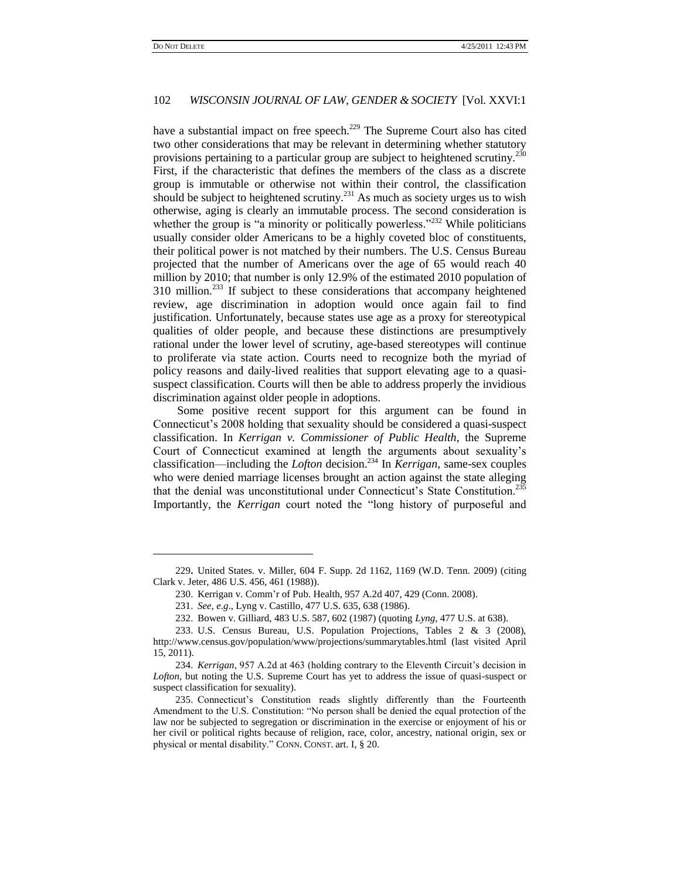have a substantial impact on free speech.[229] The Supreme Court also has cited two other considerations that may be relevant in determining whether statutory provisions pertaining to a particular group are subject to heightened scrutiny.[230] First, if the characteristic that defines the members of the class as a discrete group is immutable or otherwise not within their control, the classification should be subject to heightened scrutiny.[231] As much as society urges us to wish otherwise, aging is clearly an immutable process. The second consideration is whether the group is "a minority or politically powerless."[232] While politicians usually consider older Americans to be a highly coveted bloc of constituents, their political power is not matched by their numbers. The U.S. Census Bureau projected that the number of Americans over the age of 65 would reach 40 million by 2010; that number is only 12.9% of the estimated 2010 population of 310 million.[233] If subject to these considerations that accompany heightened review, age discrimination in adoption would once again fail to find justification. Unfortunately, because states use age as a proxy for stereotypical qualities of older people, and because these distinctions are presumptively rational under the lower level of scrutiny, age-based stereotypes will continue to proliferate via state action. Courts need to recognize both the myriad of policy reasons and daily-lived realities that support elevating age to a quasi-suspect classification. Courts will then be able to address properly the invidious discrimination against older people in adoptions.

Some positive recent support for this argument can be found in Connecticut's 2008 holding that sexuality should be considered a quasi-suspect classification. In *Kerrigan v. Commissioner of Public Health*, the Supreme Court of Connecticut examined at length the arguments about sexuality's classification—including the *Lofton* decision.[234] In *Kerrigan*, same-sex couples who were denied marriage licenses brought an action against the state alleging that the denial was unconstitutional under Connecticut's State Constitution.[235] Importantly, the *Kerrigan* court noted the "long history of purposeful and

---

229. United States. v. Miller, 604 F. Supp. 2d 1162, 1169 (W.D. Tenn. 2009) (citing Clark v. Jeter, 486 U.S. 456, 461 (1988)).

230. Kerrigan v. Comm'r of Pub. Health, 957 A.2d 407, 429 (Conn. 2008).

231. *See, e.g*., Lyng v. Castillo, 477 U.S. 635, 638 (1986).

232. Bowen v. Gilliard, 483 U.S. 587, 602 (1987) (quoting *Lyng*, 477 U.S. at 638).

233. U.S. Census Bureau, U.S. Population Projections, Tables 2 & 3 (2008), http://www.census.gov/population/www/projections/summarytables.html (last visited April 15, 2011).

234. *Kerrigan*, 957 A.2d at 463 (holding contrary to the Eleventh Circuit's decision in *Lofton*, but noting the U.S. Supreme Court has yet to address the issue of quasi-suspect or suspect classification for sexuality).

235. Connecticut's Constitution reads slightly differently than the Fourteenth Amendment to the U.S. Constitution: "No person shall be denied the equal protection of the law nor be subjected to segregation or discrimination in the exercise or enjoyment of his or her civil or political rights because of religion, race, color, ancestry, national origin, sex or physical or mental disability." CONN. CONST. art. I, § 20.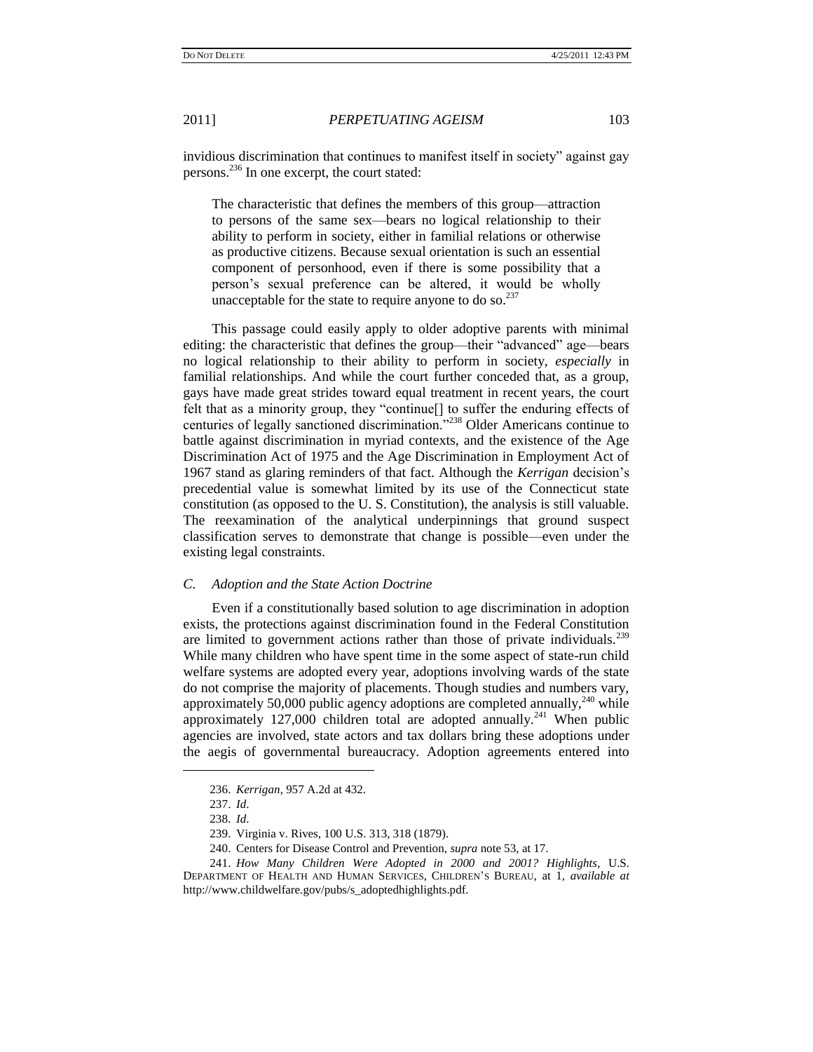invidious discrimination that continues to manifest itself in society" against gay persons.[236] In one excerpt, the court stated:

> The characteristic that defines the members of this group—attraction to persons of the same sex—bears no logical relationship to their ability to perform in society, either in familial relations or otherwise as productive citizens. Because sexual orientation is such an essential component of personhood, even if there is some possibility that a person's sexual preference can be altered, it would be wholly unacceptable for the state to require anyone to do so.[237]

This passage could easily apply to older adoptive parents with minimal editing: the characteristic that defines the group—their "advanced" age—bears no logical relationship to their ability to perform in society, *especially* in familial relationships. And while the court further conceded that, as a group, gays have made great strides toward equal treatment in recent years, the court felt that as a minority group, they "continue[] to suffer the enduring effects of centuries of legally sanctioned discrimination."[238] Older Americans continue to battle against discrimination in myriad contexts, and the existence of the Age Discrimination Act of 1975 and the Age Discrimination in Employment Act of 1967 stand as glaring reminders of that fact. Although the *Kerrigan* decision's precedential value is somewhat limited by its use of the Connecticut state constitution (as opposed to the U. S. Constitution), the analysis is still valuable. The reexamination of the analytical underpinnings that ground suspect classification serves to demonstrate that change is possible—even under the existing legal constraints.

### *C. Adoption and the State Action Doctrine*

Even if a constitutionally based solution to age discrimination in adoption exists, the protections against discrimination found in the Federal Constitution are limited to government actions rather than those of private individuals.[239] While many children who have spent time in the some aspect of state-run child welfare systems are adopted every year, adoptions involving wards of the state do not comprise the majority of placements. Though studies and numbers vary, approximately 50,000 public agency adoptions are completed annually,[240] while approximately 127,000 children total are adopted annually.[241] When public agencies are involved, state actors and tax dollars bring these adoptions under the aegis of governmental bureaucracy. Adoption agreements entered into

---

236. *Kerrigan*, 957 A.2d at 432.

237. *Id.*

238. *Id.*

239. Virginia v. Rives, 100 U.S. 313, 318 (1879).

240. Centers for Disease Control and Prevention, *supra* note 53, at 17.

241. *How Many Children Were Adopted in 2000 and 2001? Highlights*, U.S. DEPARTMENT OF HEALTH AND HUMAN SERVICES, CHILDREN'S BUREAU, at 1, *available at* http://www.childwelfare.gov/pubs/s_adoptedhighlights.pdf.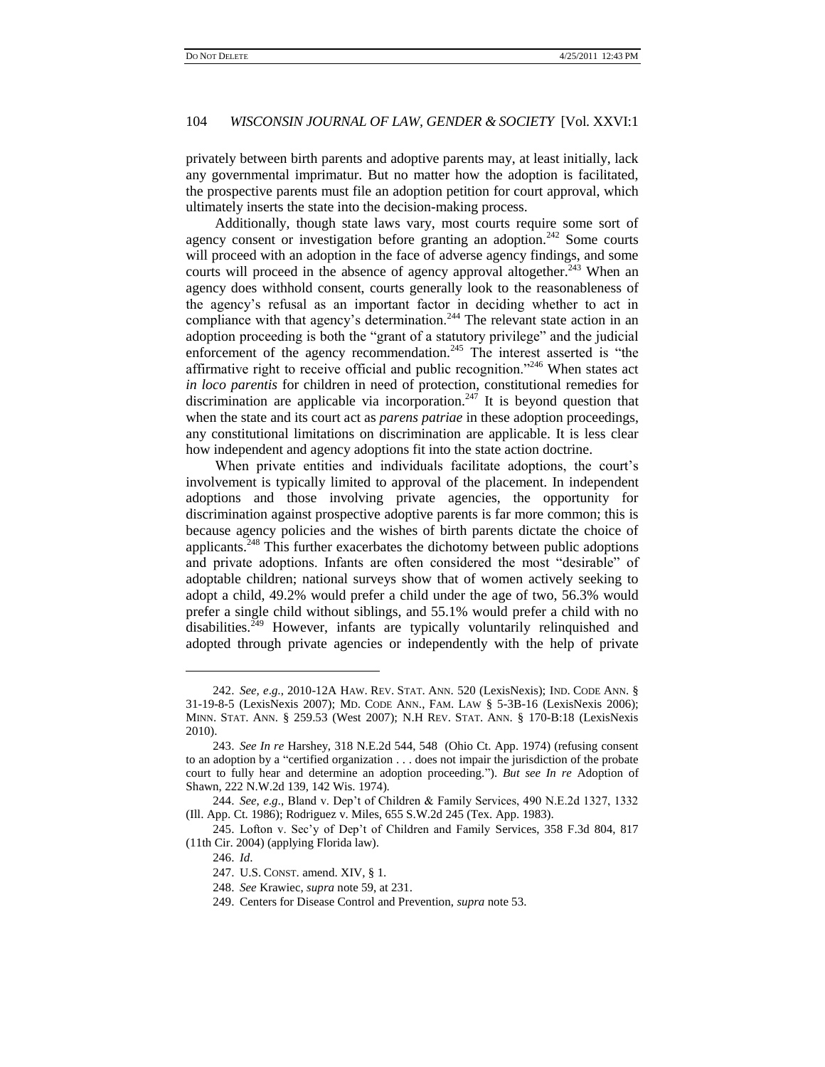privately between birth parents and adoptive parents may, at least initially, lack any governmental imprimatur. But no matter how the adoption is facilitated, the prospective parents must file an adoption petition for court approval, which ultimately inserts the state into the decision-making process.

Additionally, though state laws vary, most courts require some sort of agency consent or investigation before granting an adoption.[242] Some courts will proceed with an adoption in the face of adverse agency findings, and some courts will proceed in the absence of agency approval altogether.[243] When an agency does withhold consent, courts generally look to the reasonableness of the agency's refusal as an important factor in deciding whether to act in compliance with that agency's determination.[244] The relevant state action in an adoption proceeding is both the "grant of a statutory privilege" and the judicial enforcement of the agency recommendation.[245] The interest asserted is "the affirmative right to receive official and public recognition."[246] When states act *in loco parentis* for children in need of protection, constitutional remedies for discrimination are applicable via incorporation.[247] It is beyond question that when the state and its court act as *parens patriae* in these adoption proceedings, any constitutional limitations on discrimination are applicable. It is less clear how independent and agency adoptions fit into the state action doctrine.

When private entities and individuals facilitate adoptions, the court's involvement is typically limited to approval of the placement. In independent adoptions and those involving private agencies, the opportunity for discrimination against prospective adoptive parents is far more common; this is because agency policies and the wishes of birth parents dictate the choice of applicants.[248] This further exacerbates the dichotomy between public adoptions and private adoptions. Infants are often considered the most "desirable" of adoptable children; national surveys show that of women actively seeking to adopt a child, 49.2% would prefer a child under the age of two, 56.3% would prefer a single child without siblings, and 55.1% would prefer a child with no disabilities.[249] However, infants are typically voluntarily relinquished and adopted through private agencies or independently with the help of private

---

242. *See, e.g.*, 2010-12A HAW. REV. STAT. ANN. 520 (LexisNexis); IND. CODE ANN. § 31-19-8-5 (LexisNexis 2007); MD. CODE ANN., FAM. LAW § 5-3B-16 (LexisNexis 2006); MINN. STAT. ANN. § 259.53 (West 2007); N.H REV. STAT. ANN. § 170-B:18 (LexisNexis 2010).

243. *See In re* Harshey, 318 N.E.2d 544, 548 (Ohio Ct. App. 1974) (refusing consent to an adoption by a "certified organization . . . does not impair the jurisdiction of the probate court to fully hear and determine an adoption proceeding."). *But see In re* Adoption of Shawn, 222 N.W.2d 139, 142 Wis. 1974).

244. *See, e.g.*, Bland v. Dep't of Children & Family Services, 490 N.E.2d 1327, 1332 (Ill. App. Ct. 1986); Rodriguez v. Miles, 655 S.W.2d 245 (Tex. App. 1983).

245. Lofton v. Sec'y of Dep't of Children and Family Services, 358 F.3d 804, 817 (11th Cir. 2004) (applying Florida law).

246. *Id*.

247. U.S. CONST. amend. XIV, § 1.

248. *See* Krawiec, *supra* note 59, at 231.

249. Centers for Disease Control and Prevention, *supra* note 53.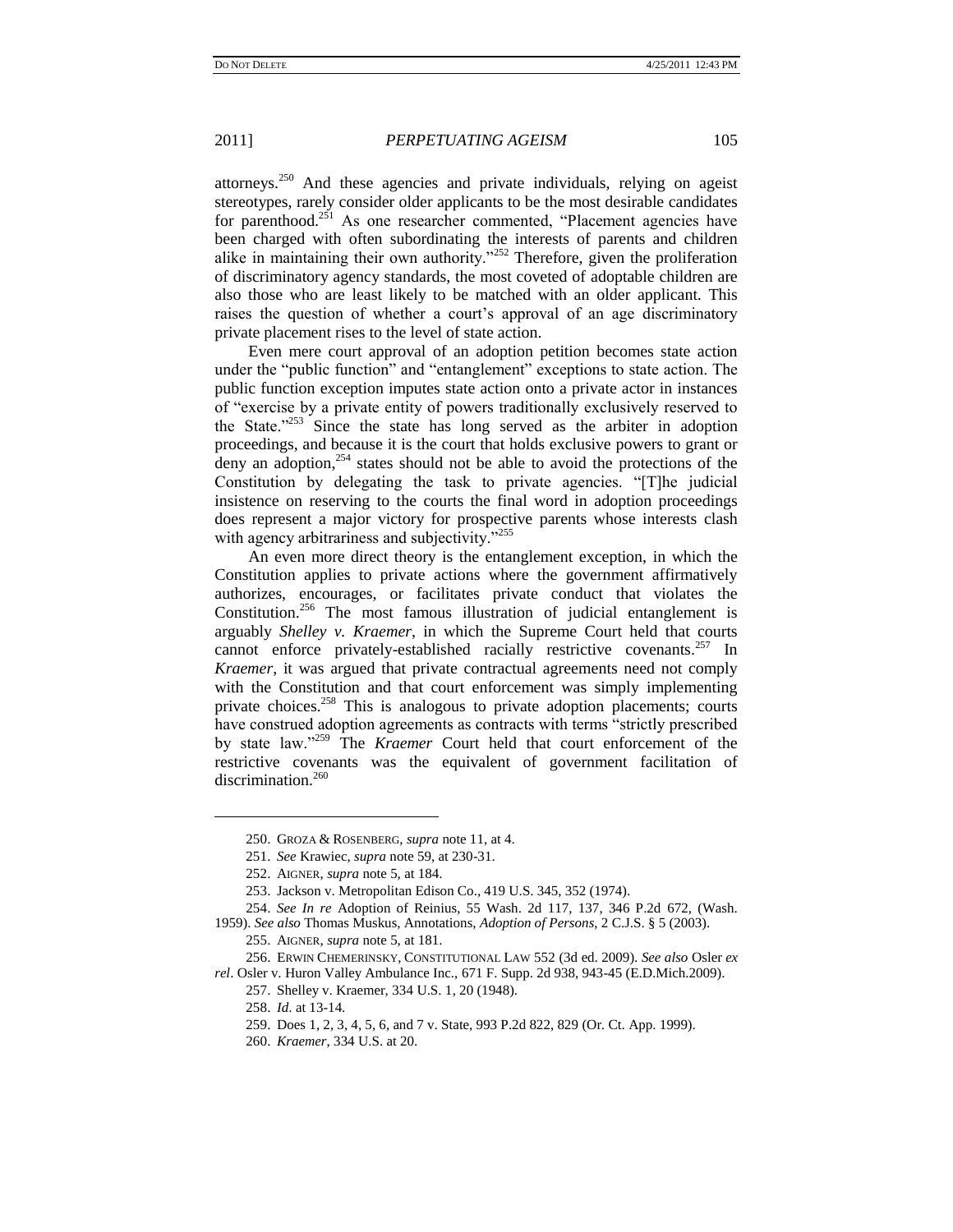attorneys.[250] And these agencies and private individuals, relying on ageist stereotypes, rarely consider older applicants to be the most desirable candidates for parenthood.[251] As one researcher commented, "Placement agencies have been charged with often subordinating the interests of parents and children alike in maintaining their own authority."[252] Therefore, given the proliferation of discriminatory agency standards, the most coveted of adoptable children are also those who are least likely to be matched with an older applicant. This raises the question of whether a court's approval of an age discriminatory private placement rises to the level of state action.

Even mere court approval of an adoption petition becomes state action under the "public function" and "entanglement" exceptions to state action. The public function exception imputes state action onto a private actor in instances of "exercise by a private entity of powers traditionally exclusively reserved to the State."[253] Since the state has long served as the arbiter in adoption proceedings, and because it is the court that holds exclusive powers to grant or deny an adoption,[254] states should not be able to avoid the protections of the Constitution by delegating the task to private agencies. "[T]he judicial insistence on reserving to the courts the final word in adoption proceedings does represent a major victory for prospective parents whose interests clash with agency arbitrariness and subjectivity."[255]

An even more direct theory is the entanglement exception, in which the Constitution applies to private actions where the government affirmatively authorizes, encourages, or facilitates private conduct that violates the Constitution.[256] The most famous illustration of judicial entanglement is arguably *Shelley v. Kraemer*, in which the Supreme Court held that courts cannot enforce privately-established racially restrictive covenants.[257] In *Kraemer*, it was argued that private contractual agreements need not comply with the Constitution and that court enforcement was simply implementing private choices.[258] This is analogous to private adoption placements; courts have construed adoption agreements as contracts with terms "strictly prescribed by state law."[259] The *Kraemer* Court held that court enforcement of the restrictive covenants was the equivalent of government facilitation of discrimination.[260]

---

250. GROZA & ROSENBERG, *supra* note 11, at 4.

251. *See* Krawiec, *supra* note 59, at 230-31.

252. AIGNER, *supra* note 5, at 184.

253. Jackson v. Metropolitan Edison Co., 419 U.S. 345, 352 (1974).

254. *See In re* Adoption of Reinius, 55 Wash. 2d 117, 137, 346 P.2d 672, (Wash. 1959). *See also* Thomas Muskus, Annotations, *Adoption of Persons*, 2 C.J.S. § 5 (2003).

255. AIGNER, *supra* note 5, at 181.

256. ERWIN CHEMERINSKY, CONSTITUTIONAL LAW 552 (3d ed. 2009). *See also* Osler *ex rel*. Osler v. Huron Valley Ambulance Inc., 671 F. Supp. 2d 938, 943-45 (E.D.Mich.2009).

257. Shelley v. Kraemer, 334 U.S. 1, 20 (1948).

258. *Id*. at 13-14.

259. Does 1, 2, 3, 4, 5, 6, and 7 v. State, 993 P.2d 822, 829 (Or. Ct. App. 1999).

260. *Kraemer*, 334 U.S. at 20.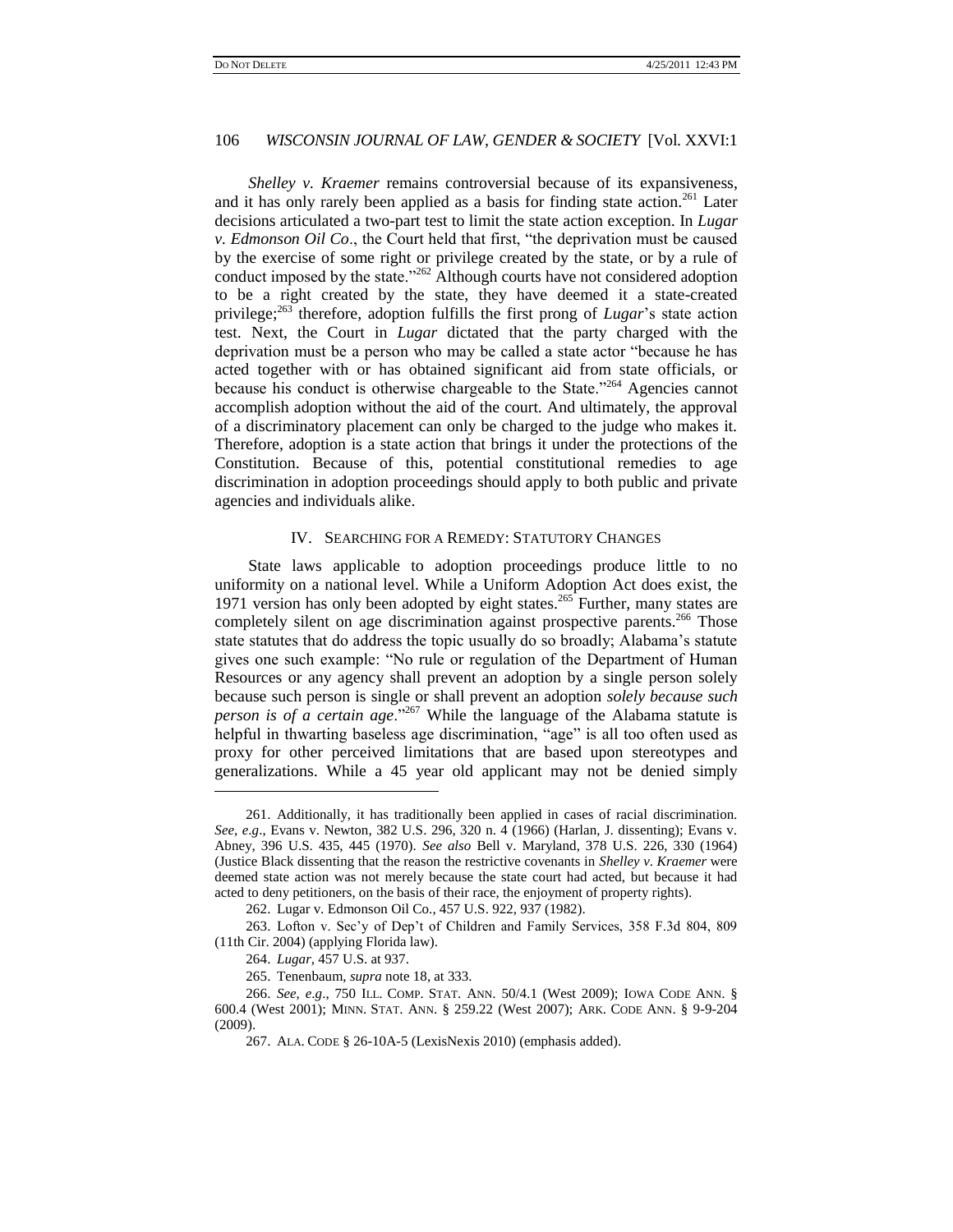*Shelley v. Kraemer* remains controversial because of its expansiveness, and it has only rarely been applied as a basis for finding state action.[261] Later decisions articulated a two-part test to limit the state action exception. In *Lugar v. Edmonson Oil Co*., the Court held that first, "the deprivation must be caused by the exercise of some right or privilege created by the state, or by a rule of conduct imposed by the state."[262] Although courts have not considered adoption to be a right created by the state, they have deemed it a state-created privilege;[263] therefore, adoption fulfills the first prong of *Lugar*'s state action test. Next, the Court in *Lugar* dictated that the party charged with the deprivation must be a person who may be called a state actor "because he has acted together with or has obtained significant aid from state officials, or because his conduct is otherwise chargeable to the State."[264] Agencies cannot accomplish adoption without the aid of the court. And ultimately, the approval of a discriminatory placement can only be charged to the judge who makes it. Therefore, adoption is a state action that brings it under the protections of the Constitution. Because of this, potential constitutional remedies to age discrimination in adoption proceedings should apply to both public and private agencies and individuals alike.

## IV. SEARCHING FOR A REMEDY: STATUTORY CHANGES

State laws applicable to adoption proceedings produce little to no uniformity on a national level. While a Uniform Adoption Act does exist, the 1971 version has only been adopted by eight states.[265] Further, many states are completely silent on age discrimination against prospective parents.[266] Those state statutes that do address the topic usually do so broadly; Alabama's statute gives one such example: "No rule or regulation of the Department of Human Resources or any agency shall prevent an adoption by a single person solely because such person is single or shall prevent an adoption *solely because such person is of a certain age*."[267] While the language of the Alabama statute is helpful in thwarting baseless age discrimination, "age" is all too often used as proxy for other perceived limitations that are based upon stereotypes and generalizations. While a 45 year old applicant may not be denied simply

---

261. Additionally, it has traditionally been applied in cases of racial discrimination. *See, e.g*., Evans v. Newton, 382 U.S. 296, 320 n. 4 (1966) (Harlan, J. dissenting); Evans v. Abney, 396 U.S. 435, 445 (1970). *See also* Bell v. Maryland, 378 U.S. 226, 330 (1964) (Justice Black dissenting that the reason the restrictive covenants in *Shelley v. Kraemer* were deemed state action was not merely because the state court had acted, but because it had acted to deny petitioners, on the basis of their race, the enjoyment of property rights).

262. Lugar v. Edmonson Oil Co., 457 U.S. 922, 937 (1982).

263. Lofton v. Sec'y of Dep't of Children and Family Services, 358 F.3d 804, 809 (11th Cir. 2004) (applying Florida law).

264. *Lugar*, 457 U.S. at 937.

265. Tenenbaum, *supra* note 18, at 333.

266. *See, e.g*., 750 ILL. COMP. STAT. ANN. 50/4.1 (West 2009); IOWA CODE ANN. § 600.4 (West 2001); MINN. STAT. ANN. § 259.22 (West 2007); ARK. CODE ANN. § 9-9-204 (2009).

267. ALA. CODE § 26-10A-5 (LexisNexis 2010) (emphasis added).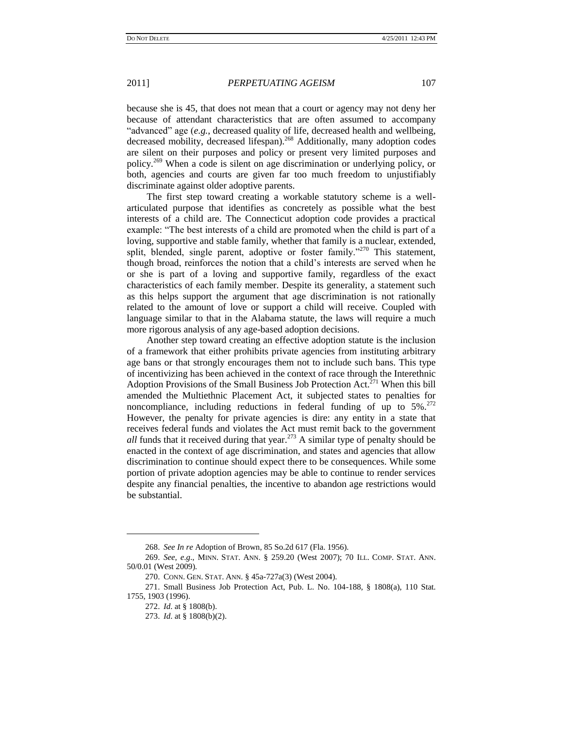because she is 45, that does not mean that a court or agency may not deny her because of attendant characteristics that are often assumed to accompany "advanced" age (*e.g.*, decreased quality of life, decreased health and wellbeing, decreased mobility, decreased lifespan).[268] Additionally, many adoption codes are silent on their purposes and policy or present very limited purposes and policy.[269] When a code is silent on age discrimination or underlying policy, or both, agencies and courts are given far too much freedom to unjustifiably discriminate against older adoptive parents.

The first step toward creating a workable statutory scheme is a well-articulated purpose that identifies as concretely as possible what the best interests of a child are. The Connecticut adoption code provides a practical example: "The best interests of a child are promoted when the child is part of a loving, supportive and stable family, whether that family is a nuclear, extended, split, blended, single parent, adoptive or foster family."[270] This statement, though broad, reinforces the notion that a child's interests are served when he or she is part of a loving and supportive family, regardless of the exact characteristics of each family member. Despite its generality, a statement such as this helps support the argument that age discrimination is not rationally related to the amount of love or support a child will receive. Coupled with language similar to that in the Alabama statute, the laws will require a much more rigorous analysis of any age-based adoption decisions.

Another step toward creating an effective adoption statute is the inclusion of a framework that either prohibits private agencies from instituting arbitrary age bans or that strongly encourages them not to include such bans. This type of incentivizing has been achieved in the context of race through the Interethnic Adoption Provisions of the Small Business Job Protection Act.[271] When this bill amended the Multiethnic Placement Act, it subjected states to penalties for noncompliance, including reductions in federal funding of up to 5%.[272] However, the penalty for private agencies is dire: any entity in a state that receives federal funds and violates the Act must remit back to the government *all* funds that it received during that year.[273] A similar type of penalty should be enacted in the context of age discrimination, and states and agencies that allow discrimination to continue should expect there to be consequences. While some portion of private adoption agencies may be able to continue to render services despite any financial penalties, the incentive to abandon age restrictions would be substantial.

---

268. *See In re* Adoption of Brown, 85 So.2d 617 (Fla. 1956).

269. *See*, *e.g*., MINN. STAT. ANN. § 259.20 (West 2007); 70 ILL. COMP. STAT. ANN. 50/0.01 (West 2009).

270. CONN. GEN. STAT. ANN. § 45a-727a(3) (West 2004).

271. Small Business Job Protection Act, Pub. L. No. 104-188, § 1808(a), 110 Stat. 1755, 1903 (1996).

272. *Id*. at § 1808(b).

273. *Id*. at § 1808(b)(2).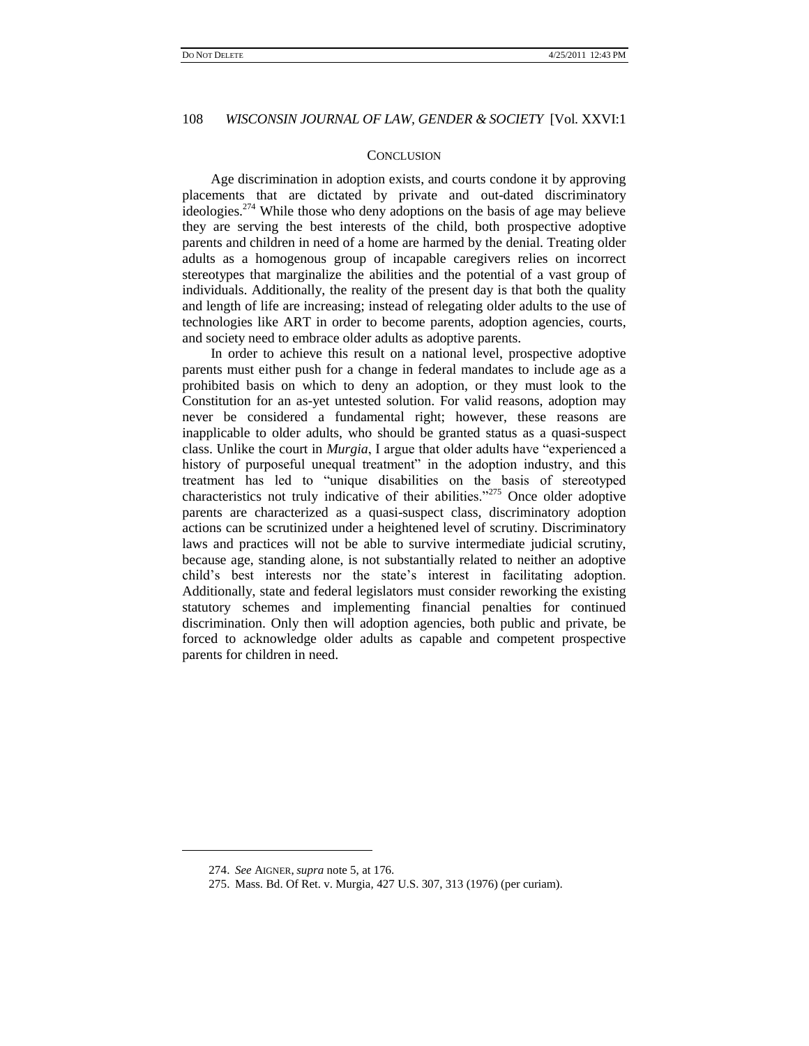## CONCLUSION

Age discrimination in adoption exists, and courts condone it by approving placements that are dictated by private and out-dated discriminatory ideologies.[274] While those who deny adoptions on the basis of age may believe they are serving the best interests of the child, both prospective adoptive parents and children in need of a home are harmed by the denial. Treating older adults as a homogenous group of incapable caregivers relies on incorrect stereotypes that marginalize the abilities and the potential of a vast group of individuals. Additionally, the reality of the present day is that both the quality and length of life are increasing; instead of relegating older adults to the use of technologies like ART in order to become parents, adoption agencies, courts, and society need to embrace older adults as adoptive parents.

In order to achieve this result on a national level, prospective adoptive parents must either push for a change in federal mandates to include age as a prohibited basis on which to deny an adoption, or they must look to the Constitution for an as-yet untested solution. For valid reasons, adoption may never be considered a fundamental right; however, these reasons are inapplicable to older adults, who should be granted status as a quasi-suspect class. Unlike the court in *Murgia*, I argue that older adults have "experienced a history of purposeful unequal treatment" in the adoption industry, and this treatment has led to "unique disabilities on the basis of stereotyped characteristics not truly indicative of their abilities."[275] Once older adoptive parents are characterized as a quasi-suspect class, discriminatory adoption actions can be scrutinized under a heightened level of scrutiny. Discriminatory laws and practices will not be able to survive intermediate judicial scrutiny, because age, standing alone, is not substantially related to neither an adoptive child's best interests nor the state's interest in facilitating adoption. Additionally, state and federal legislators must consider reworking the existing statutory schemes and implementing financial penalties for continued discrimination. Only then will adoption agencies, both public and private, be forced to acknowledge older adults as capable and competent prospective parents for children in need.

---

274. *See* AIGNER, *supra* note 5, at 176.

275. Mass. Bd. Of Ret. v. Murgia, 427 U.S. 307, 313 (1976) (per curiam).